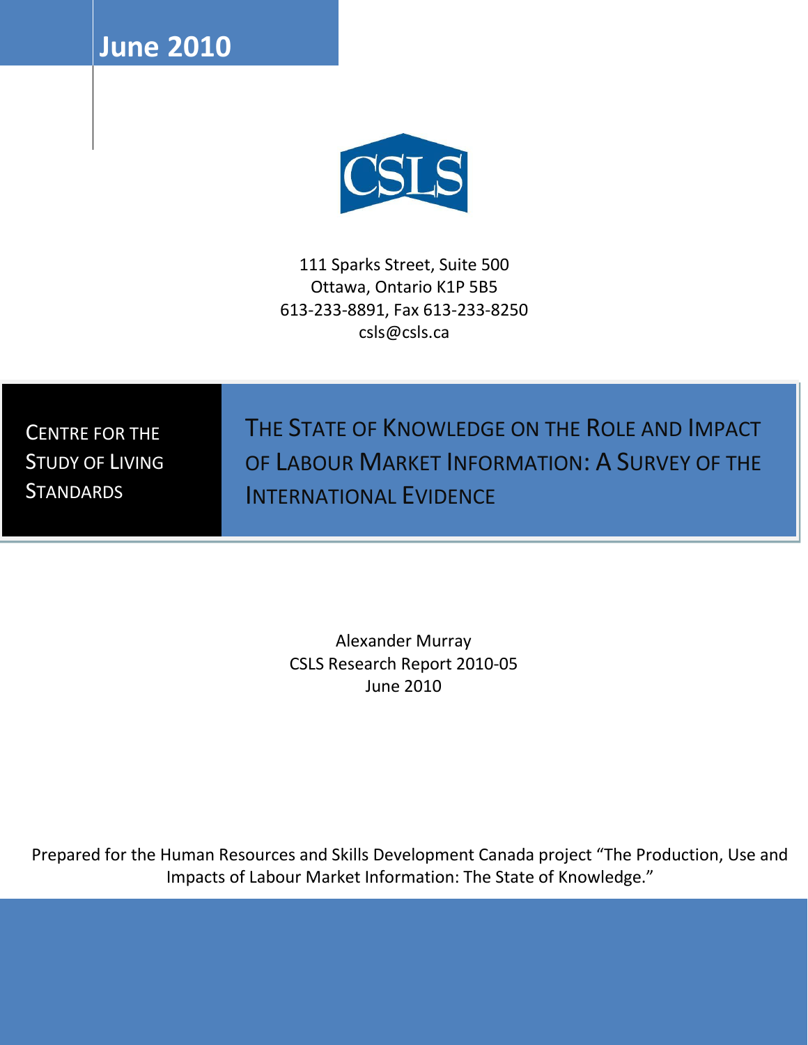**June 2010**

CSLS

111 Sparks Street, Suite 500
Ottawa, Ontario K1P 5B5
613-233-8891, Fax 613-233-8250
csls@csls.ca

CENTRE FOR THE STUDY OF LIVING STANDARDS

# THE STATE OF KNOWLEDGE ON THE ROLE AND IMPACT OF LABOUR MARKET INFORMATION: A SURVEY OF THE INTERNATIONAL EVIDENCE

Alexander Murray
CSLS Research Report 2010-05
June 2010

Prepared for the Human Resources and Skills Development Canada project "The Production, Use and Impacts of Labour Market Information: The State of Knowledge."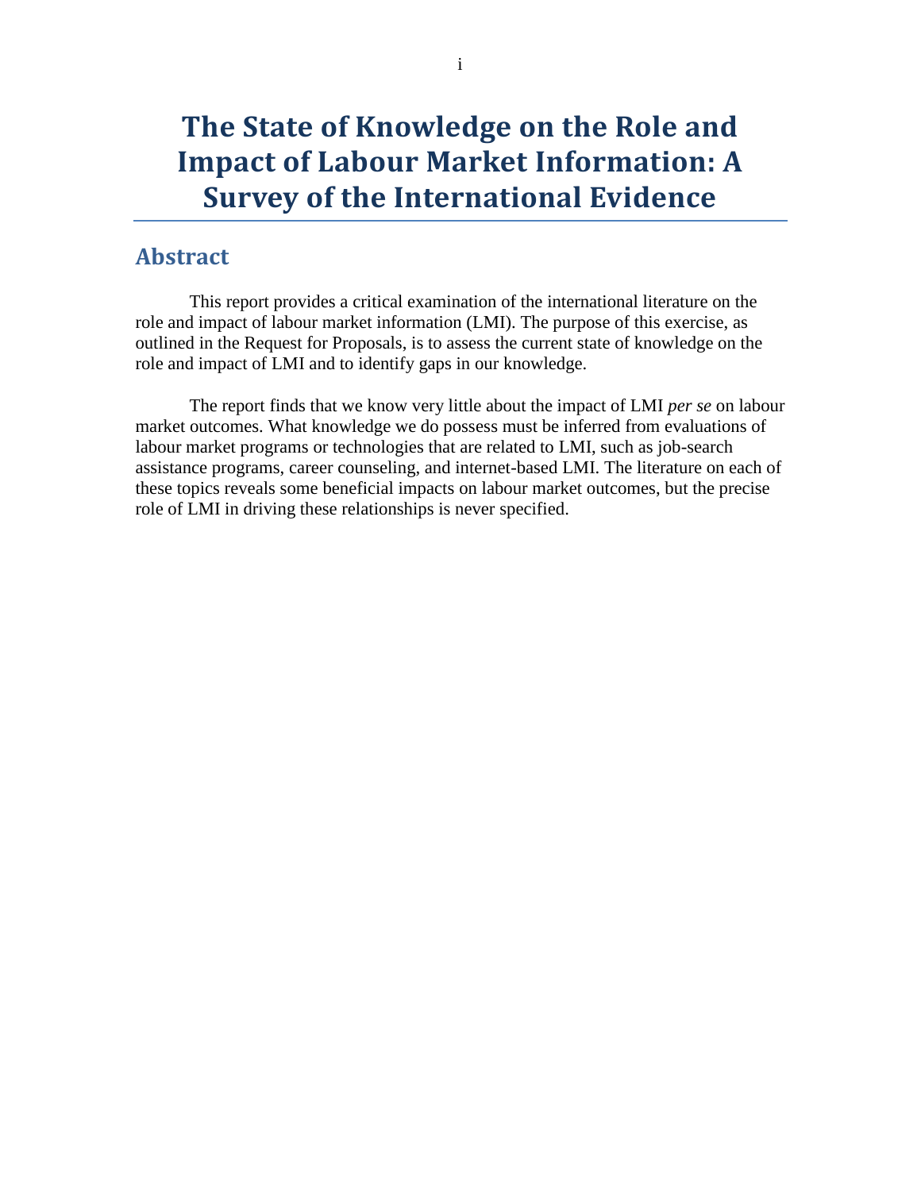# The State of Knowledge on the Role and Impact of Labour Market Information: A Survey of the International Evidence

## Abstract

This report provides a critical examination of the international literature on the role and impact of labour market information (LMI). The purpose of this exercise, as outlined in the Request for Proposals, is to assess the current state of knowledge on the role and impact of LMI and to identify gaps in our knowledge.

The report finds that we know very little about the impact of LMI *per se* on labour market outcomes. What knowledge we do possess must be inferred from evaluations of labour market programs or technologies that are related to LMI, such as job-search assistance programs, career counseling, and internet-based LMI. The literature on each of these topics reveals some beneficial impacts on labour market outcomes, but the precise role of LMI in driving these relationships is never specified.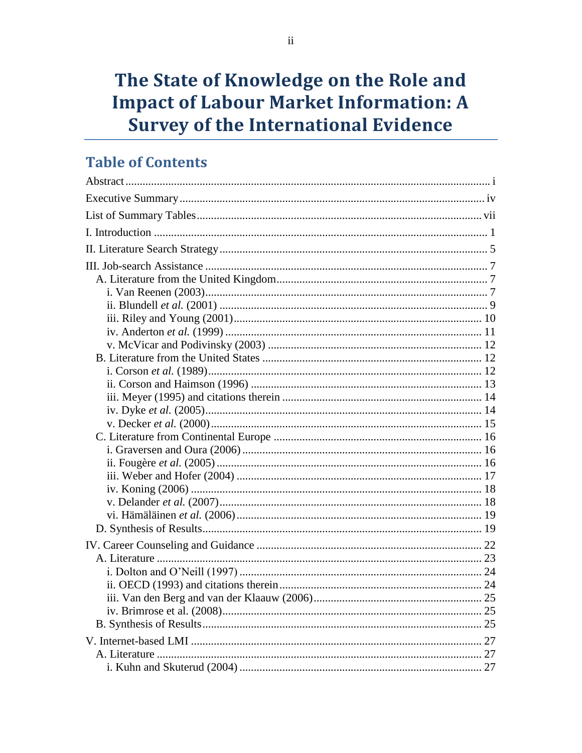# The State of Knowledge on the Role and Impact of Labour Market Information: A Survey of the International Evidence

## Table of Contents

Abstract .......... i

Executive Summary .......... iv

List of Summary Tables .......... vii

I. Introduction .......... 1

II. Literature Search Strategy .......... 5

III. Job-search Assistance .......... 7
- A. Literature from the United Kingdom .......... 7
  - i. Van Reenen (2003) .......... 7
  - ii. Blundell *et al.* (2001) .......... 9
  - iii. Riley and Young (2001) .......... 10
  - iv. Anderton *et al.* (1999) .......... 11
  - v. McVicar and Podivinsky (2003) .......... 12
- B. Literature from the United States .......... 12
  - i. Corson *et al.* (1989) .......... 12
  - ii. Corson and Haimson (1996) .......... 13
  - iii. Meyer (1995) and citations therein .......... 14
  - iv. Dyke *et al.* (2005) .......... 14
  - v. Decker *et al.* (2000) .......... 15
- C. Literature from Continental Europe .......... 16
  - i. Graversen and Oura (2006) .......... 16
  - ii. Fougère *et al.* (2005) .......... 16
  - iii. Weber and Hofer (2004) .......... 17
  - iv. Koning (2006) .......... 18
  - v. Delander *et al.* (2007) .......... 18
  - vi. Hämäläinen *et al.* (2006) .......... 19
- D. Synthesis of Results .......... 19

IV. Career Counseling and Guidance .......... 22
- A. Literature .......... 23
  - i. Dolton and O'Neill (1997) .......... 24
  - ii. OECD (1993) and citations therein .......... 24
  - iii. Van den Berg and van der Klaauw (2006) .......... 25
  - iv. Brimrose et al. (2008) .......... 25
- B. Synthesis of Results .......... 25

V. Internet-based LMI .......... 27
- A. Literature .......... 27
  - i. Kuhn and Skuterud (2004) .......... 27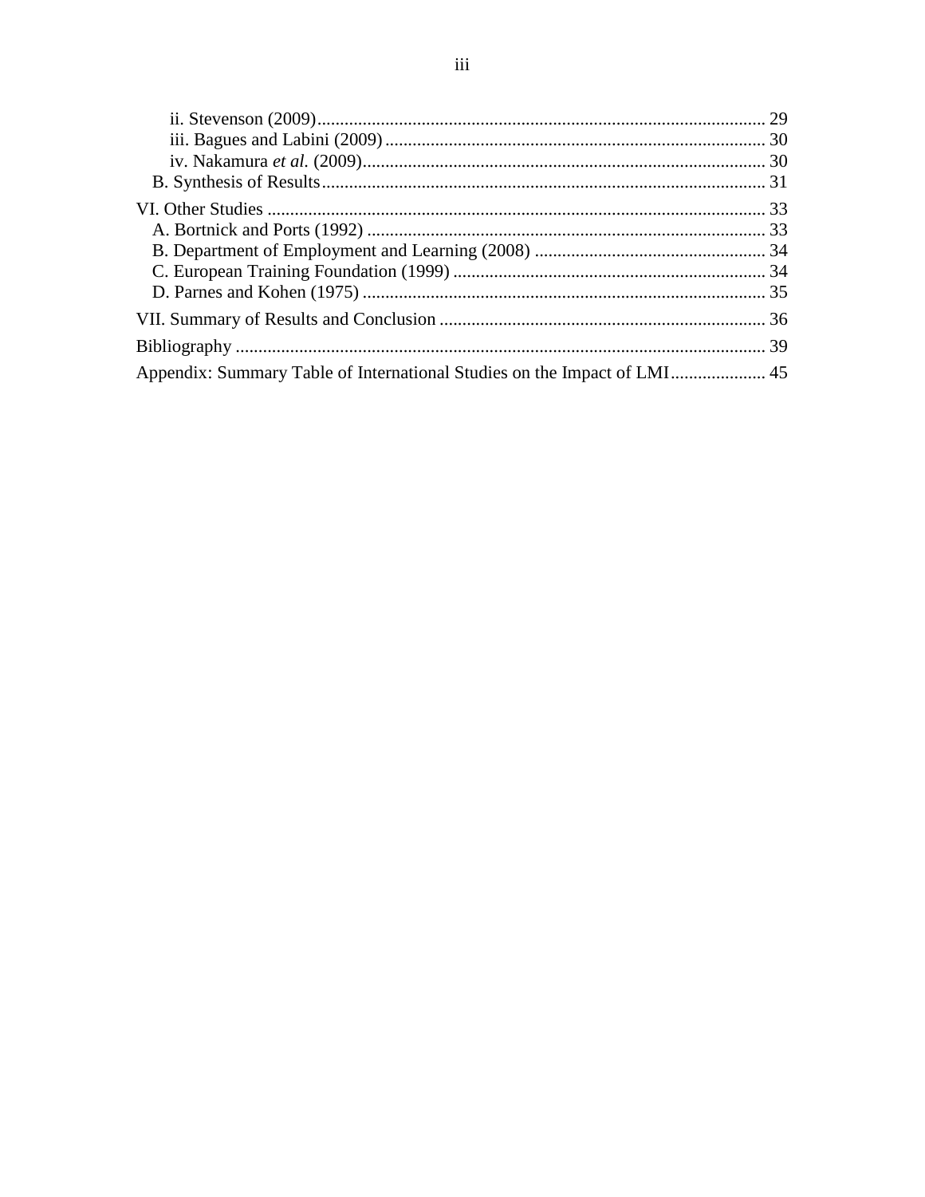ii. Stevenson (2009) .......... 29
iii. Bagues and Labini (2009) .......... 30
iv. Nakamura *et al.* (2009) .......... 30
B. Synthesis of Results .......... 31

VI. Other Studies .......... 33
A. Bortnick and Ports (1992) .......... 33
B. Department of Employment and Learning (2008) .......... 34
C. European Training Foundation (1999) .......... 34
D. Parnes and Kohen (1975) .......... 35

VII. Summary of Results and Conclusion .......... 36

Bibliography .......... 39

Appendix: Summary Table of International Studies on the Impact of LMI .......... 45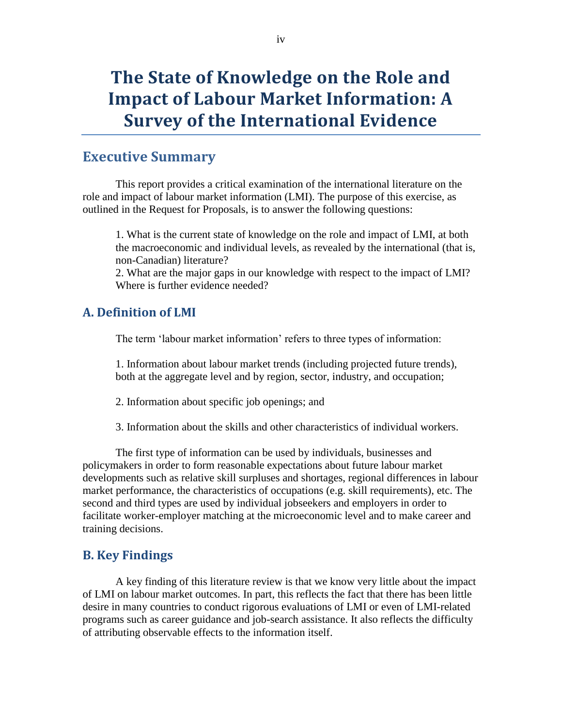# The State of Knowledge on the Role and Impact of Labour Market Information: A Survey of the International Evidence

## Executive Summary

This report provides a critical examination of the international literature on the role and impact of labour market information (LMI). The purpose of this exercise, as outlined in the Request for Proposals, is to answer the following questions:

1. What is the current state of knowledge on the role and impact of LMI, at both the macroeconomic and individual levels, as revealed by the international (that is, non-Canadian) literature?
2. What are the major gaps in our knowledge with respect to the impact of LMI? Where is further evidence needed?

### A. Definition of LMI

The term 'labour market information' refers to three types of information:

1. Information about labour market trends (including projected future trends), both at the aggregate level and by region, sector, industry, and occupation;

2. Information about specific job openings; and

3. Information about the skills and other characteristics of individual workers.

The first type of information can be used by individuals, businesses and policymakers in order to form reasonable expectations about future labour market developments such as relative skill surpluses and shortages, regional differences in labour market performance, the characteristics of occupations (e.g. skill requirements), etc. The second and third types are used by individual jobseekers and employers in order to facilitate worker-employer matching at the microeconomic level and to make career and training decisions.

### B. Key Findings

A key finding of this literature review is that we know very little about the impact of LMI on labour market outcomes. In part, this reflects the fact that there has been little desire in many countries to conduct rigorous evaluations of LMI or even of LMI-related programs such as career guidance and job-search assistance. It also reflects the difficulty of attributing observable effects to the information itself.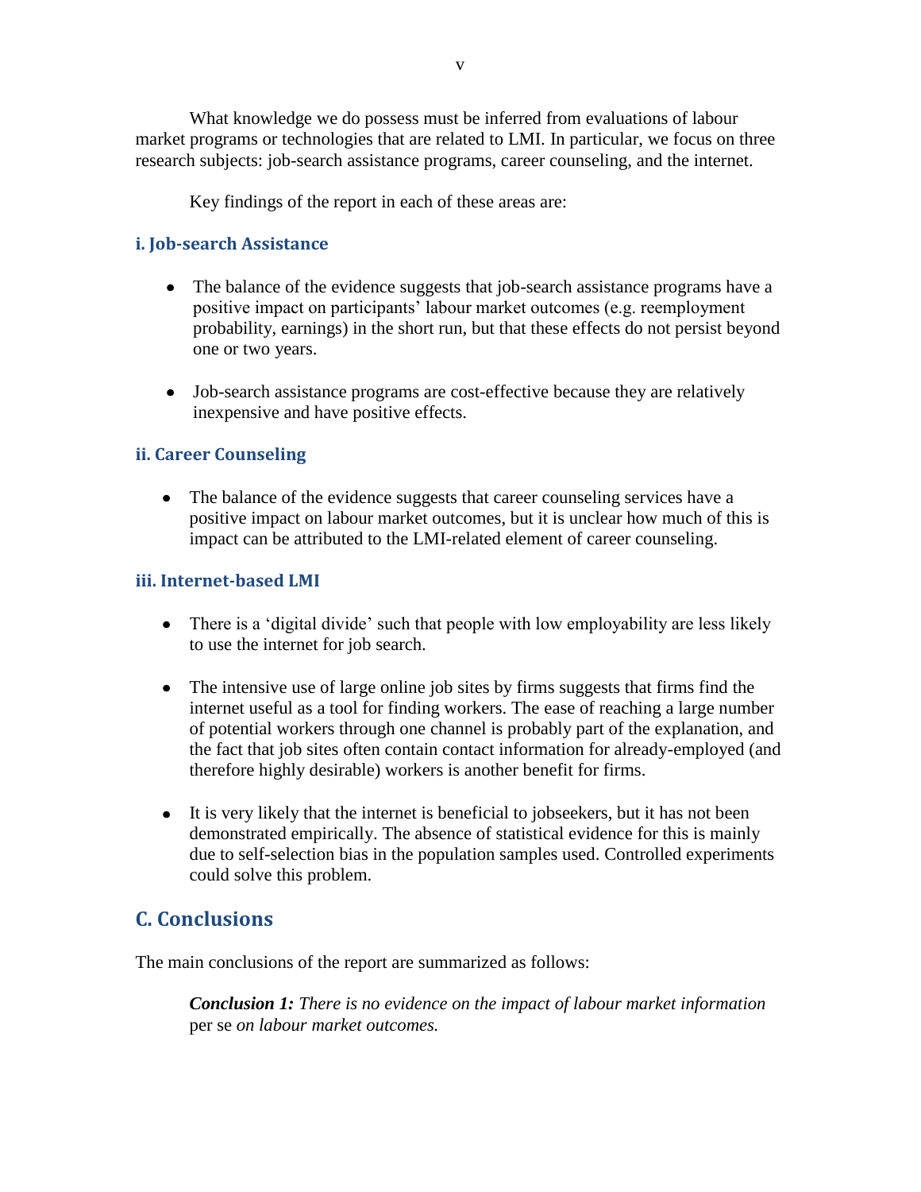What knowledge we do possess must be inferred from evaluations of labour market programs or technologies that are related to LMI. In particular, we focus on three research subjects: job-search assistance programs, career counseling, and the internet.

Key findings of the report in each of these areas are:

### i. Job-search Assistance

- The balance of the evidence suggests that job-search assistance programs have a positive impact on participants' labour market outcomes (e.g. reemployment probability, earnings) in the short run, but that these effects do not persist beyond one or two years.

- Job-search assistance programs are cost-effective because they are relatively inexpensive and have positive effects.

### ii. Career Counseling

- The balance of the evidence suggests that career counseling services have a positive impact on labour market outcomes, but it is unclear how much of this is impact can be attributed to the LMI-related element of career counseling.

### iii. Internet-based LMI

- There is a 'digital divide' such that people with low employability are less likely to use the internet for job search.

- The intensive use of large online job sites by firms suggests that firms find the internet useful as a tool for finding workers. The ease of reaching a large number of potential workers through one channel is probably part of the explanation, and the fact that job sites often contain contact information for already-employed (and therefore highly desirable) workers is another benefit for firms.

- It is very likely that the internet is beneficial to jobseekers, but it has not been demonstrated empirically. The absence of statistical evidence for this is mainly due to self-selection bias in the population samples used. Controlled experiments could solve this problem.

## C. Conclusions

The main conclusions of the report are summarized as follows:

> ***Conclusion 1:*** *There is no evidence on the impact of labour market information* per se *on labour market outcomes.*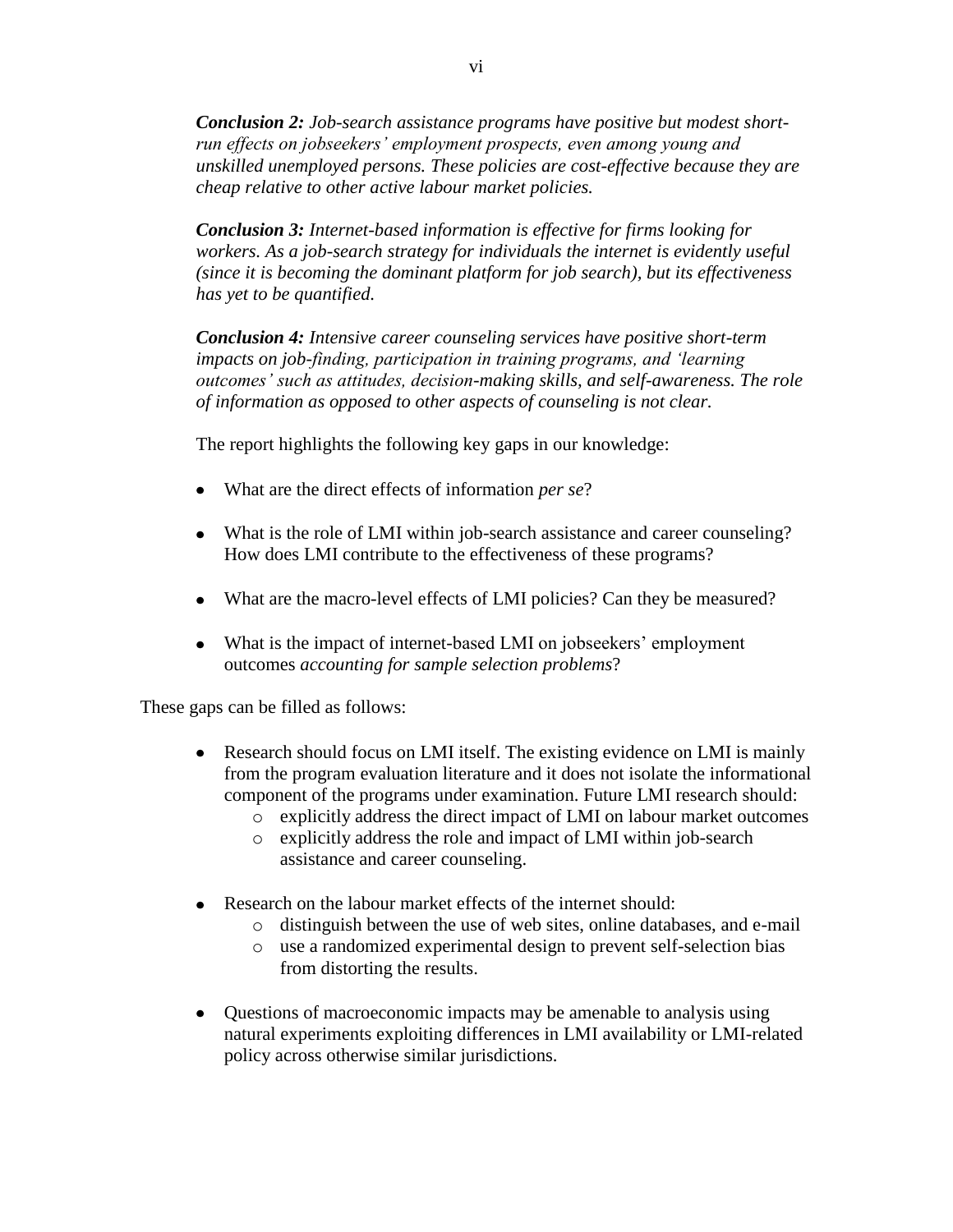***Conclusion 2:*** *Job-search assistance programs have positive but modest short-run effects on jobseekers' employment prospects, even among young and unskilled unemployed persons. These policies are cost-effective because they are cheap relative to other active labour market policies.*

***Conclusion 3:*** *Internet-based information is effective for firms looking for workers. As a job-search strategy for individuals the internet is evidently useful (since it is becoming the dominant platform for job search), but its effectiveness has yet to be quantified.*

***Conclusion 4:*** *Intensive career counseling services have positive short-term impacts on job-finding, participation in training programs, and 'learning outcomes' such as attitudes, decision-making skills, and self-awareness. The role of information as opposed to other aspects of counseling is not clear.*

The report highlights the following key gaps in our knowledge:

- What are the direct effects of information *per se*?
- What is the role of LMI within job-search assistance and career counseling? How does LMI contribute to the effectiveness of these programs?
- What are the macro-level effects of LMI policies? Can they be measured?
- What is the impact of internet-based LMI on jobseekers' employment outcomes *accounting for sample selection problems*?

These gaps can be filled as follows:

- Research should focus on LMI itself. The existing evidence on LMI is mainly from the program evaluation literature and it does not isolate the informational component of the programs under examination. Future LMI research should:
  - explicitly address the direct impact of LMI on labour market outcomes
  - explicitly address the role and impact of LMI within job-search assistance and career counseling.
- Research on the labour market effects of the internet should:
  - distinguish between the use of web sites, online databases, and e-mail
  - use a randomized experimental design to prevent self-selection bias from distorting the results.
- Questions of macroeconomic impacts may be amenable to analysis using natural experiments exploiting differences in LMI availability or LMI-related policy across otherwise similar jurisdictions.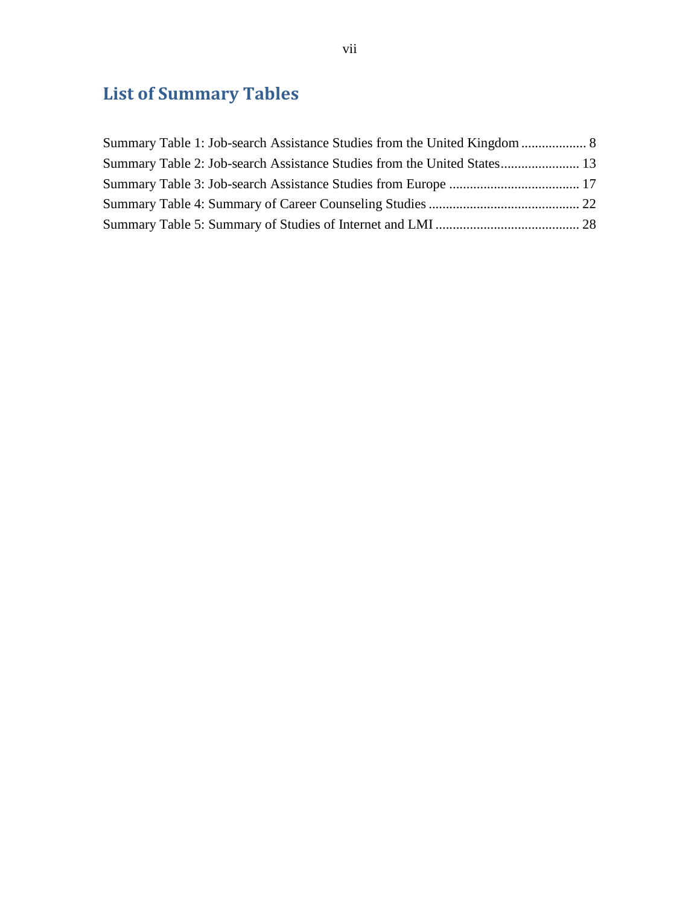## List of Summary Tables

Summary Table 1: Job-search Assistance Studies from the United Kingdom ................... 8
Summary Table 2: Job-search Assistance Studies from the United States....................... 13
Summary Table 3: Job-search Assistance Studies from Europe ...................................... 17
Summary Table 4: Summary of Career Counseling Studies ............................................ 22
Summary Table 5: Summary of Studies of Internet and LMI .......................................... 28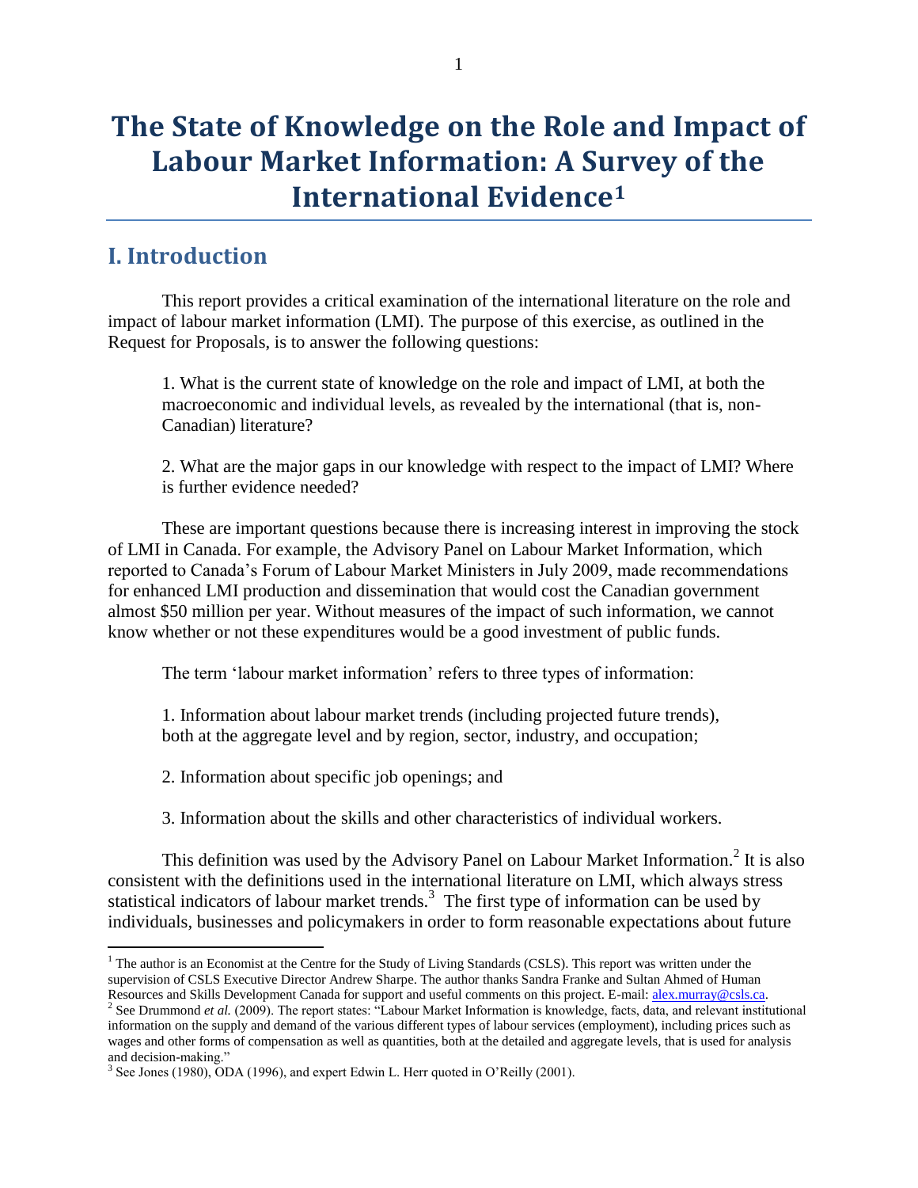# The State of Knowledge on the Role and Impact of Labour Market Information: A Survey of the International Evidence[1]

## I. Introduction

This report provides a critical examination of the international literature on the role and impact of labour market information (LMI). The purpose of this exercise, as outlined in the Request for Proposals, is to answer the following questions:

1. What is the current state of knowledge on the role and impact of LMI, at both the macroeconomic and individual levels, as revealed by the international (that is, non-Canadian) literature?

2. What are the major gaps in our knowledge with respect to the impact of LMI? Where is further evidence needed?

These are important questions because there is increasing interest in improving the stock of LMI in Canada. For example, the Advisory Panel on Labour Market Information, which reported to Canada's Forum of Labour Market Ministers in July 2009, made recommendations for enhanced LMI production and dissemination that would cost the Canadian government almost $50 million per year. Without measures of the impact of such information, we cannot know whether or not these expenditures would be a good investment of public funds.

The term 'labour market information' refers to three types of information:

1. Information about labour market trends (including projected future trends), both at the aggregate level and by region, sector, industry, and occupation;

2. Information about specific job openings; and

3. Information about the skills and other characteristics of individual workers.

This definition was used by the Advisory Panel on Labour Market Information.[2] It is also consistent with the definitions used in the international literature on LMI, which always stress statistical indicators of labour market trends.[3] The first type of information can be used by individuals, businesses and policymakers in order to form reasonable expectations about future

---

[1] The author is an Economist at the Centre for the Study of Living Standards (CSLS). This report was written under the supervision of CSLS Executive Director Andrew Sharpe. The author thanks Sandra Franke and Sultan Ahmed of Human Resources and Skills Development Canada for support and useful comments on this project. E-mail: alex.murray@csls.ca.

[2] See Drummond *et al.* (2009). The report states: "Labour Market Information is knowledge, facts, data, and relevant institutional information on the supply and demand of the various different types of labour services (employment), including prices such as wages and other forms of compensation as well as quantities, both at the detailed and aggregate levels, that is used for analysis and decision-making."

[3] See Jones (1980), ODA (1996), and expert Edwin L. Herr quoted in O'Reilly (2001).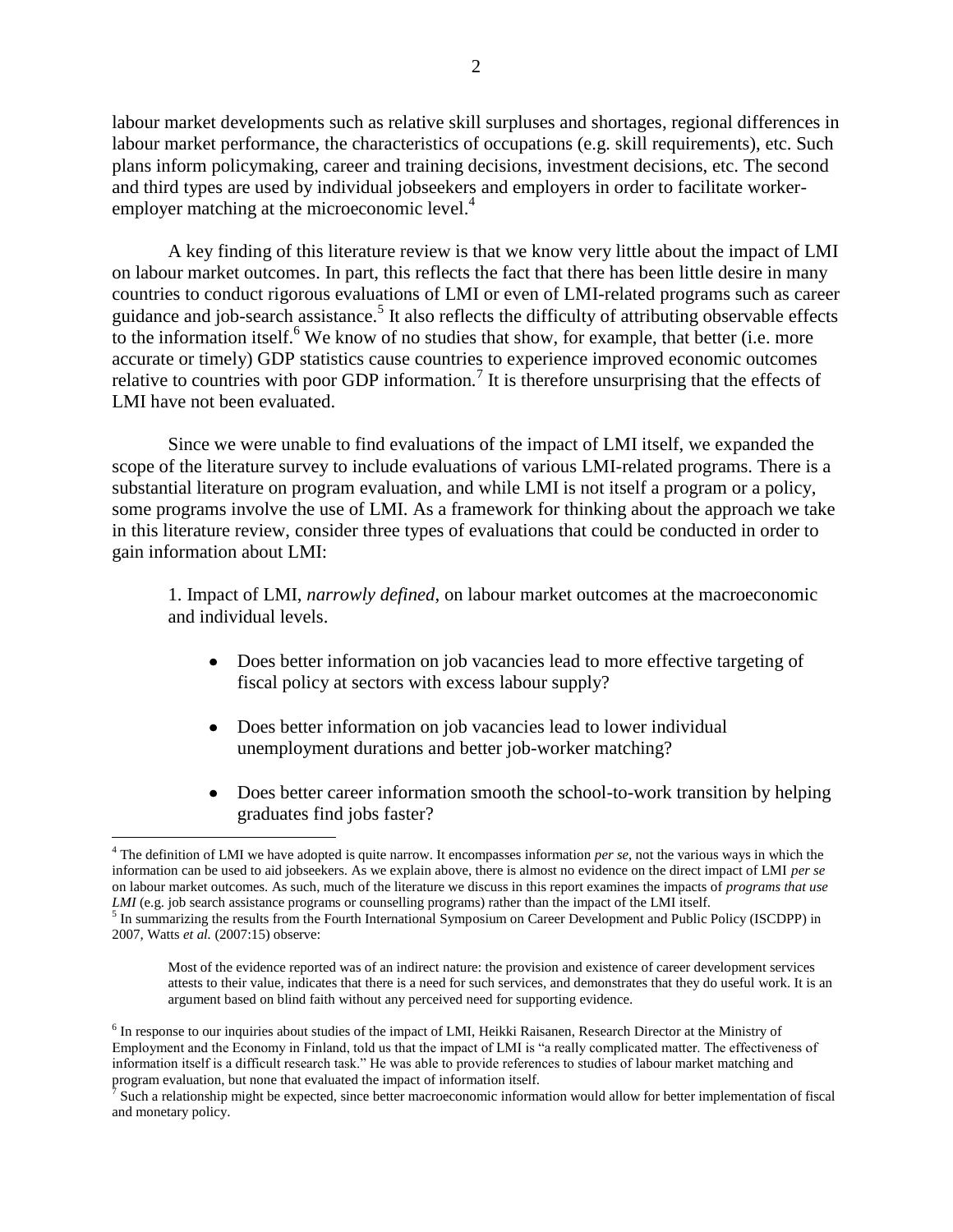labour market developments such as relative skill surpluses and shortages, regional differences in labour market performance, the characteristics of occupations (e.g. skill requirements), etc. Such plans inform policymaking, career and training decisions, investment decisions, etc. The second and third types are used by individual jobseekers and employers in order to facilitate worker-employer matching at the microeconomic level.[4]

A key finding of this literature review is that we know very little about the impact of LMI on labour market outcomes. In part, this reflects the fact that there has been little desire in many countries to conduct rigorous evaluations of LMI or even of LMI-related programs such as career guidance and job-search assistance.[5] It also reflects the difficulty of attributing observable effects to the information itself.[6] We know of no studies that show, for example, that better (i.e. more accurate or timely) GDP statistics cause countries to experience improved economic outcomes relative to countries with poor GDP information.[7] It is therefore unsurprising that the effects of LMI have not been evaluated.

Since we were unable to find evaluations of the impact of LMI itself, we expanded the scope of the literature survey to include evaluations of various LMI-related programs. There is a substantial literature on program evaluation, and while LMI is not itself a program or a policy, some programs involve the use of LMI. As a framework for thinking about the approach we take in this literature review, consider three types of evaluations that could be conducted in order to gain information about LMI:

1. Impact of LMI, *narrowly defined*, on labour market outcomes at the macroeconomic and individual levels.

- Does better information on job vacancies lead to more effective targeting of fiscal policy at sectors with excess labour supply?
- Does better information on job vacancies lead to lower individual unemployment durations and better job-worker matching?
- Does better career information smooth the school-to-work transition by helping graduates find jobs faster?

---

[4] The definition of LMI we have adopted is quite narrow. It encompasses information *per se*, not the various ways in which the information can be used to aid jobseekers. As we explain above, there is almost no evidence on the direct impact of LMI *per se* on labour market outcomes. As such, much of the literature we discuss in this report examines the impacts of *programs that use LMI* (e.g. job search assistance programs or counselling programs) rather than the impact of the LMI itself.

[5] In summarizing the results from the Fourth International Symposium on Career Development and Public Policy (ISCDPP) in 2007, Watts *et al.* (2007:15) observe:

> Most of the evidence reported was of an indirect nature: the provision and existence of career development services attests to their value, indicates that there is a need for such services, and demonstrates that they do useful work. It is an argument based on blind faith without any perceived need for supporting evidence.

[6] In response to our inquiries about studies of the impact of LMI, Heikki Raisanen, Research Director at the Ministry of Employment and the Economy in Finland, told us that the impact of LMI is "a really complicated matter. The effectiveness of information itself is a difficult research task." He was able to provide references to studies of labour market matching and program evaluation, but none that evaluated the impact of information itself.

[7] Such a relationship might be expected, since better macroeconomic information would allow for better implementation of fiscal and monetary policy.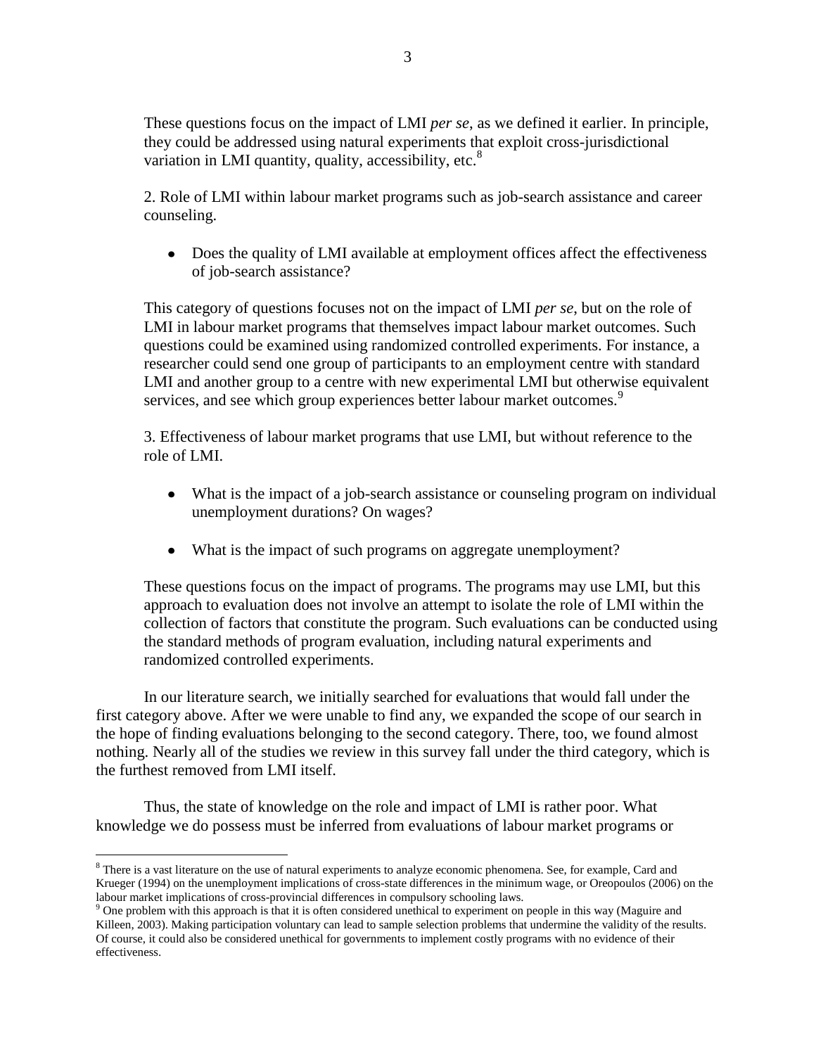These questions focus on the impact of LMI *per se*, as we defined it earlier. In principle, they could be addressed using natural experiments that exploit cross-jurisdictional variation in LMI quantity, quality, accessibility, etc.[8]

2. Role of LMI within labour market programs such as job-search assistance and career counseling.

- Does the quality of LMI available at employment offices affect the effectiveness of job-search assistance?

This category of questions focuses not on the impact of LMI *per se*, but on the role of LMI in labour market programs that themselves impact labour market outcomes. Such questions could be examined using randomized controlled experiments. For instance, a researcher could send one group of participants to an employment centre with standard LMI and another group to a centre with new experimental LMI but otherwise equivalent services, and see which group experiences better labour market outcomes.[9]

3. Effectiveness of labour market programs that use LMI, but without reference to the role of LMI.

- What is the impact of a job-search assistance or counseling program on individual unemployment durations? On wages?
- What is the impact of such programs on aggregate unemployment?

These questions focus on the impact of programs. The programs may use LMI, but this approach to evaluation does not involve an attempt to isolate the role of LMI within the collection of factors that constitute the program. Such evaluations can be conducted using the standard methods of program evaluation, including natural experiments and randomized controlled experiments.

In our literature search, we initially searched for evaluations that would fall under the first category above. After we were unable to find any, we expanded the scope of our search in the hope of finding evaluations belonging to the second category. There, too, we found almost nothing. Nearly all of the studies we review in this survey fall under the third category, which is the furthest removed from LMI itself.

Thus, the state of knowledge on the role and impact of LMI is rather poor. What knowledge we do possess must be inferred from evaluations of labour market programs or

[8] There is a vast literature on the use of natural experiments to analyze economic phenomena. See, for example, Card and Krueger (1994) on the unemployment implications of cross-state differences in the minimum wage, or Oreopoulos (2006) on the labour market implications of cross-provincial differences in compulsory schooling laws.

[9] One problem with this approach is that it is often considered unethical to experiment on people in this way (Maguire and Killeen, 2003). Making participation voluntary can lead to sample selection problems that undermine the validity of the results. Of course, it could also be considered unethical for governments to implement costly programs with no evidence of their effectiveness.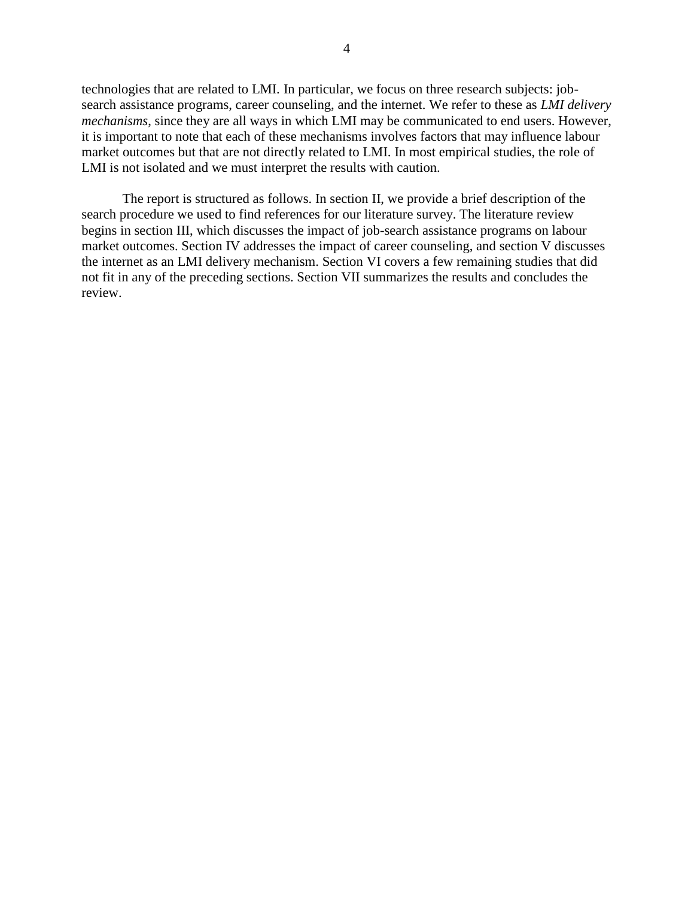technologies that are related to LMI. In particular, we focus on three research subjects: job-search assistance programs, career counseling, and the internet. We refer to these as *LMI delivery mechanisms*, since they are all ways in which LMI may be communicated to end users. However, it is important to note that each of these mechanisms involves factors that may influence labour market outcomes but that are not directly related to LMI. In most empirical studies, the role of LMI is not isolated and we must interpret the results with caution.

The report is structured as follows. In section II, we provide a brief description of the search procedure we used to find references for our literature survey. The literature review begins in section III, which discusses the impact of job-search assistance programs on labour market outcomes. Section IV addresses the impact of career counseling, and section V discusses the internet as an LMI delivery mechanism. Section VI covers a few remaining studies that did not fit in any of the preceding sections. Section VII summarizes the results and concludes the review.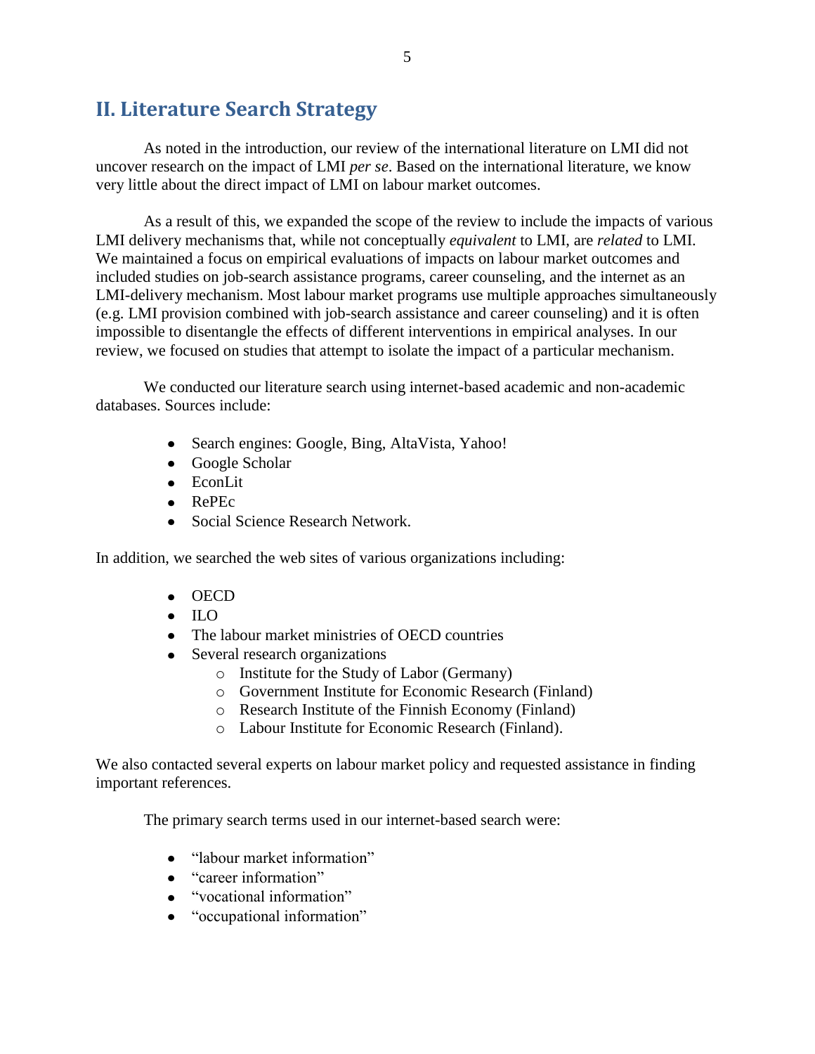## II. Literature Search Strategy

As noted in the introduction, our review of the international literature on LMI did not uncover research on the impact of LMI *per se*. Based on the international literature, we know very little about the direct impact of LMI on labour market outcomes.

As a result of this, we expanded the scope of the review to include the impacts of various LMI delivery mechanisms that, while not conceptually *equivalent* to LMI, are *related* to LMI. We maintained a focus on empirical evaluations of impacts on labour market outcomes and included studies on job-search assistance programs, career counseling, and the internet as an LMI-delivery mechanism. Most labour market programs use multiple approaches simultaneously (e.g. LMI provision combined with job-search assistance and career counseling) and it is often impossible to disentangle the effects of different interventions in empirical analyses. In our review, we focused on studies that attempt to isolate the impact of a particular mechanism.

We conducted our literature search using internet-based academic and non-academic databases. Sources include:

- Search engines: Google, Bing, AltaVista, Yahoo!
- Google Scholar
- EconLit
- RePEc
- Social Science Research Network.

In addition, we searched the web sites of various organizations including:

- OECD
- ILO
- The labour market ministries of OECD countries
- Several research organizations
  - Institute for the Study of Labor (Germany)
  - Government Institute for Economic Research (Finland)
  - Research Institute of the Finnish Economy (Finland)
  - Labour Institute for Economic Research (Finland).

We also contacted several experts on labour market policy and requested assistance in finding important references.

The primary search terms used in our internet-based search were:

- "labour market information"
- "career information"
- "vocational information"
- "occupational information"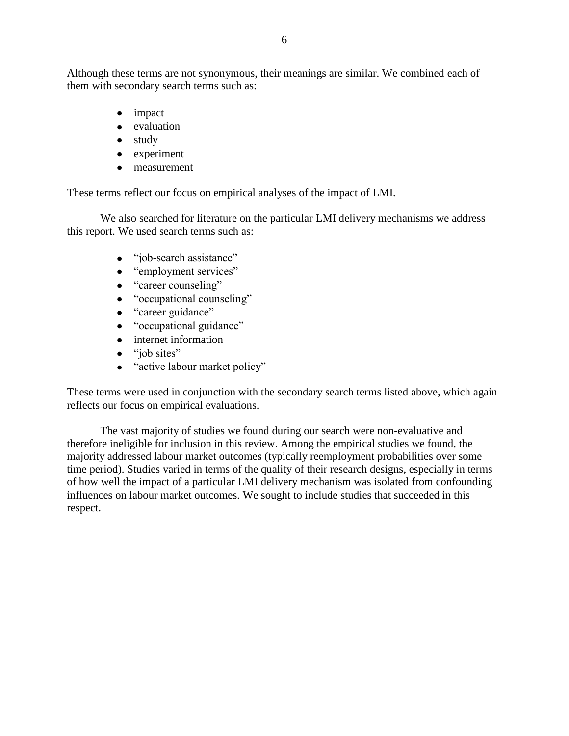Although these terms are not synonymous, their meanings are similar. We combined each of them with secondary search terms such as:

- impact
- evaluation
- study
- experiment
- measurement

These terms reflect our focus on empirical analyses of the impact of LMI.

We also searched for literature on the particular LMI delivery mechanisms we address this report. We used search terms such as:

- "job-search assistance"
- "employment services"
- "career counseling"
- "occupational counseling"
- "career guidance"
- "occupational guidance"
- internet information
- "job sites"
- "active labour market policy"

These terms were used in conjunction with the secondary search terms listed above, which again reflects our focus on empirical evaluations.

The vast majority of studies we found during our search were non-evaluative and therefore ineligible for inclusion in this review. Among the empirical studies we found, the majority addressed labour market outcomes (typically reemployment probabilities over some time period). Studies varied in terms of the quality of their research designs, especially in terms of how well the impact of a particular LMI delivery mechanism was isolated from confounding influences on labour market outcomes. We sought to include studies that succeeded in this respect.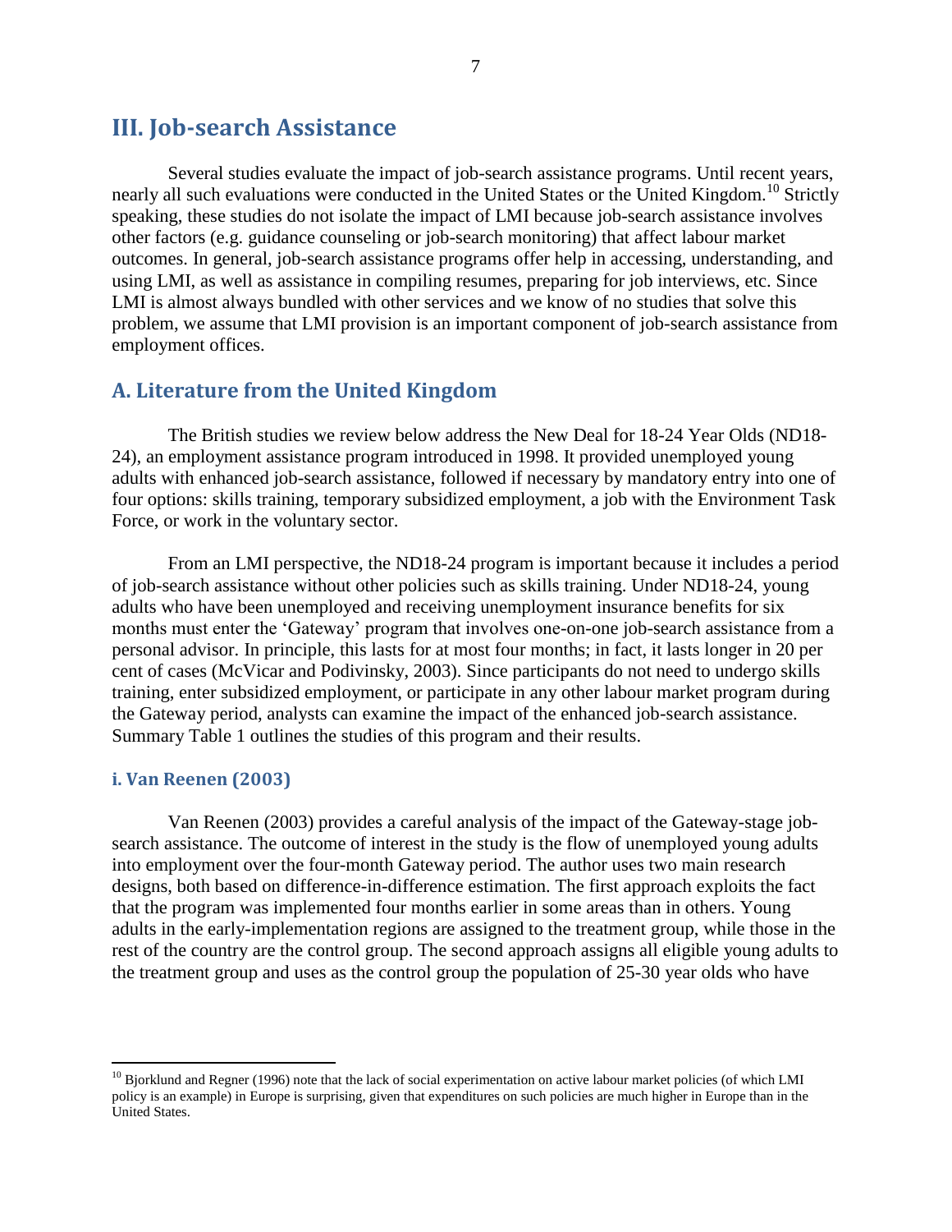## III. Job-search Assistance

Several studies evaluate the impact of job-search assistance programs. Until recent years, nearly all such evaluations were conducted in the United States or the United Kingdom.[10] Strictly speaking, these studies do not isolate the impact of LMI because job-search assistance involves other factors (e.g. guidance counseling or job-search monitoring) that affect labour market outcomes. In general, job-search assistance programs offer help in accessing, understanding, and using LMI, as well as assistance in compiling resumes, preparing for job interviews, etc. Since LMI is almost always bundled with other services and we know of no studies that solve this problem, we assume that LMI provision is an important component of job-search assistance from employment offices.

### A. Literature from the United Kingdom

The British studies we review below address the New Deal for 18-24 Year Olds (ND18-24), an employment assistance program introduced in 1998. It provided unemployed young adults with enhanced job-search assistance, followed if necessary by mandatory entry into one of four options: skills training, temporary subsidized employment, a job with the Environment Task Force, or work in the voluntary sector.

From an LMI perspective, the ND18-24 program is important because it includes a period of job-search assistance without other policies such as skills training. Under ND18-24, young adults who have been unemployed and receiving unemployment insurance benefits for six months must enter the 'Gateway' program that involves one-on-one job-search assistance from a personal advisor. In principle, this lasts for at most four months; in fact, it lasts longer in 20 per cent of cases (McVicar and Podivinsky, 2003). Since participants do not need to undergo skills training, enter subsidized employment, or participate in any other labour market program during the Gateway period, analysts can examine the impact of the enhanced job-search assistance. Summary Table 1 outlines the studies of this program and their results.

#### i. Van Reenen (2003)

Van Reenen (2003) provides a careful analysis of the impact of the Gateway-stage job-search assistance. The outcome of interest in the study is the flow of unemployed young adults into employment over the four-month Gateway period. The author uses two main research designs, both based on difference-in-difference estimation. The first approach exploits the fact that the program was implemented four months earlier in some areas than in others. Young adults in the early-implementation regions are assigned to the treatment group, while those in the rest of the country are the control group. The second approach assigns all eligible young adults to the treatment group and uses as the control group the population of 25-30 year olds who have

[10] Bjorklund and Regner (1996) note that the lack of social experimentation on active labour market policies (of which LMI policy is an example) in Europe is surprising, given that expenditures on such policies are much higher in Europe than in the United States.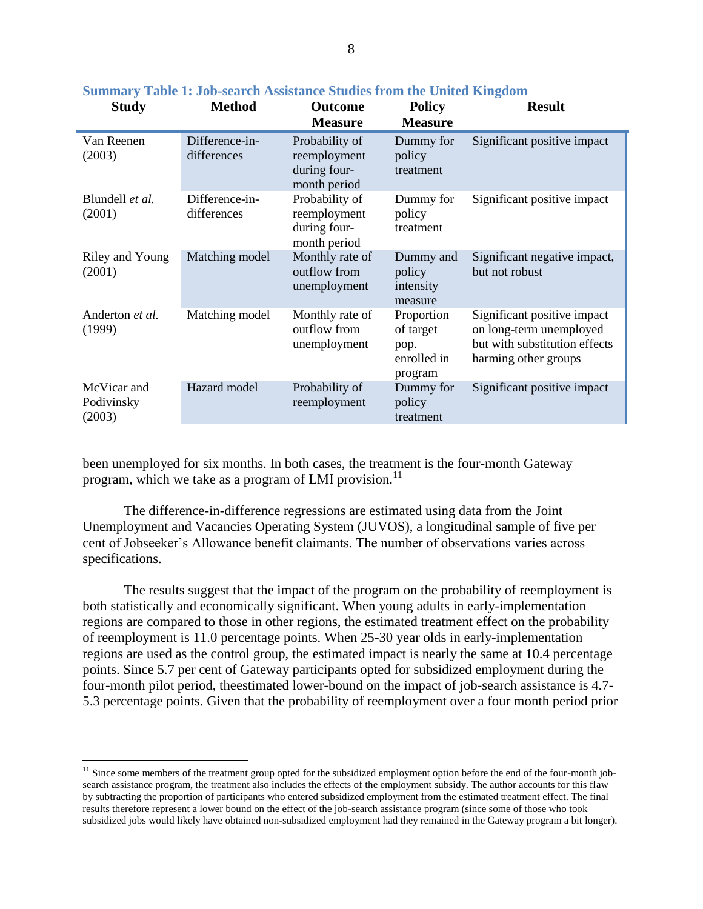**Summary Table 1: Job-search Assistance Studies from the United Kingdom**

| Study | Method | Outcome Measure | Policy Measure | Result |
|---|---|---|---|---|
| Van Reenen (2003) | Difference-in-differences | Probability of reemployment during four-month period | Dummy for policy treatment | Significant positive impact |
| Blundell *et al.* (2001) | Difference-in-differences | Probability of reemployment during four-month period | Dummy for policy treatment | Significant positive impact |
| Riley and Young (2001) | Matching model | Monthly rate of outflow from unemployment | Dummy and policy intensity measure | Significant negative impact, but not robust |
| Anderton *et al.* (1999) | Matching model | Monthly rate of outflow from unemployment | Proportion of target pop. enrolled in program | Significant positive impact on long-term unemployed but with substitution effects harming other groups |
| McVicar and Podivinsky (2003) | Hazard model | Probability of reemployment | Dummy for policy treatment | Significant positive impact |

been unemployed for six months. In both cases, the treatment is the four-month Gateway program, which we take as a program of LMI provision.[11]

The difference-in-difference regressions are estimated using data from the Joint Unemployment and Vacancies Operating System (JUVOS), a longitudinal sample of five per cent of Jobseeker's Allowance benefit claimants. The number of observations varies across specifications.

The results suggest that the impact of the program on the probability of reemployment is both statistically and economically significant. When young adults in early-implementation regions are compared to those in other regions, the estimated treatment effect on the probability of reemployment is 11.0 percentage points. When 25-30 year olds in early-implementation regions are used as the control group, the estimated impact is nearly the same at 10.4 percentage points. Since 5.7 per cent of Gateway participants opted for subsidized employment during the four-month pilot period, theestimated lower-bound on the impact of job-search assistance is 4.7-5.3 percentage points. Given that the probability of reemployment over a four month period prior

[11] Since some members of the treatment group opted for the subsidized employment option before the end of the four-month job-search assistance program, the treatment also includes the effects of the employment subsidy. The author accounts for this flaw by subtracting the proportion of participants who entered subsidized employment from the estimated treatment effect. The final results therefore represent a lower bound on the effect of the job-search assistance program (since some of those who took subsidized jobs would likely have obtained non-subsidized employment had they remained in the Gateway program a bit longer).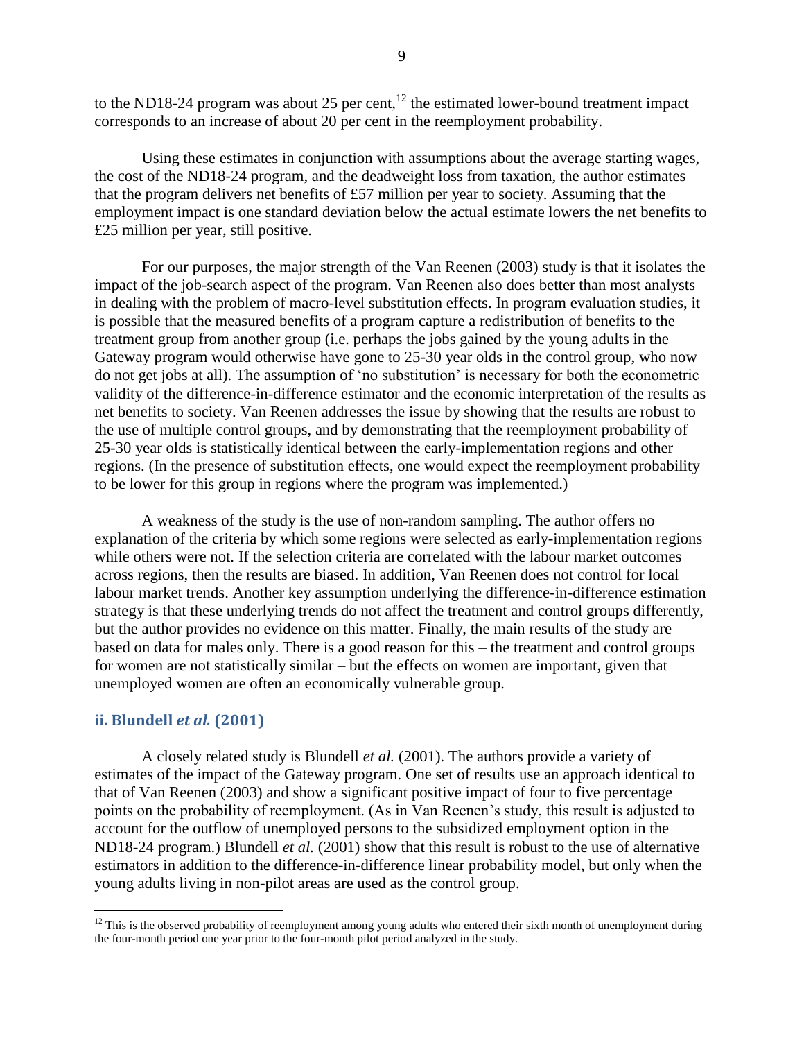to the ND18-24 program was about 25 per cent,[12] the estimated lower-bound treatment impact corresponds to an increase of about 20 per cent in the reemployment probability.

Using these estimates in conjunction with assumptions about the average starting wages, the cost of the ND18-24 program, and the deadweight loss from taxation, the author estimates that the program delivers net benefits of £57 million per year to society. Assuming that the employment impact is one standard deviation below the actual estimate lowers the net benefits to £25 million per year, still positive.

For our purposes, the major strength of the Van Reenen (2003) study is that it isolates the impact of the job-search aspect of the program. Van Reenen also does better than most analysts in dealing with the problem of macro-level substitution effects. In program evaluation studies, it is possible that the measured benefits of a program capture a redistribution of benefits to the treatment group from another group (i.e. perhaps the jobs gained by the young adults in the Gateway program would otherwise have gone to 25-30 year olds in the control group, who now do not get jobs at all). The assumption of 'no substitution' is necessary for both the econometric validity of the difference-in-difference estimator and the economic interpretation of the results as net benefits to society. Van Reenen addresses the issue by showing that the results are robust to the use of multiple control groups, and by demonstrating that the reemployment probability of 25-30 year olds is statistically identical between the early-implementation regions and other regions. (In the presence of substitution effects, one would expect the reemployment probability to be lower for this group in regions where the program was implemented.)

A weakness of the study is the use of non-random sampling. The author offers no explanation of the criteria by which some regions were selected as early-implementation regions while others were not. If the selection criteria are correlated with the labour market outcomes across regions, then the results are biased. In addition, Van Reenen does not control for local labour market trends. Another key assumption underlying the difference-in-difference estimation strategy is that these underlying trends do not affect the treatment and control groups differently, but the author provides no evidence on this matter. Finally, the main results of the study are based on data for males only. There is a good reason for this – the treatment and control groups for women are not statistically similar – but the effects on women are important, given that unemployed women are often an economically vulnerable group.

### ii. Blundell *et al.* (2001)

A closely related study is Blundell *et al.* (2001). The authors provide a variety of estimates of the impact of the Gateway program. One set of results use an approach identical to that of Van Reenen (2003) and show a significant positive impact of four to five percentage points on the probability of reemployment. (As in Van Reenen's study, this result is adjusted to account for the outflow of unemployed persons to the subsidized employment option in the ND18-24 program.) Blundell *et al.* (2001) show that this result is robust to the use of alternative estimators in addition to the difference-in-difference linear probability model, but only when the young adults living in non-pilot areas are used as the control group.

[12] This is the observed probability of reemployment among young adults who entered their sixth month of unemployment during the four-month period one year prior to the four-month pilot period analyzed in the study.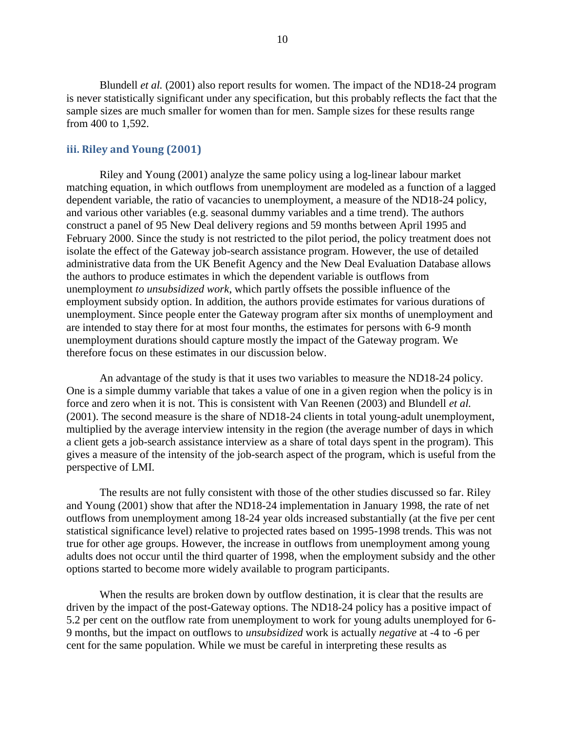Blundell *et al.* (2001) also report results for women. The impact of the ND18-24 program is never statistically significant under any specification, but this probably reflects the fact that the sample sizes are much smaller for women than for men. Sample sizes for these results range from 400 to 1,592.

### iii. Riley and Young (2001)

Riley and Young (2001) analyze the same policy using a log-linear labour market matching equation, in which outflows from unemployment are modeled as a function of a lagged dependent variable, the ratio of vacancies to unemployment, a measure of the ND18-24 policy, and various other variables (e.g. seasonal dummy variables and a time trend). The authors construct a panel of 95 New Deal delivery regions and 59 months between April 1995 and February 2000. Since the study is not restricted to the pilot period, the policy treatment does not isolate the effect of the Gateway job-search assistance program. However, the use of detailed administrative data from the UK Benefit Agency and the New Deal Evaluation Database allows the authors to produce estimates in which the dependent variable is outflows from unemployment *to unsubsidized work*, which partly offsets the possible influence of the employment subsidy option. In addition, the authors provide estimates for various durations of unemployment. Since people enter the Gateway program after six months of unemployment and are intended to stay there for at most four months, the estimates for persons with 6-9 month unemployment durations should capture mostly the impact of the Gateway program. We therefore focus on these estimates in our discussion below.

An advantage of the study is that it uses two variables to measure the ND18-24 policy. One is a simple dummy variable that takes a value of one in a given region when the policy is in force and zero when it is not. This is consistent with Van Reenen (2003) and Blundell *et al.* (2001). The second measure is the share of ND18-24 clients in total young-adult unemployment, multiplied by the average interview intensity in the region (the average number of days in which a client gets a job-search assistance interview as a share of total days spent in the program). This gives a measure of the intensity of the job-search aspect of the program, which is useful from the perspective of LMI.

The results are not fully consistent with those of the other studies discussed so far. Riley and Young (2001) show that after the ND18-24 implementation in January 1998, the rate of net outflows from unemployment among 18-24 year olds increased substantially (at the five per cent statistical significance level) relative to projected rates based on 1995-1998 trends. This was not true for other age groups. However, the increase in outflows from unemployment among young adults does not occur until the third quarter of 1998, when the employment subsidy and the other options started to become more widely available to program participants.

When the results are broken down by outflow destination, it is clear that the results are driven by the impact of the post-Gateway options. The ND18-24 policy has a positive impact of 5.2 per cent on the outflow rate from unemployment to work for young adults unemployed for 6-9 months, but the impact on outflows to *unsubsidized* work is actually *negative* at -4 to -6 per cent for the same population. While we must be careful in interpreting these results as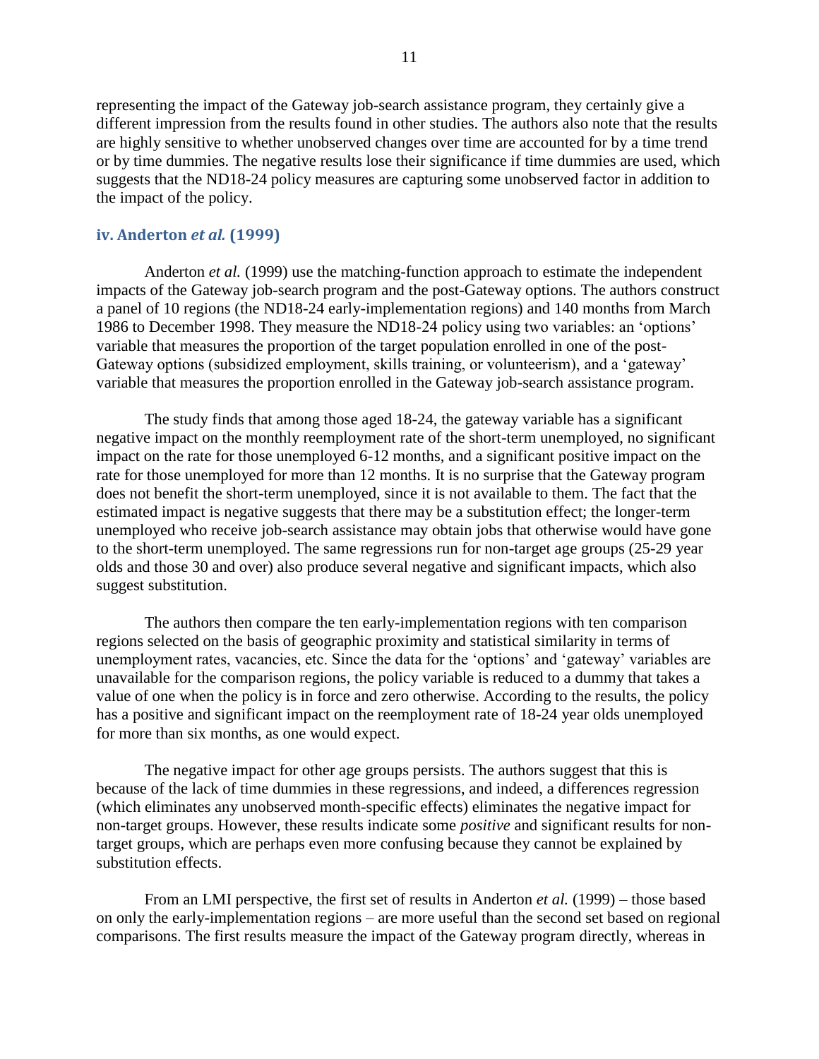representing the impact of the Gateway job-search assistance program, they certainly give a different impression from the results found in other studies. The authors also note that the results are highly sensitive to whether unobserved changes over time are accounted for by a time trend or by time dummies. The negative results lose their significance if time dummies are used, which suggests that the ND18-24 policy measures are capturing some unobserved factor in addition to the impact of the policy.

### iv. Anderton *et al.* (1999)

Anderton *et al.* (1999) use the matching-function approach to estimate the independent impacts of the Gateway job-search program and the post-Gateway options. The authors construct a panel of 10 regions (the ND18-24 early-implementation regions) and 140 months from March 1986 to December 1998. They measure the ND18-24 policy using two variables: an 'options' variable that measures the proportion of the target population enrolled in one of the post-Gateway options (subsidized employment, skills training, or volunteerism), and a 'gateway' variable that measures the proportion enrolled in the Gateway job-search assistance program.

The study finds that among those aged 18-24, the gateway variable has a significant negative impact on the monthly reemployment rate of the short-term unemployed, no significant impact on the rate for those unemployed 6-12 months, and a significant positive impact on the rate for those unemployed for more than 12 months. It is no surprise that the Gateway program does not benefit the short-term unemployed, since it is not available to them. The fact that the estimated impact is negative suggests that there may be a substitution effect; the longer-term unemployed who receive job-search assistance may obtain jobs that otherwise would have gone to the short-term unemployed. The same regressions run for non-target age groups (25-29 year olds and those 30 and over) also produce several negative and significant impacts, which also suggest substitution.

The authors then compare the ten early-implementation regions with ten comparison regions selected on the basis of geographic proximity and statistical similarity in terms of unemployment rates, vacancies, etc. Since the data for the 'options' and 'gateway' variables are unavailable for the comparison regions, the policy variable is reduced to a dummy that takes a value of one when the policy is in force and zero otherwise. According to the results, the policy has a positive and significant impact on the reemployment rate of 18-24 year olds unemployed for more than six months, as one would expect.

The negative impact for other age groups persists. The authors suggest that this is because of the lack of time dummies in these regressions, and indeed, a differences regression (which eliminates any unobserved month-specific effects) eliminates the negative impact for non-target groups. However, these results indicate some *positive* and significant results for non-target groups, which are perhaps even more confusing because they cannot be explained by substitution effects.

From an LMI perspective, the first set of results in Anderton *et al.* (1999) – those based on only the early-implementation regions – are more useful than the second set based on regional comparisons. The first results measure the impact of the Gateway program directly, whereas in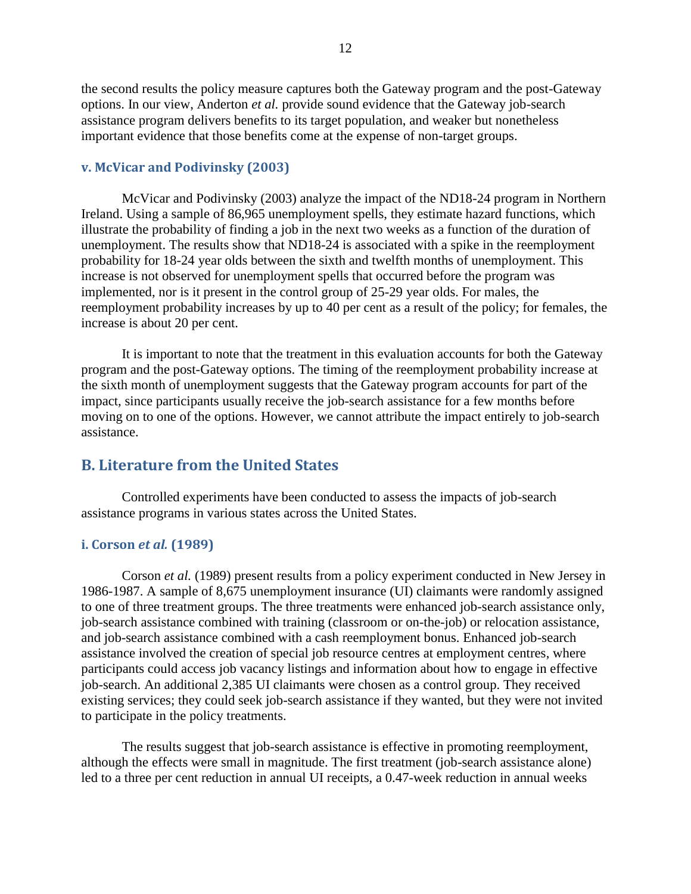the second results the policy measure captures both the Gateway program and the post-Gateway options. In our view, Anderton *et al.* provide sound evidence that the Gateway job-search assistance program delivers benefits to its target population, and weaker but nonetheless important evidence that those benefits come at the expense of non-target groups.

### v. McVicar and Podivinsky (2003)

McVicar and Podivinsky (2003) analyze the impact of the ND18-24 program in Northern Ireland. Using a sample of 86,965 unemployment spells, they estimate hazard functions, which illustrate the probability of finding a job in the next two weeks as a function of the duration of unemployment. The results show that ND18-24 is associated with a spike in the reemployment probability for 18-24 year olds between the sixth and twelfth months of unemployment. This increase is not observed for unemployment spells that occurred before the program was implemented, nor is it present in the control group of 25-29 year olds. For males, the reemployment probability increases by up to 40 per cent as a result of the policy; for females, the increase is about 20 per cent.

It is important to note that the treatment in this evaluation accounts for both the Gateway program and the post-Gateway options. The timing of the reemployment probability increase at the sixth month of unemployment suggests that the Gateway program accounts for part of the impact, since participants usually receive the job-search assistance for a few months before moving on to one of the options. However, we cannot attribute the impact entirely to job-search assistance.

## B. Literature from the United States

Controlled experiments have been conducted to assess the impacts of job-search assistance programs in various states across the United States.

### i. Corson *et al.* (1989)

Corson *et al.* (1989) present results from a policy experiment conducted in New Jersey in 1986-1987. A sample of 8,675 unemployment insurance (UI) claimants were randomly assigned to one of three treatment groups. The three treatments were enhanced job-search assistance only, job-search assistance combined with training (classroom or on-the-job) or relocation assistance, and job-search assistance combined with a cash reemployment bonus. Enhanced job-search assistance involved the creation of special job resource centres at employment centres, where participants could access job vacancy listings and information about how to engage in effective job-search. An additional 2,385 UI claimants were chosen as a control group. They received existing services; they could seek job-search assistance if they wanted, but they were not invited to participate in the policy treatments.

The results suggest that job-search assistance is effective in promoting reemployment, although the effects were small in magnitude. The first treatment (job-search assistance alone) led to a three per cent reduction in annual UI receipts, a 0.47-week reduction in annual weeks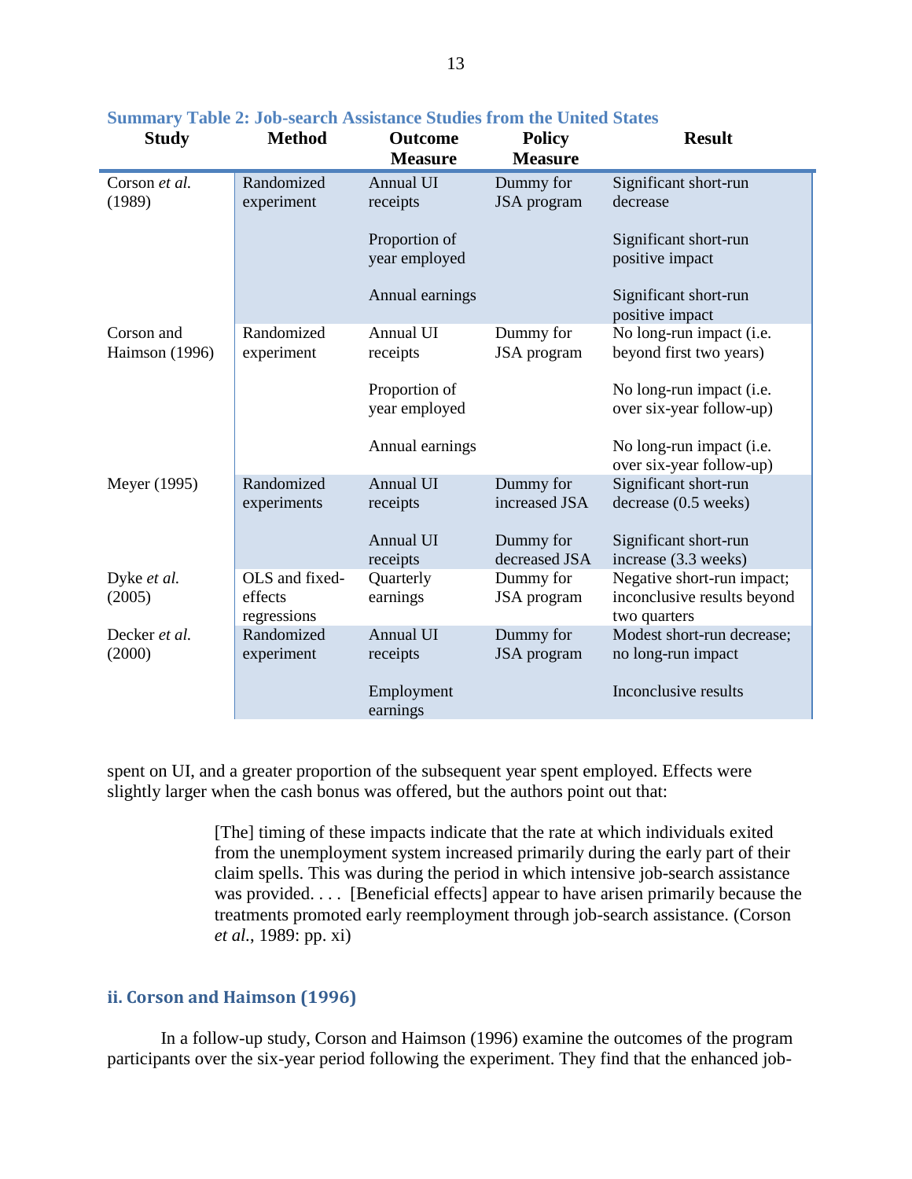**Summary Table 2: Job-search Assistance Studies from the United States**

| Study | Method | Outcome Measure | Policy Measure | Result |
|---|---|---|---|---|
| Corson *et al.* (1989) | Randomized experiment | Annual UI receipts | Dummy for JSA program | Significant short-run decrease |
| | | Proportion of year employed | | Significant short-run positive impact |
| | | Annual earnings | | Significant short-run positive impact |
| Corson and Haimson (1996) | Randomized experiment | Annual UI receipts | Dummy for JSA program | No long-run impact (i.e. beyond first two years) |
| | | Proportion of year employed | | No long-run impact (i.e. over six-year follow-up) |
| | | Annual earnings | | No long-run impact (i.e. over six-year follow-up) |
| Meyer (1995) | Randomized experiments | Annual UI receipts | Dummy for increased JSA | Significant short-run decrease (0.5 weeks) |
| | | Annual UI receipts | Dummy for decreased JSA | Significant short-run increase (3.3 weeks) |
| Dyke *et al.* (2005) | OLS and fixed-effects regressions | Quarterly earnings | Dummy for JSA program | Negative short-run impact; inconclusive results beyond two quarters |
| Decker *et al.* (2000) | Randomized experiment | Annual UI receipts | Dummy for JSA program | Modest short-run decrease; no long-run impact |
| | | Employment earnings | | Inconclusive results |

spent on UI, and a greater proportion of the subsequent year spent employed. Effects were slightly larger when the cash bonus was offered, but the authors point out that:

> [The] timing of these impacts indicate that the rate at which individuals exited from the unemployment system increased primarily during the early part of their claim spells. This was during the period in which intensive job-search assistance was provided. . . . [Beneficial effects] appear to have arisen primarily because the treatments promoted early reemployment through job-search assistance. (Corson *et al.*, 1989: pp. xi)

### ii. Corson and Haimson (1996)

In a follow-up study, Corson and Haimson (1996) examine the outcomes of the program participants over the six-year period following the experiment. They find that the enhanced job-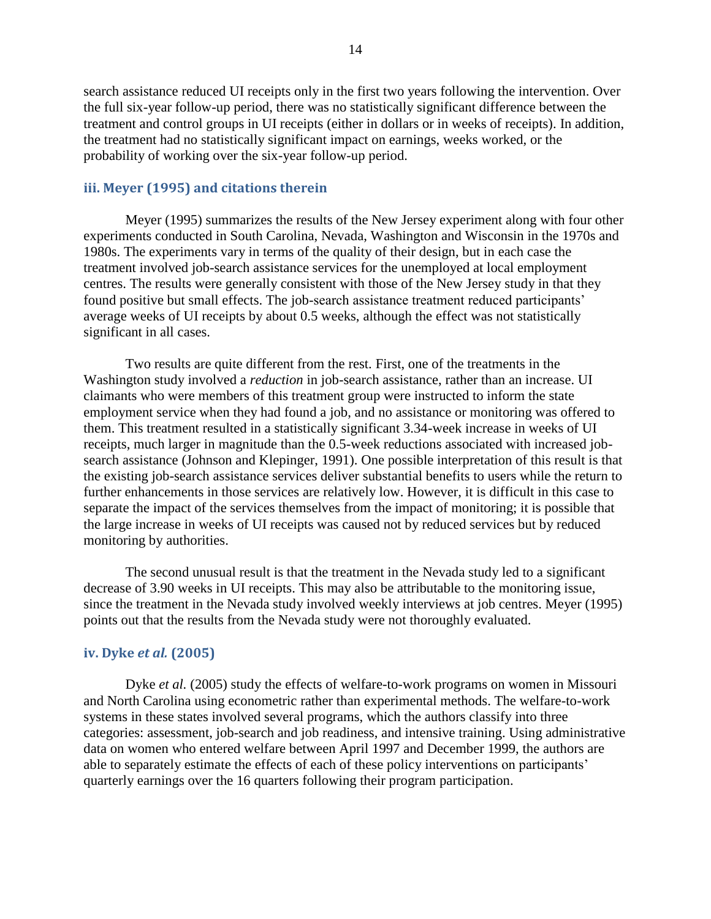search assistance reduced UI receipts only in the first two years following the intervention. Over the full six-year follow-up period, there was no statistically significant difference between the treatment and control groups in UI receipts (either in dollars or in weeks of receipts). In addition, the treatment had no statistically significant impact on earnings, weeks worked, or the probability of working over the six-year follow-up period.

### iii. Meyer (1995) and citations therein

Meyer (1995) summarizes the results of the New Jersey experiment along with four other experiments conducted in South Carolina, Nevada, Washington and Wisconsin in the 1970s and 1980s. The experiments vary in terms of the quality of their design, but in each case the treatment involved job-search assistance services for the unemployed at local employment centres. The results were generally consistent with those of the New Jersey study in that they found positive but small effects. The job-search assistance treatment reduced participants' average weeks of UI receipts by about 0.5 weeks, although the effect was not statistically significant in all cases.

Two results are quite different from the rest. First, one of the treatments in the Washington study involved a *reduction* in job-search assistance, rather than an increase. UI claimants who were members of this treatment group were instructed to inform the state employment service when they had found a job, and no assistance or monitoring was offered to them. This treatment resulted in a statistically significant 3.34-week increase in weeks of UI receipts, much larger in magnitude than the 0.5-week reductions associated with increased job-search assistance (Johnson and Klepinger, 1991). One possible interpretation of this result is that the existing job-search assistance services deliver substantial benefits to users while the return to further enhancements in those services are relatively low. However, it is difficult in this case to separate the impact of the services themselves from the impact of monitoring; it is possible that the large increase in weeks of UI receipts was caused not by reduced services but by reduced monitoring by authorities.

The second unusual result is that the treatment in the Nevada study led to a significant decrease of 3.90 weeks in UI receipts. This may also be attributable to the monitoring issue, since the treatment in the Nevada study involved weekly interviews at job centres. Meyer (1995) points out that the results from the Nevada study were not thoroughly evaluated.

### iv. Dyke *et al.* (2005)

Dyke *et al.* (2005) study the effects of welfare-to-work programs on women in Missouri and North Carolina using econometric rather than experimental methods. The welfare-to-work systems in these states involved several programs, which the authors classify into three categories: assessment, job-search and job readiness, and intensive training. Using administrative data on women who entered welfare between April 1997 and December 1999, the authors are able to separately estimate the effects of each of these policy interventions on participants' quarterly earnings over the 16 quarters following their program participation.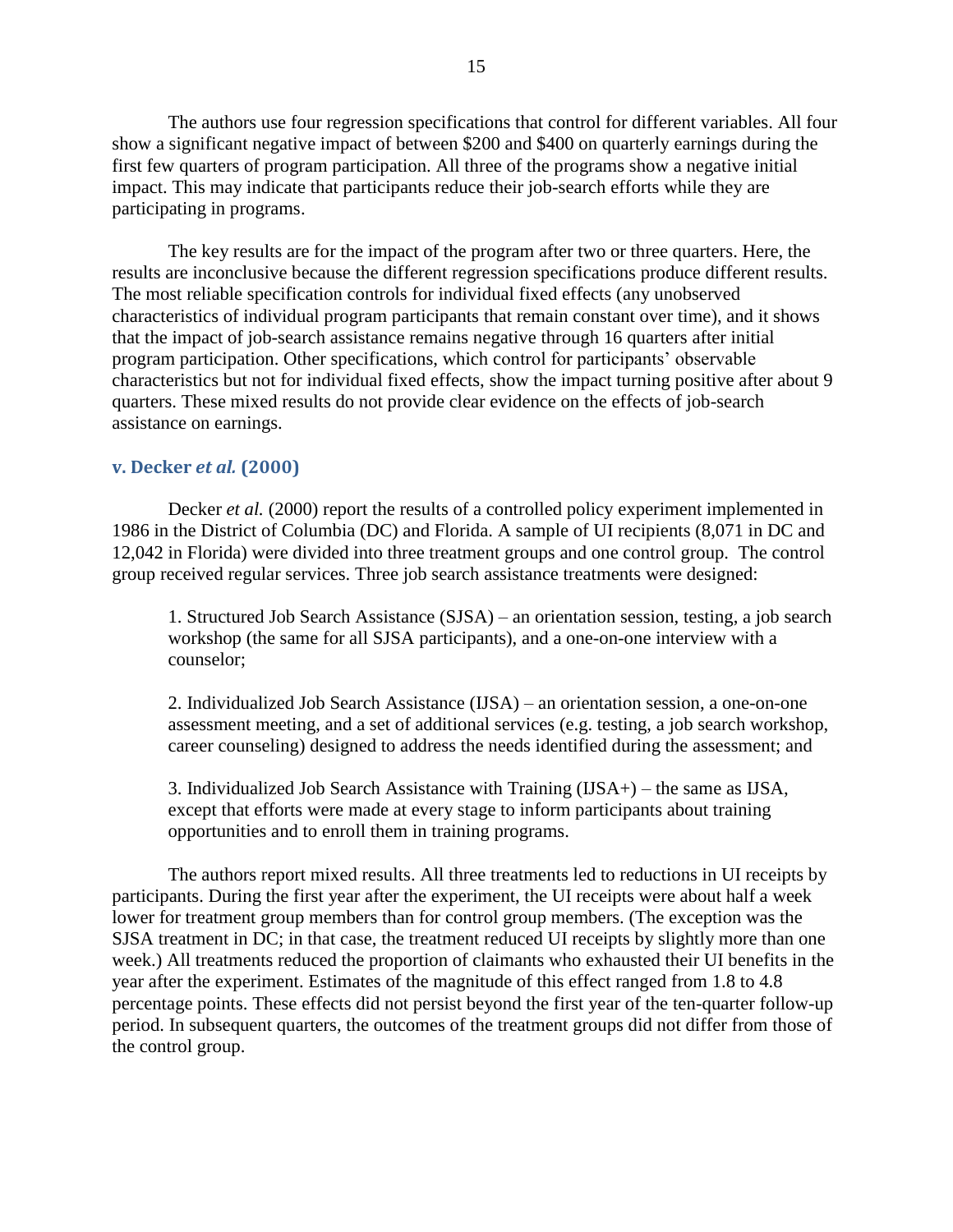The authors use four regression specifications that control for different variables. All four show a significant negative impact of between $200 and $400 on quarterly earnings during the first few quarters of program participation. All three of the programs show a negative initial impact. This may indicate that participants reduce their job-search efforts while they are participating in programs.

The key results are for the impact of the program after two or three quarters. Here, the results are inconclusive because the different regression specifications produce different results. The most reliable specification controls for individual fixed effects (any unobserved characteristics of individual program participants that remain constant over time), and it shows that the impact of job-search assistance remains negative through 16 quarters after initial program participation. Other specifications, which control for participants' observable characteristics but not for individual fixed effects, show the impact turning positive after about 9 quarters. These mixed results do not provide clear evidence on the effects of job-search assistance on earnings.

### v. Decker *et al.* (2000)

Decker *et al.* (2000) report the results of a controlled policy experiment implemented in 1986 in the District of Columbia (DC) and Florida. A sample of UI recipients (8,071 in DC and 12,042 in Florida) were divided into three treatment groups and one control group. The control group received regular services. Three job search assistance treatments were designed:

1. Structured Job Search Assistance (SJSA) – an orientation session, testing, a job search workshop (the same for all SJSA participants), and a one-on-one interview with a counselor;

2. Individualized Job Search Assistance (IJSA) – an orientation session, a one-on-one assessment meeting, and a set of additional services (e.g. testing, a job search workshop, career counseling) designed to address the needs identified during the assessment; and

3. Individualized Job Search Assistance with Training (IJSA+) – the same as IJSA, except that efforts were made at every stage to inform participants about training opportunities and to enroll them in training programs.

The authors report mixed results. All three treatments led to reductions in UI receipts by participants. During the first year after the experiment, the UI receipts were about half a week lower for treatment group members than for control group members. (The exception was the SJSA treatment in DC; in that case, the treatment reduced UI receipts by slightly more than one week.) All treatments reduced the proportion of claimants who exhausted their UI benefits in the year after the experiment. Estimates of the magnitude of this effect ranged from 1.8 to 4.8 percentage points. These effects did not persist beyond the first year of the ten-quarter follow-up period. In subsequent quarters, the outcomes of the treatment groups did not differ from those of the control group.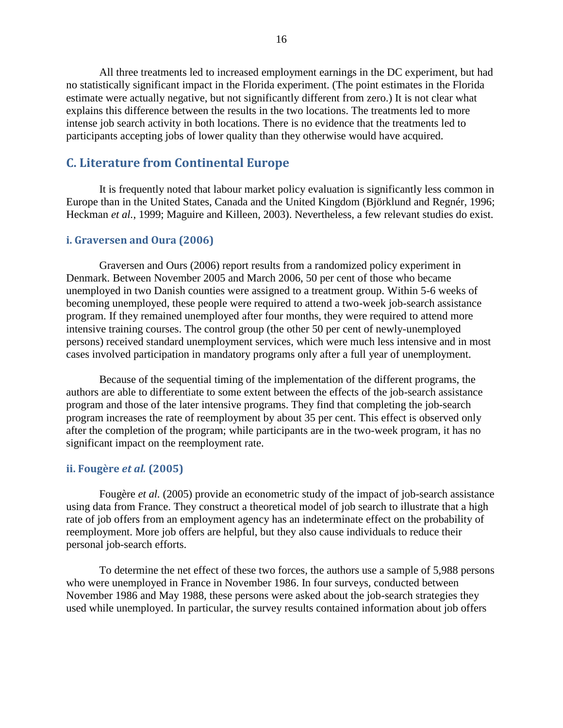All three treatments led to increased employment earnings in the DC experiment, but had no statistically significant impact in the Florida experiment. (The point estimates in the Florida estimate were actually negative, but not significantly different from zero.) It is not clear what explains this difference between the results in the two locations. The treatments led to more intense job search activity in both locations. There is no evidence that the treatments led to participants accepting jobs of lower quality than they otherwise would have acquired.

## C. Literature from Continental Europe

It is frequently noted that labour market policy evaluation is significantly less common in Europe than in the United States, Canada and the United Kingdom (Björklund and Regnér, 1996; Heckman *et al.*, 1999; Maguire and Killeen, 2003). Nevertheless, a few relevant studies do exist.

### i. Graversen and Oura (2006)

Graversen and Ours (2006) report results from a randomized policy experiment in Denmark. Between November 2005 and March 2006, 50 per cent of those who became unemployed in two Danish counties were assigned to a treatment group. Within 5-6 weeks of becoming unemployed, these people were required to attend a two-week job-search assistance program. If they remained unemployed after four months, they were required to attend more intensive training courses. The control group (the other 50 per cent of newly-unemployed persons) received standard unemployment services, which were much less intensive and in most cases involved participation in mandatory programs only after a full year of unemployment.

Because of the sequential timing of the implementation of the different programs, the authors are able to differentiate to some extent between the effects of the job-search assistance program and those of the later intensive programs. They find that completing the job-search program increases the rate of reemployment by about 35 per cent. This effect is observed only after the completion of the program; while participants are in the two-week program, it has no significant impact on the reemployment rate.

### ii. Fougère *et al.* (2005)

Fougère *et al.* (2005) provide an econometric study of the impact of job-search assistance using data from France. They construct a theoretical model of job search to illustrate that a high rate of job offers from an employment agency has an indeterminate effect on the probability of reemployment. More job offers are helpful, but they also cause individuals to reduce their personal job-search efforts.

To determine the net effect of these two forces, the authors use a sample of 5,988 persons who were unemployed in France in November 1986. In four surveys, conducted between November 1986 and May 1988, these persons were asked about the job-search strategies they used while unemployed. In particular, the survey results contained information about job offers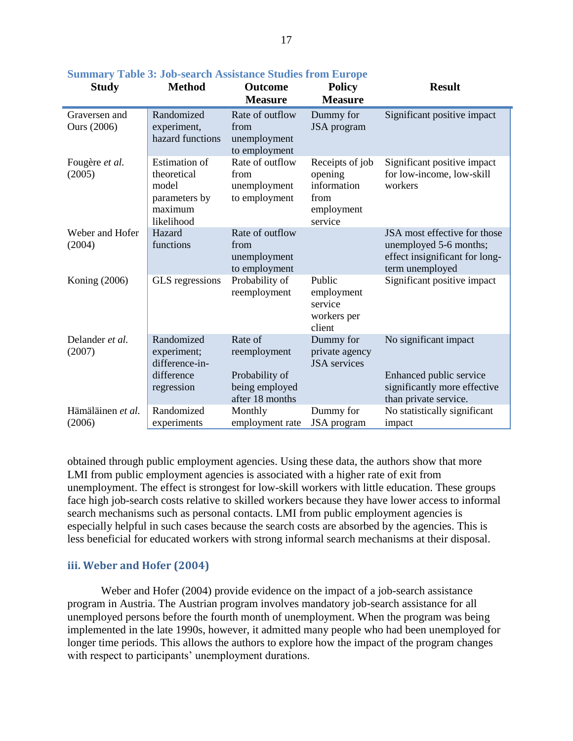**Summary Table 3: Job-search Assistance Studies from Europe**

| Study | Method | Outcome Measure | Policy Measure | Result |
|---|---|---|---|---|
| Graversen and Ours (2006) | Randomized experiment, hazard functions | Rate of outflow from unemployment to employment | Dummy for JSA program | Significant positive impact |
| Fougère *et al.* (2005) | Estimation of theoretical model parameters by maximum likelihood | Rate of outflow from unemployment to employment | Receipts of job opening information from employment service | Significant positive impact for low-income, low-skill workers |
| Weber and Hofer (2004) | Hazard functions | Rate of outflow from unemployment to employment | | JSA most effective for those unemployed 5-6 months; effect insignificant for long-term unemployed |
| Koning (2006) | GLS regressions | Probability of reemployment | Public employment service workers per client | Significant positive impact |
| Delander *et al.* (2007) | Randomized experiment; difference-in-difference regression | Rate of reemployment<br><br>Probability of being employed after 18 months | Dummy for private agency JSA services | No significant impact<br><br>Enhanced public service significantly more effective than private service. |
| Hämäläinen *et al.* (2006) | Randomized experiments | Monthly employment rate | Dummy for JSA program | No statistically significant impact |

obtained through public employment agencies. Using these data, the authors show that more LMI from public employment agencies is associated with a higher rate of exit from unemployment. The effect is strongest for low-skill workers with little education. These groups face high job-search costs relative to skilled workers because they have lower access to informal search mechanisms such as personal contacts. LMI from public employment agencies is especially helpful in such cases because the search costs are absorbed by the agencies. This is less beneficial for educated workers with strong informal search mechanisms at their disposal.

### iii. Weber and Hofer (2004)

Weber and Hofer (2004) provide evidence on the impact of a job-search assistance program in Austria. The Austrian program involves mandatory job-search assistance for all unemployed persons before the fourth month of unemployment. When the program was being implemented in the late 1990s, however, it admitted many people who had been unemployed for longer time periods. This allows the authors to explore how the impact of the program changes with respect to participants' unemployment durations.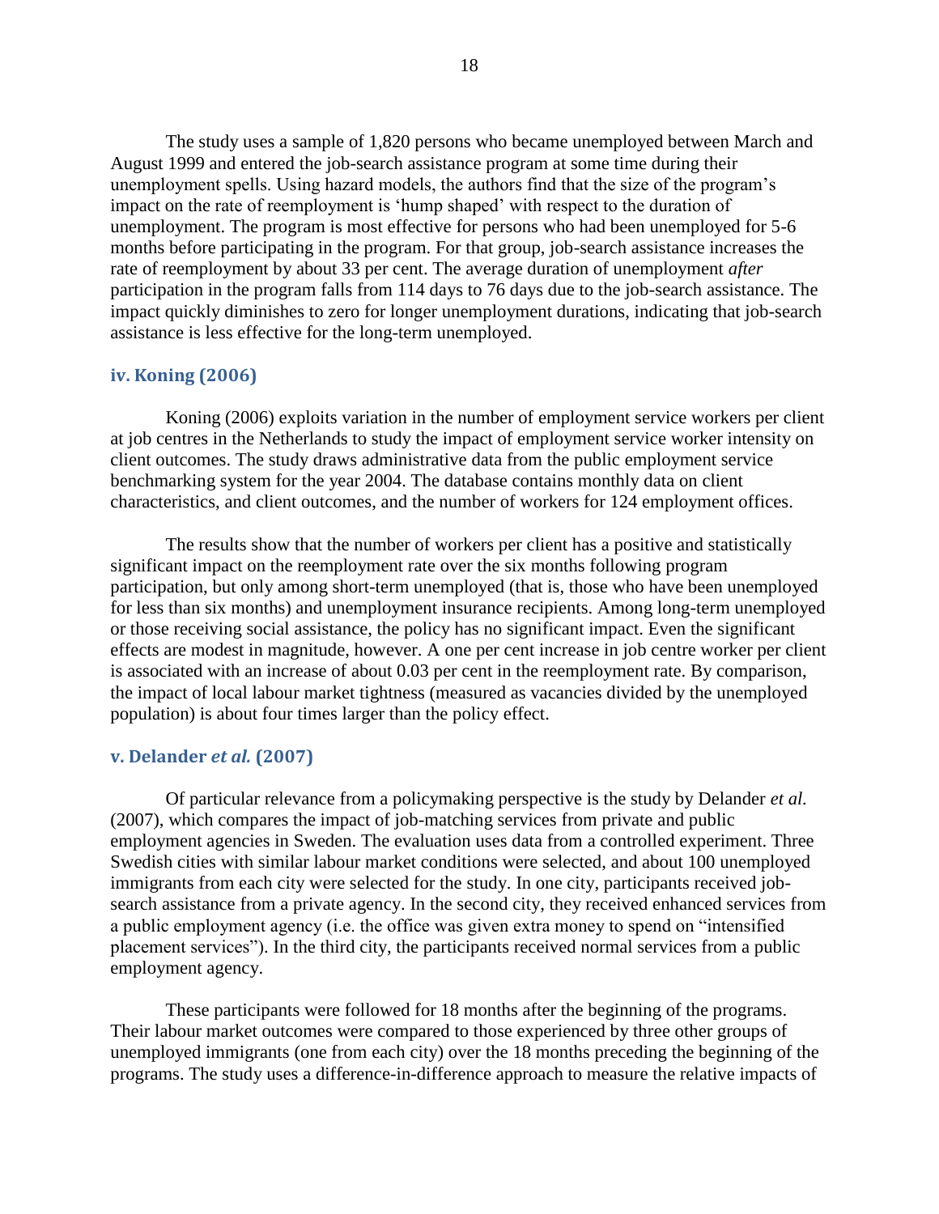The study uses a sample of 1,820 persons who became unemployed between March and August 1999 and entered the job-search assistance program at some time during their unemployment spells. Using hazard models, the authors find that the size of the program's impact on the rate of reemployment is 'hump shaped' with respect to the duration of unemployment. The program is most effective for persons who had been unemployed for 5-6 months before participating in the program. For that group, job-search assistance increases the rate of reemployment by about 33 per cent. The average duration of unemployment *after* participation in the program falls from 114 days to 76 days due to the job-search assistance. The impact quickly diminishes to zero for longer unemployment durations, indicating that job-search assistance is less effective for the long-term unemployed.

### iv. Koning (2006)

Koning (2006) exploits variation in the number of employment service workers per client at job centres in the Netherlands to study the impact of employment service worker intensity on client outcomes. The study draws administrative data from the public employment service benchmarking system for the year 2004. The database contains monthly data on client characteristics, and client outcomes, and the number of workers for 124 employment offices.

The results show that the number of workers per client has a positive and statistically significant impact on the reemployment rate over the six months following program participation, but only among short-term unemployed (that is, those who have been unemployed for less than six months) and unemployment insurance recipients. Among long-term unemployed or those receiving social assistance, the policy has no significant impact. Even the significant effects are modest in magnitude, however. A one per cent increase in job centre worker per client is associated with an increase of about 0.03 per cent in the reemployment rate. By comparison, the impact of local labour market tightness (measured as vacancies divided by the unemployed population) is about four times larger than the policy effect.

### v. Delander *et al.* (2007)

Of particular relevance from a policymaking perspective is the study by Delander *et al.* (2007), which compares the impact of job-matching services from private and public employment agencies in Sweden. The evaluation uses data from a controlled experiment. Three Swedish cities with similar labour market conditions were selected, and about 100 unemployed immigrants from each city were selected for the study. In one city, participants received job-search assistance from a private agency. In the second city, they received enhanced services from a public employment agency (i.e. the office was given extra money to spend on "intensified placement services"). In the third city, the participants received normal services from a public employment agency.

These participants were followed for 18 months after the beginning of the programs. Their labour market outcomes were compared to those experienced by three other groups of unemployed immigrants (one from each city) over the 18 months preceding the beginning of the programs. The study uses a difference-in-difference approach to measure the relative impacts of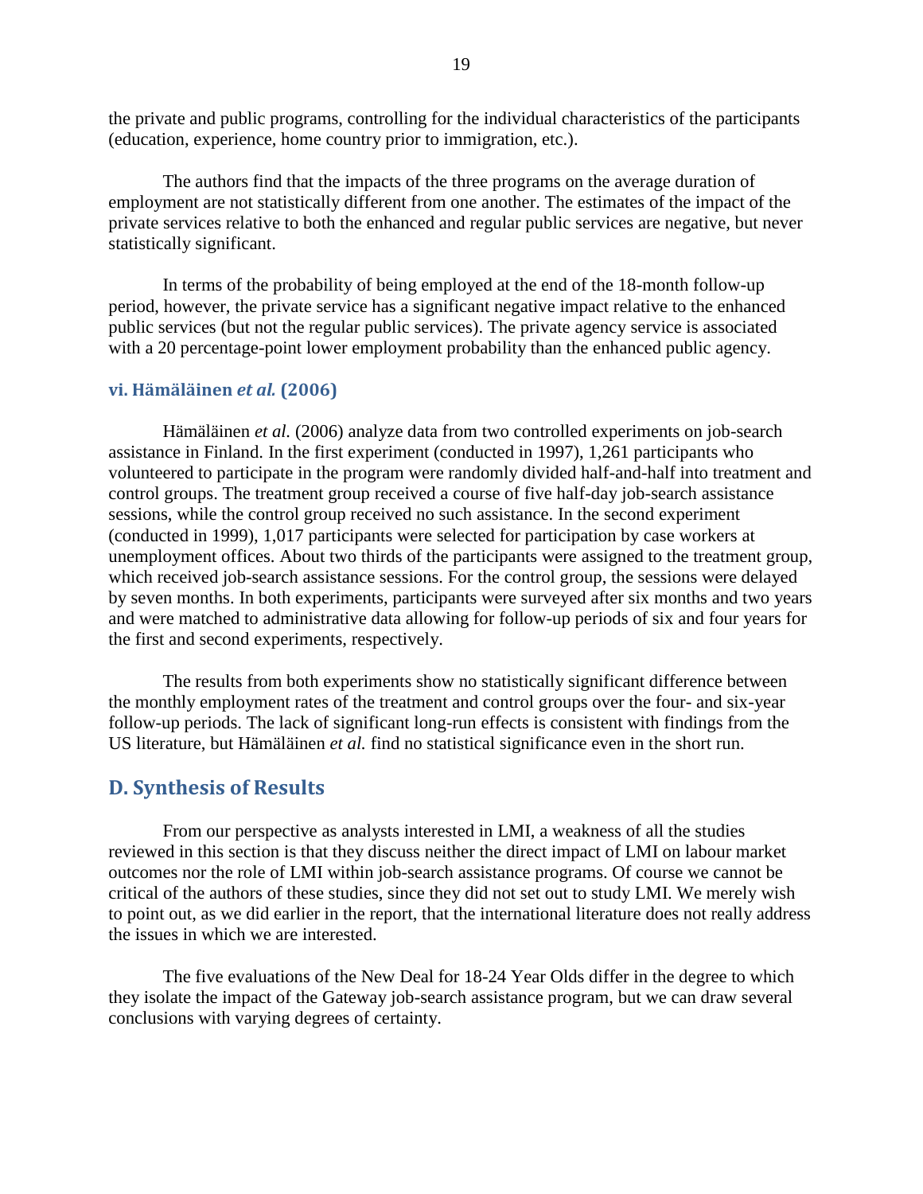the private and public programs, controlling for the individual characteristics of the participants (education, experience, home country prior to immigration, etc.).

The authors find that the impacts of the three programs on the average duration of employment are not statistically different from one another. The estimates of the impact of the private services relative to both the enhanced and regular public services are negative, but never statistically significant.

In terms of the probability of being employed at the end of the 18-month follow-up period, however, the private service has a significant negative impact relative to the enhanced public services (but not the regular public services). The private agency service is associated with a 20 percentage-point lower employment probability than the enhanced public agency.

### vi. Hämäläinen *et al.* (2006)

Hämäläinen *et al.* (2006) analyze data from two controlled experiments on job-search assistance in Finland. In the first experiment (conducted in 1997), 1,261 participants who volunteered to participate in the program were randomly divided half-and-half into treatment and control groups. The treatment group received a course of five half-day job-search assistance sessions, while the control group received no such assistance. In the second experiment (conducted in 1999), 1,017 participants were selected for participation by case workers at unemployment offices. About two thirds of the participants were assigned to the treatment group, which received job-search assistance sessions. For the control group, the sessions were delayed by seven months. In both experiments, participants were surveyed after six months and two years and were matched to administrative data allowing for follow-up periods of six and four years for the first and second experiments, respectively.

The results from both experiments show no statistically significant difference between the monthly employment rates of the treatment and control groups over the four- and six-year follow-up periods. The lack of significant long-run effects is consistent with findings from the US literature, but Hämäläinen *et al.* find no statistical significance even in the short run.

## D. Synthesis of Results

From our perspective as analysts interested in LMI, a weakness of all the studies reviewed in this section is that they discuss neither the direct impact of LMI on labour market outcomes nor the role of LMI within job-search assistance programs. Of course we cannot be critical of the authors of these studies, since they did not set out to study LMI. We merely wish to point out, as we did earlier in the report, that the international literature does not really address the issues in which we are interested.

The five evaluations of the New Deal for 18-24 Year Olds differ in the degree to which they isolate the impact of the Gateway job-search assistance program, but we can draw several conclusions with varying degrees of certainty.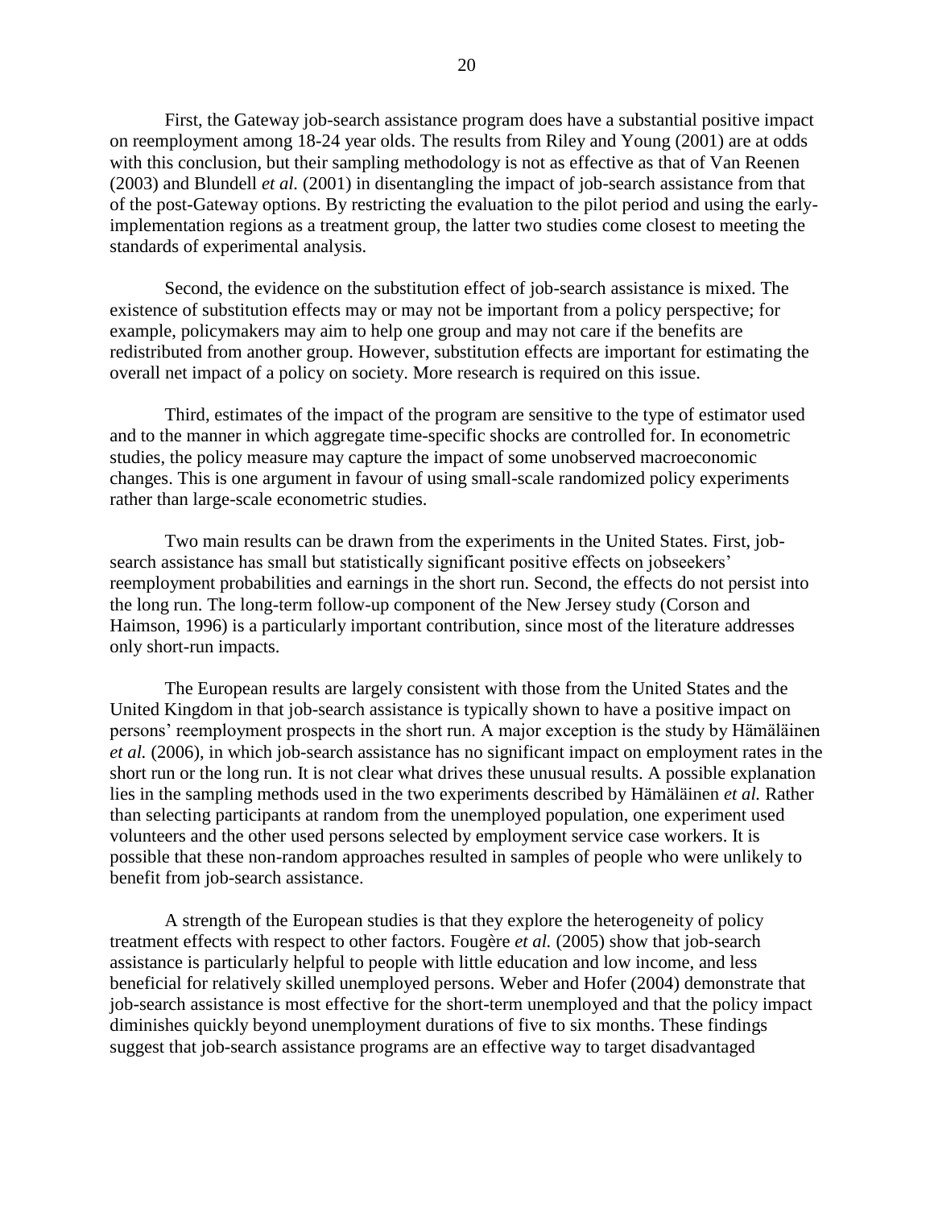First, the Gateway job-search assistance program does have a substantial positive impact on reemployment among 18-24 year olds. The results from Riley and Young (2001) are at odds with this conclusion, but their sampling methodology is not as effective as that of Van Reenen (2003) and Blundell *et al.* (2001) in disentangling the impact of job-search assistance from that of the post-Gateway options. By restricting the evaluation to the pilot period and using the early-implementation regions as a treatment group, the latter two studies come closest to meeting the standards of experimental analysis.

Second, the evidence on the substitution effect of job-search assistance is mixed. The existence of substitution effects may or may not be important from a policy perspective; for example, policymakers may aim to help one group and may not care if the benefits are redistributed from another group. However, substitution effects are important for estimating the overall net impact of a policy on society. More research is required on this issue.

Third, estimates of the impact of the program are sensitive to the type of estimator used and to the manner in which aggregate time-specific shocks are controlled for. In econometric studies, the policy measure may capture the impact of some unobserved macroeconomic changes. This is one argument in favour of using small-scale randomized policy experiments rather than large-scale econometric studies.

Two main results can be drawn from the experiments in the United States. First, job-search assistance has small but statistically significant positive effects on jobseekers' reemployment probabilities and earnings in the short run. Second, the effects do not persist into the long run. The long-term follow-up component of the New Jersey study (Corson and Haimson, 1996) is a particularly important contribution, since most of the literature addresses only short-run impacts.

The European results are largely consistent with those from the United States and the United Kingdom in that job-search assistance is typically shown to have a positive impact on persons' reemployment prospects in the short run. A major exception is the study by Hämäläinen *et al.* (2006), in which job-search assistance has no significant impact on employment rates in the short run or the long run. It is not clear what drives these unusual results. A possible explanation lies in the sampling methods used in the two experiments described by Hämäläinen *et al.* Rather than selecting participants at random from the unemployed population, one experiment used volunteers and the other used persons selected by employment service case workers. It is possible that these non-random approaches resulted in samples of people who were unlikely to benefit from job-search assistance.

A strength of the European studies is that they explore the heterogeneity of policy treatment effects with respect to other factors. Fougère *et al.* (2005) show that job-search assistance is particularly helpful to people with little education and low income, and less beneficial for relatively skilled unemployed persons. Weber and Hofer (2004) demonstrate that job-search assistance is most effective for the short-term unemployed and that the policy impact diminishes quickly beyond unemployment durations of five to six months. These findings suggest that job-search assistance programs are an effective way to target disadvantaged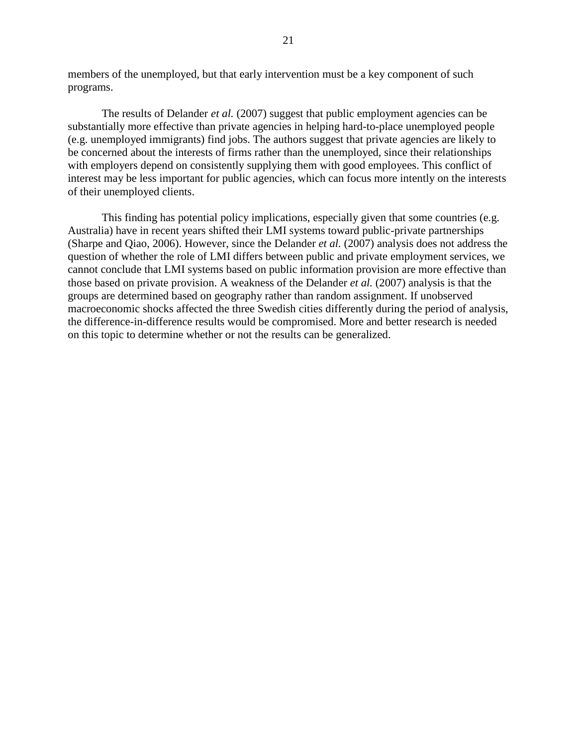members of the unemployed, but that early intervention must be a key component of such programs.

The results of Delander *et al.* (2007) suggest that public employment agencies can be substantially more effective than private agencies in helping hard-to-place unemployed people (e.g. unemployed immigrants) find jobs. The authors suggest that private agencies are likely to be concerned about the interests of firms rather than the unemployed, since their relationships with employers depend on consistently supplying them with good employees. This conflict of interest may be less important for public agencies, which can focus more intently on the interests of their unemployed clients.

This finding has potential policy implications, especially given that some countries (e.g. Australia) have in recent years shifted their LMI systems toward public-private partnerships (Sharpe and Qiao, 2006). However, since the Delander *et al.* (2007) analysis does not address the question of whether the role of LMI differs between public and private employment services, we cannot conclude that LMI systems based on public information provision are more effective than those based on private provision. A weakness of the Delander *et al.* (2007) analysis is that the groups are determined based on geography rather than random assignment. If unobserved macroeconomic shocks affected the three Swedish cities differently during the period of analysis, the difference-in-difference results would be compromised. More and better research is needed on this topic to determine whether or not the results can be generalized.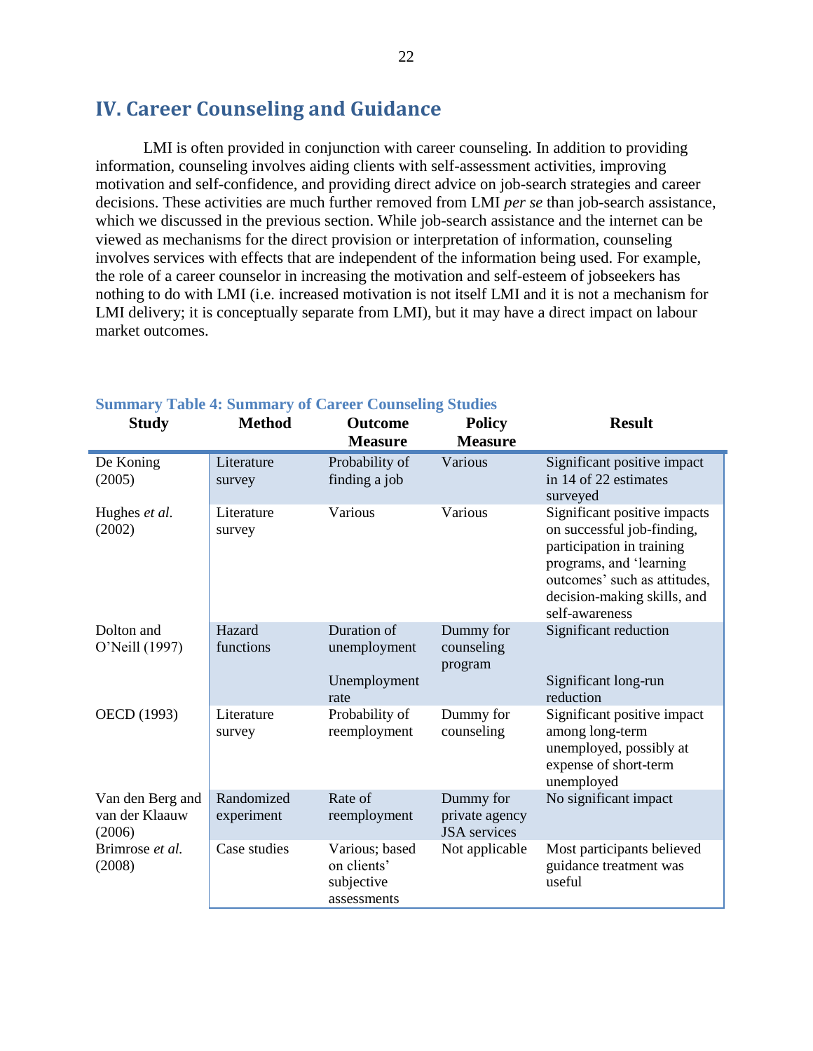## IV. Career Counseling and Guidance

LMI is often provided in conjunction with career counseling. In addition to providing information, counseling involves aiding clients with self-assessment activities, improving motivation and self-confidence, and providing direct advice on job-search strategies and career decisions. These activities are much further removed from LMI *per se* than job-search assistance, which we discussed in the previous section. While job-search assistance and the internet can be viewed as mechanisms for the direct provision or interpretation of information, counseling involves services with effects that are independent of the information being used. For example, the role of a career counselor in increasing the motivation and self-esteem of jobseekers has nothing to do with LMI (i.e. increased motivation is not itself LMI and it is not a mechanism for LMI delivery; it is conceptually separate from LMI), but it may have a direct impact on labour market outcomes.

**Summary Table 4: Summary of Career Counseling Studies**

| Study | Method | Outcome Measure | Policy Measure | Result |
|---|---|---|---|---|
| De Koning (2005) | Literature survey | Probability of finding a job | Various | Significant positive impact in 14 of 22 estimates surveyed |
| Hughes *et al.* (2002) | Literature survey | Various | Various | Significant positive impacts on successful job-finding, participation in training programs, and 'learning outcomes' such as attitudes, decision-making skills, and self-awareness |
| Dolton and O'Neill (1997) | Hazard functions | Duration of unemployment | Dummy for counseling program | Significant reduction |
| | | Unemployment rate | | Significant long-run reduction |
| OECD (1993) | Literature survey | Probability of reemployment | Dummy for counseling | Significant positive impact among long-term unemployed, possibly at expense of short-term unemployed |
| Van den Berg and van der Klaauw (2006) | Randomized experiment | Rate of reemployment | Dummy for private agency JSA services | No significant impact |
| Brimrose *et al.* (2008) | Case studies | Various; based on clients' subjective assessments | Not applicable | Most participants believed guidance treatment was useful |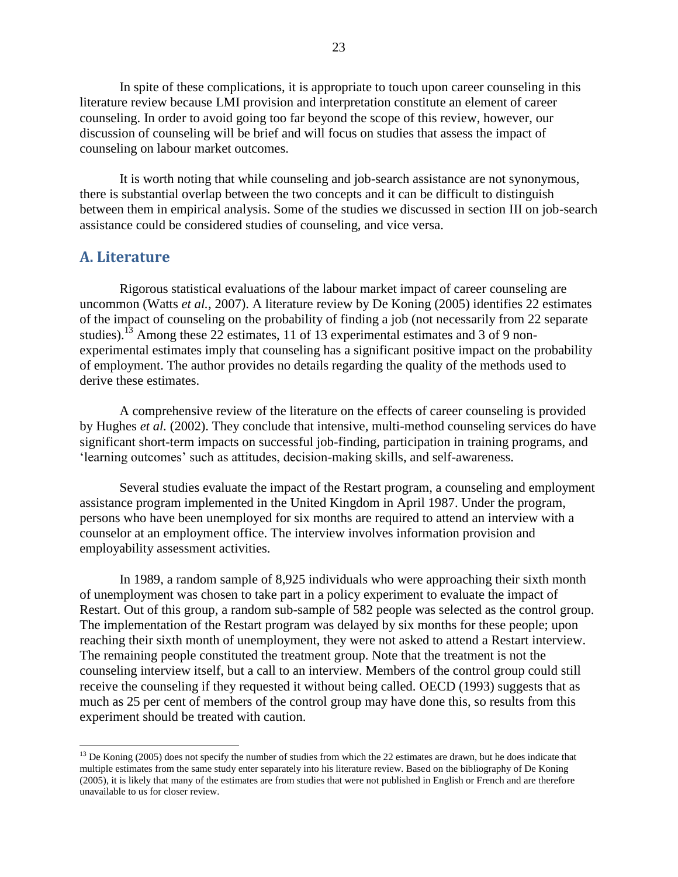In spite of these complications, it is appropriate to touch upon career counseling in this literature review because LMI provision and interpretation constitute an element of career counseling. In order to avoid going too far beyond the scope of this review, however, our discussion of counseling will be brief and will focus on studies that assess the impact of counseling on labour market outcomes.

It is worth noting that while counseling and job-search assistance are not synonymous, there is substantial overlap between the two concepts and it can be difficult to distinguish between them in empirical analysis. Some of the studies we discussed in section III on job-search assistance could be considered studies of counseling, and vice versa.

## A. Literature

Rigorous statistical evaluations of the labour market impact of career counseling are uncommon (Watts *et al.*, 2007). A literature review by De Koning (2005) identifies 22 estimates of the impact of counseling on the probability of finding a job (not necessarily from 22 separate studies).[13] Among these 22 estimates, 11 of 13 experimental estimates and 3 of 9 non-experimental estimates imply that counseling has a significant positive impact on the probability of employment. The author provides no details regarding the quality of the methods used to derive these estimates.

A comprehensive review of the literature on the effects of career counseling is provided by Hughes *et al.* (2002). They conclude that intensive, multi-method counseling services do have significant short-term impacts on successful job-finding, participation in training programs, and 'learning outcomes' such as attitudes, decision-making skills, and self-awareness.

Several studies evaluate the impact of the Restart program, a counseling and employment assistance program implemented in the United Kingdom in April 1987. Under the program, persons who have been unemployed for six months are required to attend an interview with a counselor at an employment office. The interview involves information provision and employability assessment activities.

In 1989, a random sample of 8,925 individuals who were approaching their sixth month of unemployment was chosen to take part in a policy experiment to evaluate the impact of Restart. Out of this group, a random sub-sample of 582 people was selected as the control group. The implementation of the Restart program was delayed by six months for these people; upon reaching their sixth month of unemployment, they were not asked to attend a Restart interview. The remaining people constituted the treatment group. Note that the treatment is not the counseling interview itself, but a call to an interview. Members of the control group could still receive the counseling if they requested it without being called. OECD (1993) suggests that as much as 25 per cent of members of the control group may have done this, so results from this experiment should be treated with caution.

[13] De Koning (2005) does not specify the number of studies from which the 22 estimates are drawn, but he does indicate that multiple estimates from the same study enter separately into his literature review. Based on the bibliography of De Koning (2005), it is likely that many of the estimates are from studies that were not published in English or French and are therefore unavailable to us for closer review.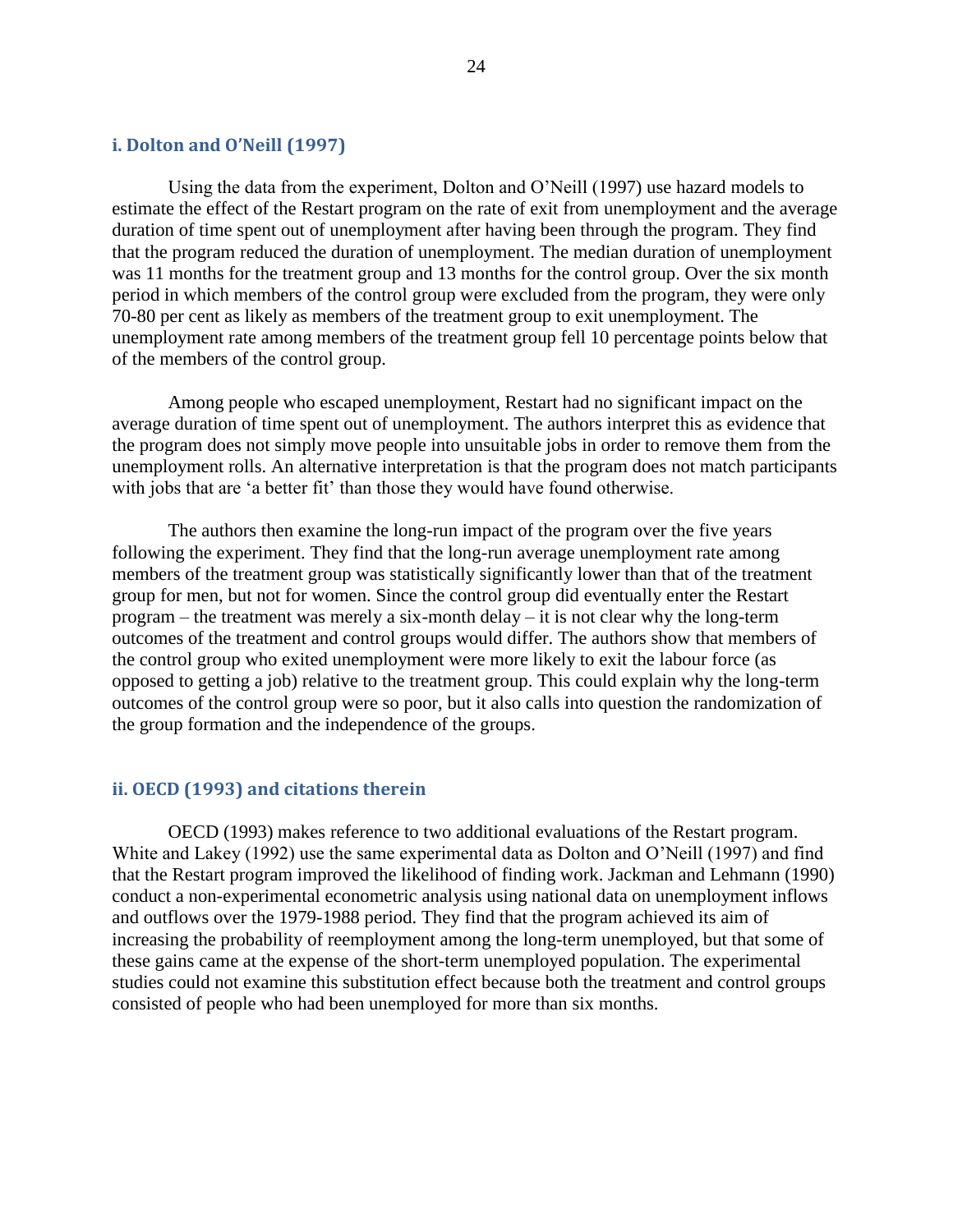### i. Dolton and O'Neill (1997)

Using the data from the experiment, Dolton and O'Neill (1997) use hazard models to estimate the effect of the Restart program on the rate of exit from unemployment and the average duration of time spent out of unemployment after having been through the program. They find that the program reduced the duration of unemployment. The median duration of unemployment was 11 months for the treatment group and 13 months for the control group. Over the six month period in which members of the control group were excluded from the program, they were only 70-80 per cent as likely as members of the treatment group to exit unemployment. The unemployment rate among members of the treatment group fell 10 percentage points below that of the members of the control group.

Among people who escaped unemployment, Restart had no significant impact on the average duration of time spent out of unemployment. The authors interpret this as evidence that the program does not simply move people into unsuitable jobs in order to remove them from the unemployment rolls. An alternative interpretation is that the program does not match participants with jobs that are 'a better fit' than those they would have found otherwise.

The authors then examine the long-run impact of the program over the five years following the experiment. They find that the long-run average unemployment rate among members of the treatment group was statistically significantly lower than that of the treatment group for men, but not for women. Since the control group did eventually enter the Restart program – the treatment was merely a six-month delay – it is not clear why the long-term outcomes of the treatment and control groups would differ. The authors show that members of the control group who exited unemployment were more likely to exit the labour force (as opposed to getting a job) relative to the treatment group. This could explain why the long-term outcomes of the control group were so poor, but it also calls into question the randomization of the group formation and the independence of the groups.

### ii. OECD (1993) and citations therein

OECD (1993) makes reference to two additional evaluations of the Restart program. White and Lakey (1992) use the same experimental data as Dolton and O'Neill (1997) and find that the Restart program improved the likelihood of finding work. Jackman and Lehmann (1990) conduct a non-experimental econometric analysis using national data on unemployment inflows and outflows over the 1979-1988 period. They find that the program achieved its aim of increasing the probability of reemployment among the long-term unemployed, but that some of these gains came at the expense of the short-term unemployed population. The experimental studies could not examine this substitution effect because both the treatment and control groups consisted of people who had been unemployed for more than six months.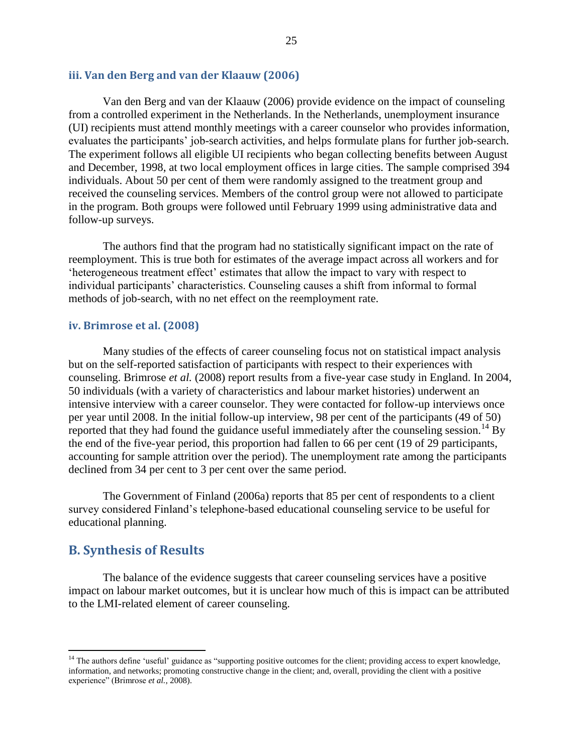### iii. Van den Berg and van der Klaauw (2006)

Van den Berg and van der Klaauw (2006) provide evidence on the impact of counseling from a controlled experiment in the Netherlands. In the Netherlands, unemployment insurance (UI) recipients must attend monthly meetings with a career counselor who provides information, evaluates the participants' job-search activities, and helps formulate plans for further job-search. The experiment follows all eligible UI recipients who began collecting benefits between August and December, 1998, at two local employment offices in large cities. The sample comprised 394 individuals. About 50 per cent of them were randomly assigned to the treatment group and received the counseling services. Members of the control group were not allowed to participate in the program. Both groups were followed until February 1999 using administrative data and follow-up surveys.

The authors find that the program had no statistically significant impact on the rate of reemployment. This is true both for estimates of the average impact across all workers and for 'heterogeneous treatment effect' estimates that allow the impact to vary with respect to individual participants' characteristics. Counseling causes a shift from informal to formal methods of job-search, with no net effect on the reemployment rate.

### iv. Brimrose et al. (2008)

Many studies of the effects of career counseling focus not on statistical impact analysis but on the self-reported satisfaction of participants with respect to their experiences with counseling. Brimrose *et al.* (2008) report results from a five-year case study in England. In 2004, 50 individuals (with a variety of characteristics and labour market histories) underwent an intensive interview with a career counselor. They were contacted for follow-up interviews once per year until 2008. In the initial follow-up interview, 98 per cent of the participants (49 of 50) reported that they had found the guidance useful immediately after the counseling session.[14] By the end of the five-year period, this proportion had fallen to 66 per cent (19 of 29 participants, accounting for sample attrition over the period). The unemployment rate among the participants declined from 34 per cent to 3 per cent over the same period.

The Government of Finland (2006a) reports that 85 per cent of respondents to a client survey considered Finland's telephone-based educational counseling service to be useful for educational planning.

## B. Synthesis of Results

The balance of the evidence suggests that career counseling services have a positive impact on labour market outcomes, but it is unclear how much of this is impact can be attributed to the LMI-related element of career counseling.

[14] The authors define 'useful' guidance as "supporting positive outcomes for the client; providing access to expert knowledge, information, and networks; promoting constructive change in the client; and, overall, providing the client with a positive experience" (Brimrose *et al.*, 2008).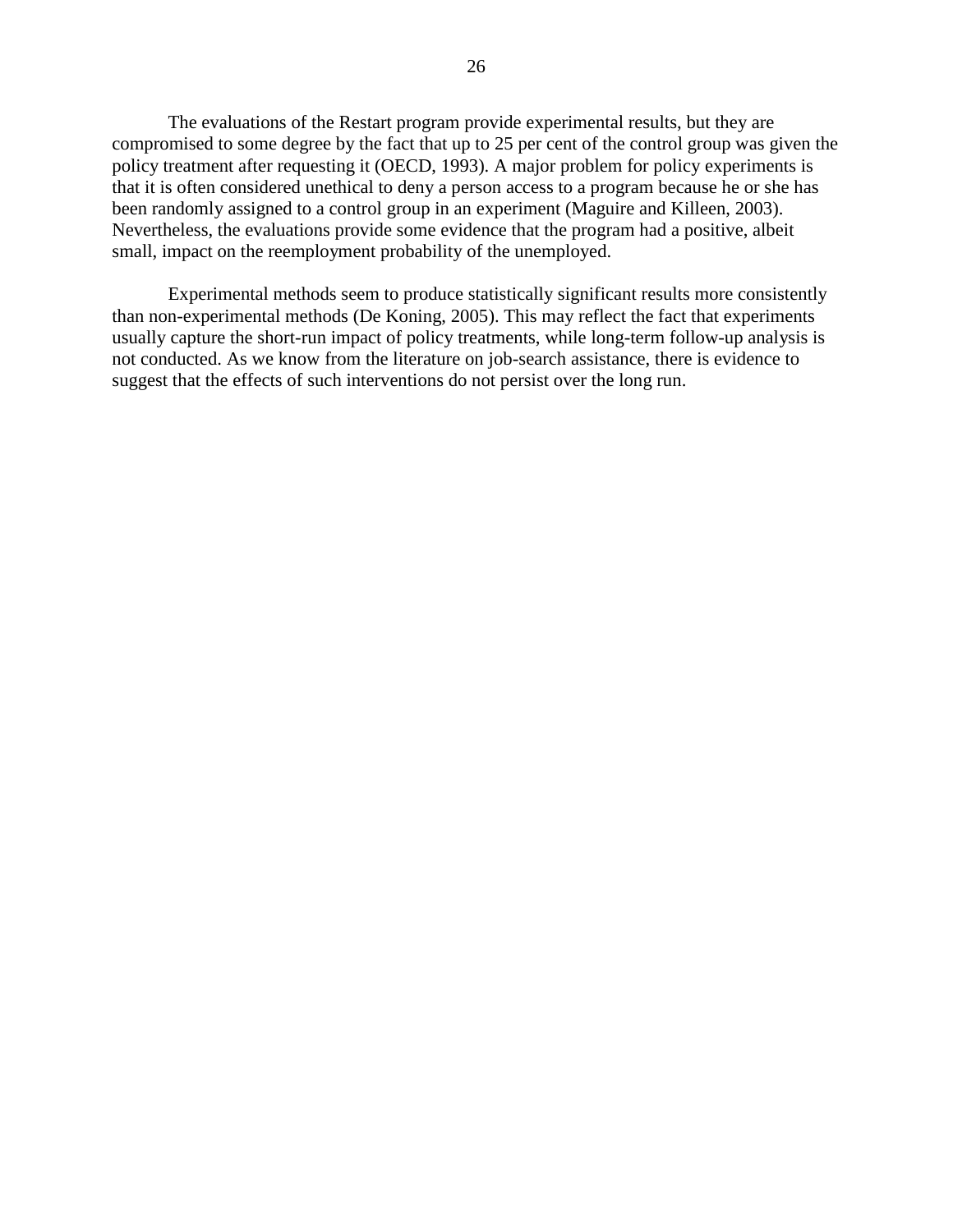The evaluations of the Restart program provide experimental results, but they are compromised to some degree by the fact that up to 25 per cent of the control group was given the policy treatment after requesting it (OECD, 1993). A major problem for policy experiments is that it is often considered unethical to deny a person access to a program because he or she has been randomly assigned to a control group in an experiment (Maguire and Killeen, 2003). Nevertheless, the evaluations provide some evidence that the program had a positive, albeit small, impact on the reemployment probability of the unemployed.

Experimental methods seem to produce statistically significant results more consistently than non-experimental methods (De Koning, 2005). This may reflect the fact that experiments usually capture the short-run impact of policy treatments, while long-term follow-up analysis is not conducted. As we know from the literature on job-search assistance, there is evidence to suggest that the effects of such interventions do not persist over the long run.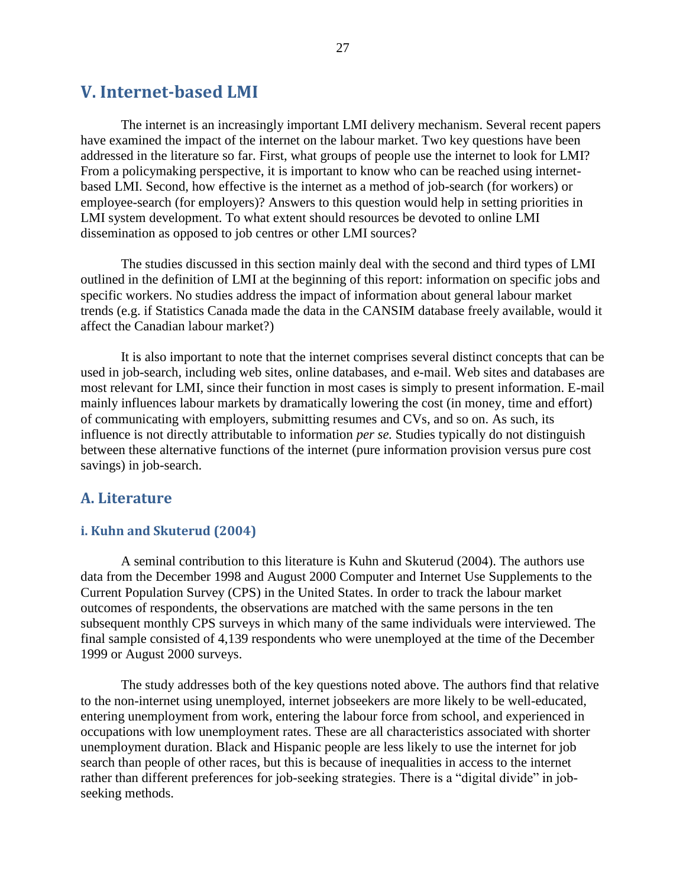## V. Internet-based LMI

The internet is an increasingly important LMI delivery mechanism. Several recent papers have examined the impact of the internet on the labour market. Two key questions have been addressed in the literature so far. First, what groups of people use the internet to look for LMI? From a policymaking perspective, it is important to know who can be reached using internet-based LMI. Second, how effective is the internet as a method of job-search (for workers) or employee-search (for employers)? Answers to this question would help in setting priorities in LMI system development. To what extent should resources be devoted to online LMI dissemination as opposed to job centres or other LMI sources?

The studies discussed in this section mainly deal with the second and third types of LMI outlined in the definition of LMI at the beginning of this report: information on specific jobs and specific workers. No studies address the impact of information about general labour market trends (e.g. if Statistics Canada made the data in the CANSIM database freely available, would it affect the Canadian labour market?)

It is also important to note that the internet comprises several distinct concepts that can be used in job-search, including web sites, online databases, and e-mail. Web sites and databases are most relevant for LMI, since their function in most cases is simply to present information. E-mail mainly influences labour markets by dramatically lowering the cost (in money, time and effort) of communicating with employers, submitting resumes and CVs, and so on. As such, its influence is not directly attributable to information *per se.* Studies typically do not distinguish between these alternative functions of the internet (pure information provision versus pure cost savings) in job-search.

### A. Literature

#### i. Kuhn and Skuterud (2004)

A seminal contribution to this literature is Kuhn and Skuterud (2004). The authors use data from the December 1998 and August 2000 Computer and Internet Use Supplements to the Current Population Survey (CPS) in the United States. In order to track the labour market outcomes of respondents, the observations are matched with the same persons in the ten subsequent monthly CPS surveys in which many of the same individuals were interviewed. The final sample consisted of 4,139 respondents who were unemployed at the time of the December 1999 or August 2000 surveys.

The study addresses both of the key questions noted above. The authors find that relative to the non-internet using unemployed, internet jobseekers are more likely to be well-educated, entering unemployment from work, entering the labour force from school, and experienced in occupations with low unemployment rates. These are all characteristics associated with shorter unemployment duration. Black and Hispanic people are less likely to use the internet for job search than people of other races, but this is because of inequalities in access to the internet rather than different preferences for job-seeking strategies. There is a "digital divide" in job-seeking methods.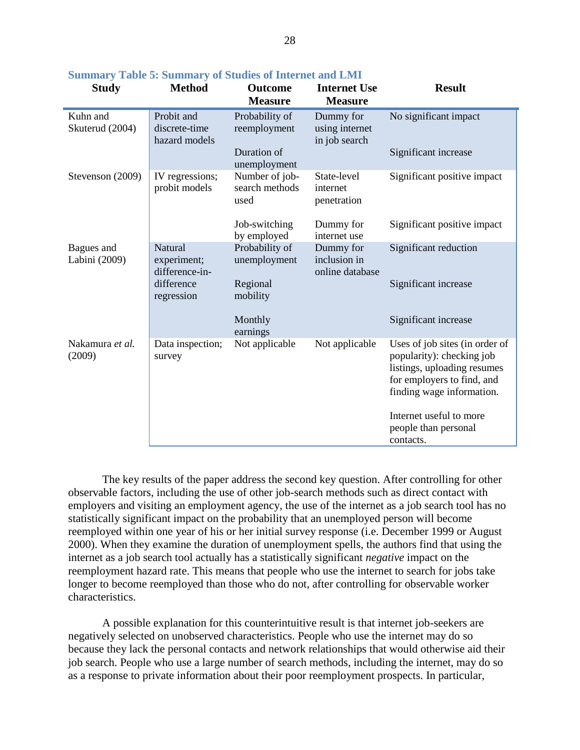**Summary Table 5: Summary of Studies of Internet and LMI**

| Study | Method | Outcome Measure | Internet Use Measure | Result |
|---|---|---|---|---|
| Kuhn and Skuterud (2004) | Probit and discrete-time hazard models | Probability of reemployment | Dummy for using internet in job search | No significant impact |
| | | Duration of unemployment | | Significant increase |
| Stevenson (2009) | IV regressions; probit models | Number of job-search methods used | State-level internet penetration | Significant positive impact |
| | | Job-switching by employed | Dummy for internet use | Significant positive impact |
| Bagues and Labini (2009) | Natural experiment; difference-in-difference regression | Probability of unemployment | Dummy for inclusion in online database | Significant reduction |
| | | Regional mobility | | Significant increase |
| | | Monthly earnings | | Significant increase |
| Nakamura *et al.* (2009) | Data inspection; survey | Not applicable | Not applicable | Uses of job sites (in order of popularity): checking job listings, uploading resumes for employers to find, and finding wage information. |
| | | | | Internet useful to more people than personal contacts. |

The key results of the paper address the second key question. After controlling for other observable factors, including the use of other job-search methods such as direct contact with employers and visiting an employment agency, the use of the internet as a job search tool has no statistically significant impact on the probability that an unemployed person will become reemployed within one year of his or her initial survey response (i.e. December 1999 or August 2000). When they examine the duration of unemployment spells, the authors find that using the internet as a job search tool actually has a statistically significant *negative* impact on the reemployment hazard rate. This means that people who use the internet to search for jobs take longer to become reemployed than those who do not, after controlling for observable worker characteristics.

A possible explanation for this counterintuitive result is that internet job-seekers are negatively selected on unobserved characteristics. People who use the internet may do so because they lack the personal contacts and network relationships that would otherwise aid their job search. People who use a large number of search methods, including the internet, may do so as a response to private information about their poor reemployment prospects. In particular,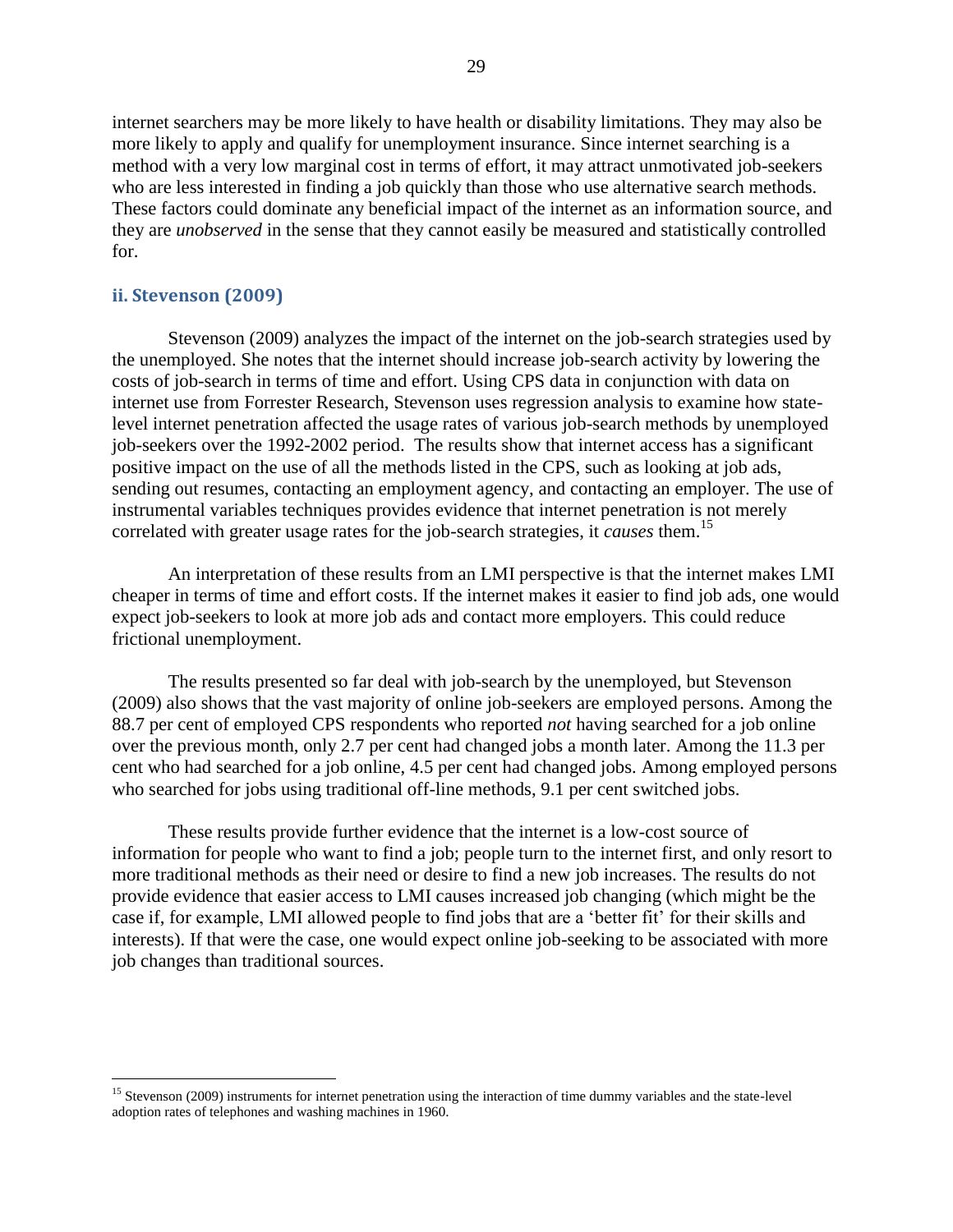internet searchers may be more likely to have health or disability limitations. They may also be more likely to apply and qualify for unemployment insurance. Since internet searching is a method with a very low marginal cost in terms of effort, it may attract unmotivated job-seekers who are less interested in finding a job quickly than those who use alternative search methods. These factors could dominate any beneficial impact of the internet as an information source, and they are *unobserved* in the sense that they cannot easily be measured and statistically controlled for.

### ii. Stevenson (2009)

Stevenson (2009) analyzes the impact of the internet on the job-search strategies used by the unemployed. She notes that the internet should increase job-search activity by lowering the costs of job-search in terms of time and effort. Using CPS data in conjunction with data on internet use from Forrester Research, Stevenson uses regression analysis to examine how state-level internet penetration affected the usage rates of various job-search methods by unemployed job-seekers over the 1992-2002 period. The results show that internet access has a significant positive impact on the use of all the methods listed in the CPS, such as looking at job ads, sending out resumes, contacting an employment agency, and contacting an employer. The use of instrumental variables techniques provides evidence that internet penetration is not merely correlated with greater usage rates for the job-search strategies, it *causes* them.[15]

An interpretation of these results from an LMI perspective is that the internet makes LMI cheaper in terms of time and effort costs. If the internet makes it easier to find job ads, one would expect job-seekers to look at more job ads and contact more employers. This could reduce frictional unemployment.

The results presented so far deal with job-search by the unemployed, but Stevenson (2009) also shows that the vast majority of online job-seekers are employed persons. Among the 88.7 per cent of employed CPS respondents who reported *not* having searched for a job online over the previous month, only 2.7 per cent had changed jobs a month later. Among the 11.3 per cent who had searched for a job online, 4.5 per cent had changed jobs. Among employed persons who searched for jobs using traditional off-line methods, 9.1 per cent switched jobs.

These results provide further evidence that the internet is a low-cost source of information for people who want to find a job; people turn to the internet first, and only resort to more traditional methods as their need or desire to find a new job increases. The results do not provide evidence that easier access to LMI causes increased job changing (which might be the case if, for example, LMI allowed people to find jobs that are a 'better fit' for their skills and interests). If that were the case, one would expect online job-seeking to be associated with more job changes than traditional sources.

[15] Stevenson (2009) instruments for internet penetration using the interaction of time dummy variables and the state-level adoption rates of telephones and washing machines in 1960.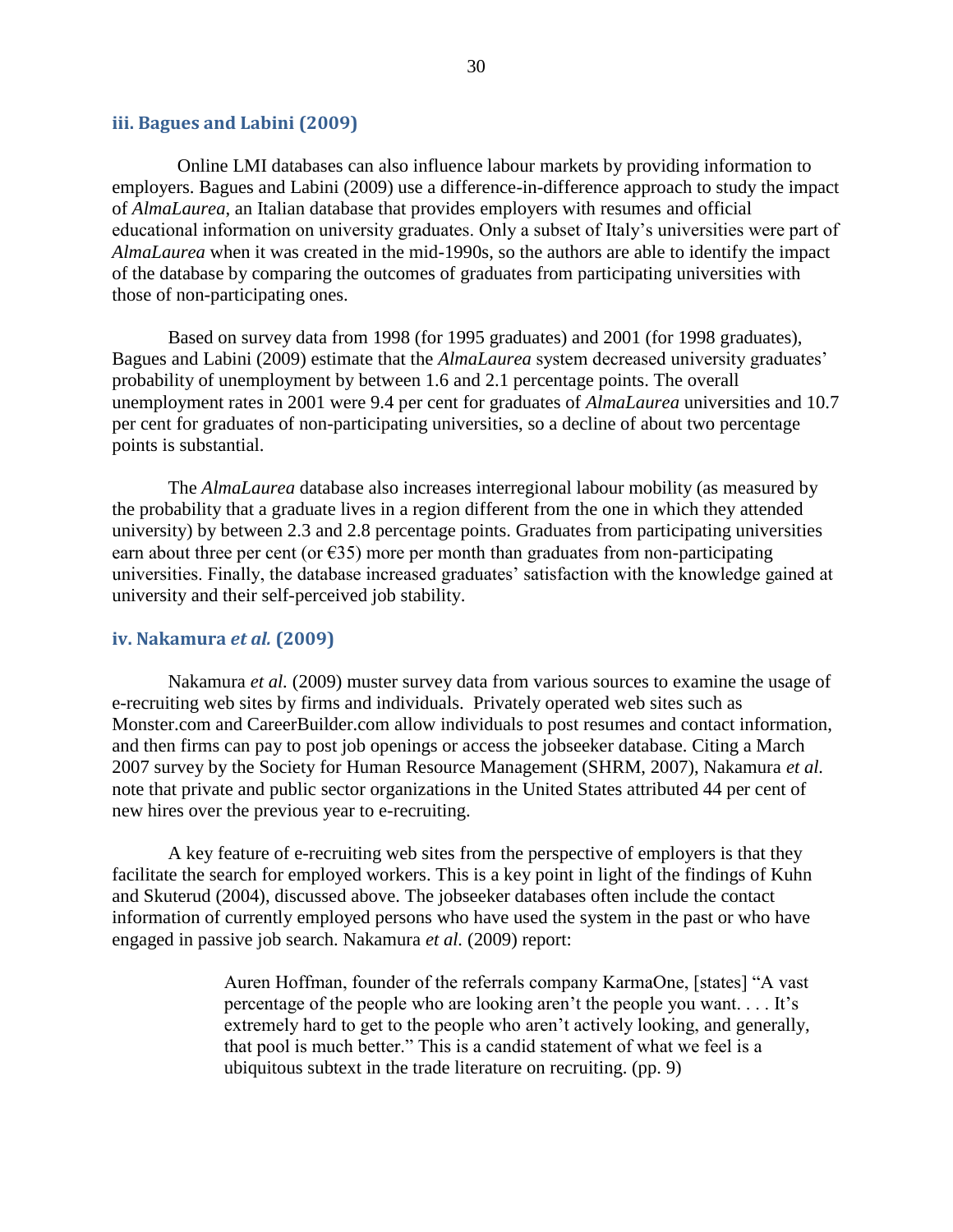### iii. Bagues and Labini (2009)

Online LMI databases can also influence labour markets by providing information to employers. Bagues and Labini (2009) use a difference-in-difference approach to study the impact of *AlmaLaurea*, an Italian database that provides employers with resumes and official educational information on university graduates. Only a subset of Italy's universities were part of *AlmaLaurea* when it was created in the mid-1990s, so the authors are able to identify the impact of the database by comparing the outcomes of graduates from participating universities with those of non-participating ones.

Based on survey data from 1998 (for 1995 graduates) and 2001 (for 1998 graduates), Bagues and Labini (2009) estimate that the *AlmaLaurea* system decreased university graduates' probability of unemployment by between 1.6 and 2.1 percentage points. The overall unemployment rates in 2001 were 9.4 per cent for graduates of *AlmaLaurea* universities and 10.7 per cent for graduates of non-participating universities, so a decline of about two percentage points is substantial.

The *AlmaLaurea* database also increases interregional labour mobility (as measured by the probability that a graduate lives in a region different from the one in which they attended university) by between 2.3 and 2.8 percentage points. Graduates from participating universities earn about three per cent (or €35) more per month than graduates from non-participating universities. Finally, the database increased graduates' satisfaction with the knowledge gained at university and their self-perceived job stability.

### iv. Nakamura *et al.* (2009)

Nakamura *et al.* (2009) muster survey data from various sources to examine the usage of e-recruiting web sites by firms and individuals. Privately operated web sites such as Monster.com and CareerBuilder.com allow individuals to post resumes and contact information, and then firms can pay to post job openings or access the jobseeker database. Citing a March 2007 survey by the Society for Human Resource Management (SHRM, 2007), Nakamura *et al.* note that private and public sector organizations in the United States attributed 44 per cent of new hires over the previous year to e-recruiting.

A key feature of e-recruiting web sites from the perspective of employers is that they facilitate the search for employed workers. This is a key point in light of the findings of Kuhn and Skuterud (2004), discussed above. The jobseeker databases often include the contact information of currently employed persons who have used the system in the past or who have engaged in passive job search. Nakamura *et al.* (2009) report:

> Auren Hoffman, founder of the referrals company KarmaOne, [states] "A vast percentage of the people who are looking aren't the people you want. . . . It's extremely hard to get to the people who aren't actively looking, and generally, that pool is much better." This is a candid statement of what we feel is a ubiquitous subtext in the trade literature on recruiting. (pp. 9)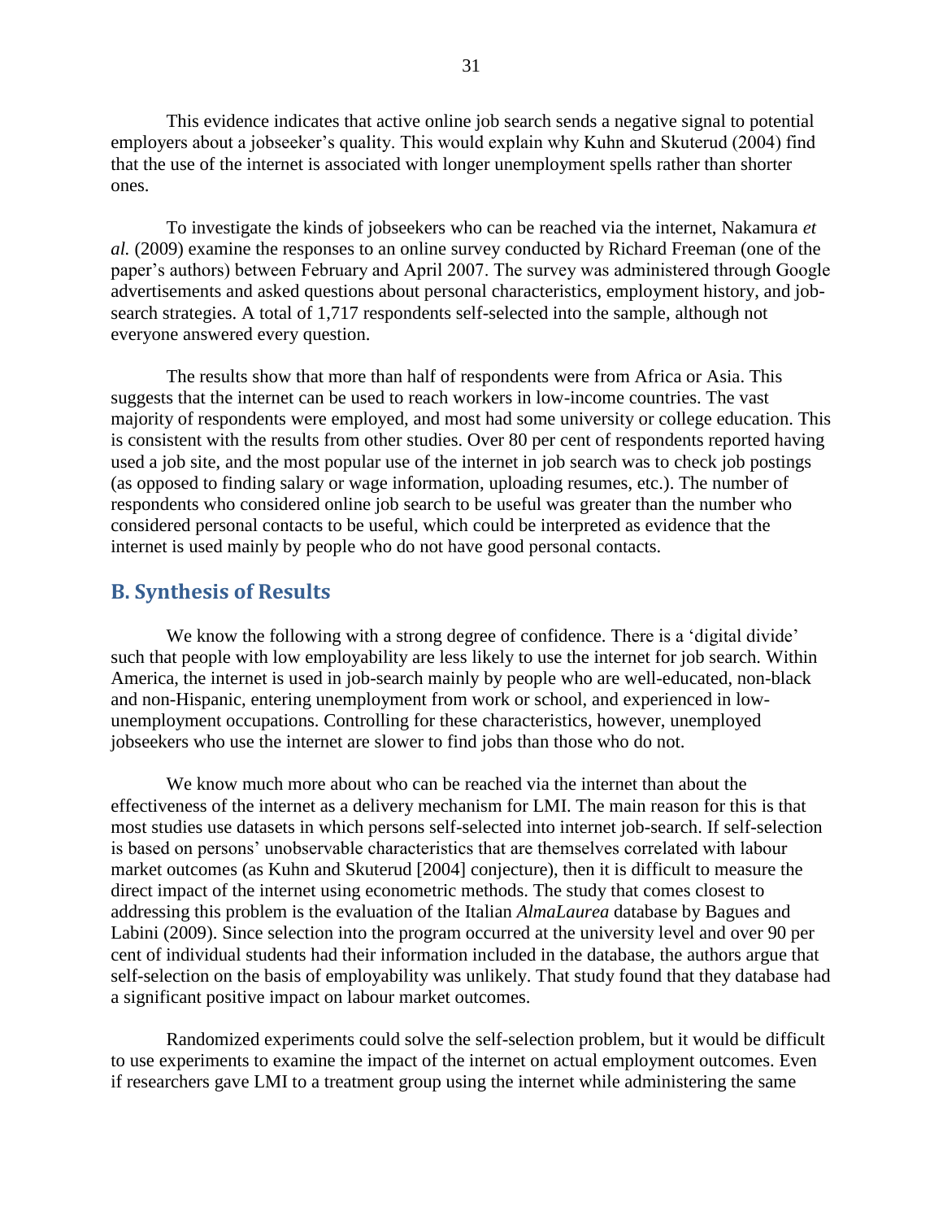This evidence indicates that active online job search sends a negative signal to potential employers about a jobseeker's quality. This would explain why Kuhn and Skuterud (2004) find that the use of the internet is associated with longer unemployment spells rather than shorter ones.

To investigate the kinds of jobseekers who can be reached via the internet, Nakamura *et al.* (2009) examine the responses to an online survey conducted by Richard Freeman (one of the paper's authors) between February and April 2007. The survey was administered through Google advertisements and asked questions about personal characteristics, employment history, and job-search strategies. A total of 1,717 respondents self-selected into the sample, although not everyone answered every question.

The results show that more than half of respondents were from Africa or Asia. This suggests that the internet can be used to reach workers in low-income countries. The vast majority of respondents were employed, and most had some university or college education. This is consistent with the results from other studies. Over 80 per cent of respondents reported having used a job site, and the most popular use of the internet in job search was to check job postings (as opposed to finding salary or wage information, uploading resumes, etc.). The number of respondents who considered online job search to be useful was greater than the number who considered personal contacts to be useful, which could be interpreted as evidence that the internet is used mainly by people who do not have good personal contacts.

## B. Synthesis of Results

We know the following with a strong degree of confidence. There is a 'digital divide' such that people with low employability are less likely to use the internet for job search. Within America, the internet is used in job-search mainly by people who are well-educated, non-black and non-Hispanic, entering unemployment from work or school, and experienced in low-unemployment occupations. Controlling for these characteristics, however, unemployed jobseekers who use the internet are slower to find jobs than those who do not.

We know much more about who can be reached via the internet than about the effectiveness of the internet as a delivery mechanism for LMI. The main reason for this is that most studies use datasets in which persons self-selected into internet job-search. If self-selection is based on persons' unobservable characteristics that are themselves correlated with labour market outcomes (as Kuhn and Skuterud [2004] conjecture), then it is difficult to measure the direct impact of the internet using econometric methods. The study that comes closest to addressing this problem is the evaluation of the Italian *AlmaLaurea* database by Bagues and Labini (2009). Since selection into the program occurred at the university level and over 90 per cent of individual students had their information included in the database, the authors argue that self-selection on the basis of employability was unlikely. That study found that they database had a significant positive impact on labour market outcomes.

Randomized experiments could solve the self-selection problem, but it would be difficult to use experiments to examine the impact of the internet on actual employment outcomes. Even if researchers gave LMI to a treatment group using the internet while administering the same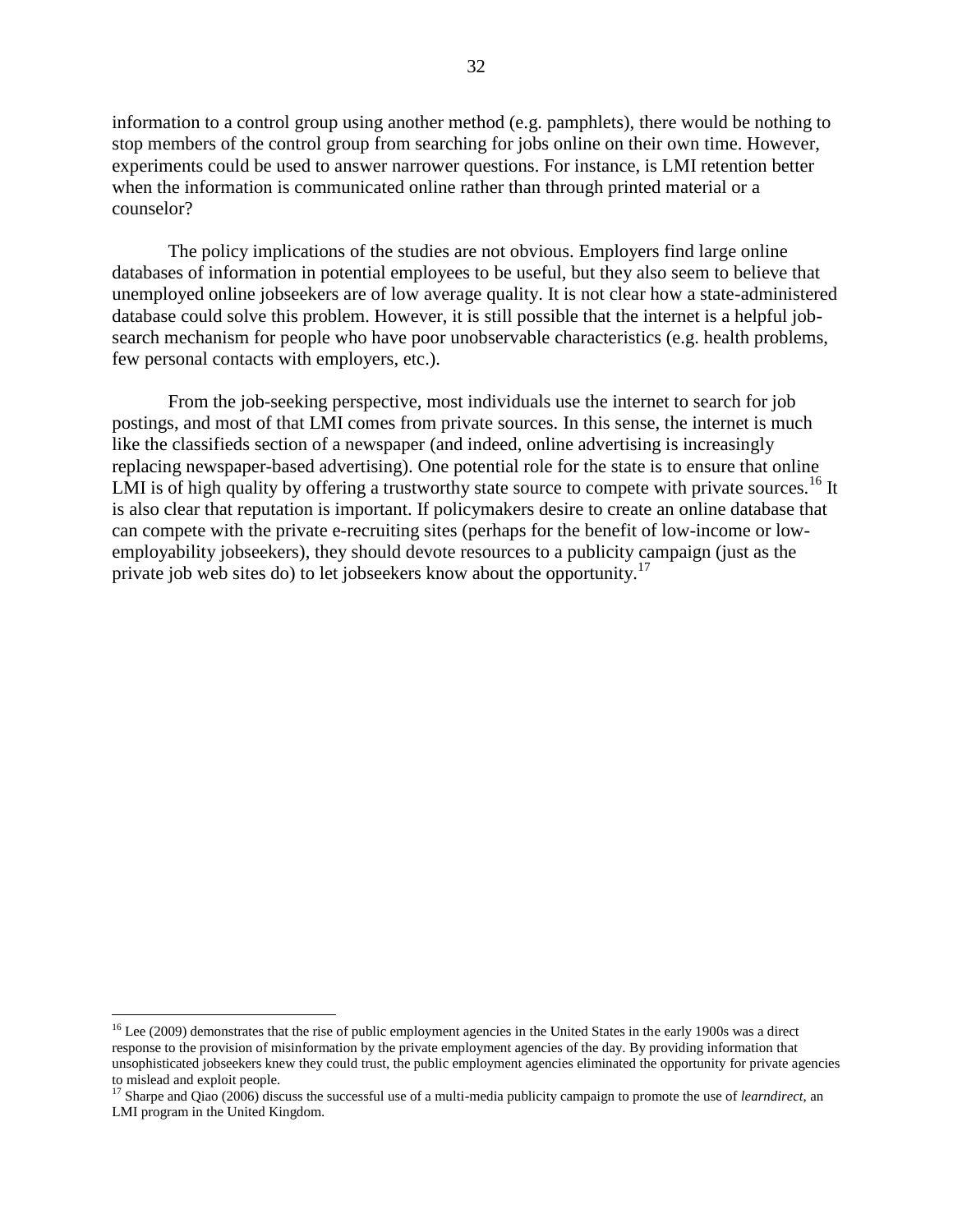information to a control group using another method (e.g. pamphlets), there would be nothing to stop members of the control group from searching for jobs online on their own time. However, experiments could be used to answer narrower questions. For instance, is LMI retention better when the information is communicated online rather than through printed material or a counselor?

The policy implications of the studies are not obvious. Employers find large online databases of information in potential employees to be useful, but they also seem to believe that unemployed online jobseekers are of low average quality. It is not clear how a state-administered database could solve this problem. However, it is still possible that the internet is a helpful job-search mechanism for people who have poor unobservable characteristics (e.g. health problems, few personal contacts with employers, etc.).

From the job-seeking perspective, most individuals use the internet to search for job postings, and most of that LMI comes from private sources. In this sense, the internet is much like the classifieds section of a newspaper (and indeed, online advertising is increasingly replacing newspaper-based advertising). One potential role for the state is to ensure that online LMI is of high quality by offering a trustworthy state source to compete with private sources.[16] It is also clear that reputation is important. If policymakers desire to create an online database that can compete with the private e-recruiting sites (perhaps for the benefit of low-income or low-employability jobseekers), they should devote resources to a publicity campaign (just as the private job web sites do) to let jobseekers know about the opportunity.[17]

---

[16] Lee (2009) demonstrates that the rise of public employment agencies in the United States in the early 1900s was a direct response to the provision of misinformation by the private employment agencies of the day. By providing information that unsophisticated jobseekers knew they could trust, the public employment agencies eliminated the opportunity for private agencies to mislead and exploit people.

[17] Sharpe and Qiao (2006) discuss the successful use of a multi-media publicity campaign to promote the use of *learndirect*, an LMI program in the United Kingdom.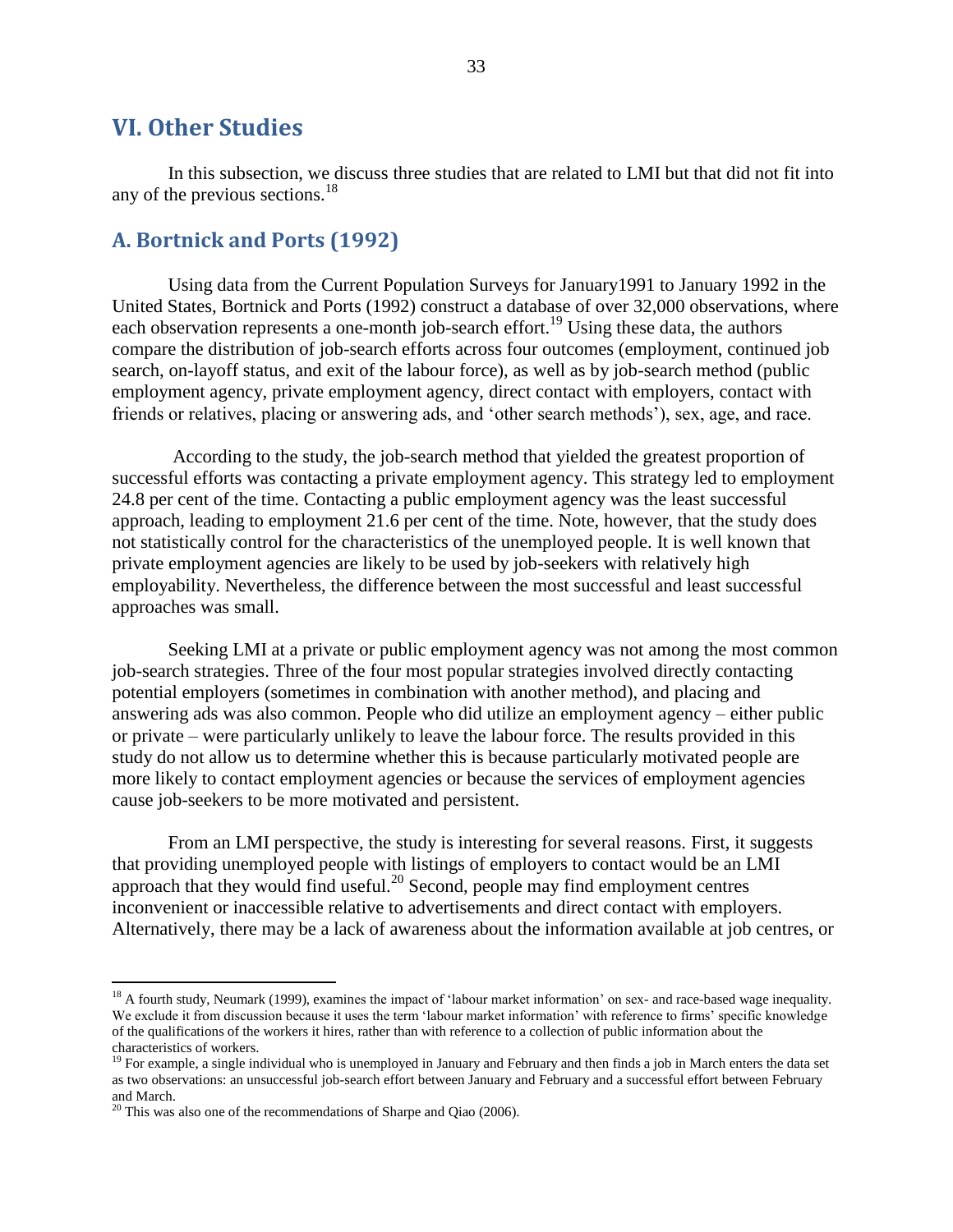## VI. Other Studies

In this subsection, we discuss three studies that are related to LMI but that did not fit into any of the previous sections.[18]

### A. Bortnick and Ports (1992)

Using data from the Current Population Surveys for January1991 to January 1992 in the United States, Bortnick and Ports (1992) construct a database of over 32,000 observations, where each observation represents a one-month job-search effort.[19] Using these data, the authors compare the distribution of job-search efforts across four outcomes (employment, continued job search, on-layoff status, and exit of the labour force), as well as by job-search method (public employment agency, private employment agency, direct contact with employers, contact with friends or relatives, placing or answering ads, and 'other search methods'), sex, age, and race.

According to the study, the job-search method that yielded the greatest proportion of successful efforts was contacting a private employment agency. This strategy led to employment 24.8 per cent of the time. Contacting a public employment agency was the least successful approach, leading to employment 21.6 per cent of the time. Note, however, that the study does not statistically control for the characteristics of the unemployed people. It is well known that private employment agencies are likely to be used by job-seekers with relatively high employability. Nevertheless, the difference between the most successful and least successful approaches was small.

Seeking LMI at a private or public employment agency was not among the most common job-search strategies. Three of the four most popular strategies involved directly contacting potential employers (sometimes in combination with another method), and placing and answering ads was also common. People who did utilize an employment agency – either public or private – were particularly unlikely to leave the labour force. The results provided in this study do not allow us to determine whether this is because particularly motivated people are more likely to contact employment agencies or because the services of employment agencies cause job-seekers to be more motivated and persistent.

From an LMI perspective, the study is interesting for several reasons. First, it suggests that providing unemployed people with listings of employers to contact would be an LMI approach that they would find useful.[20] Second, people may find employment centres inconvenient or inaccessible relative to advertisements and direct contact with employers. Alternatively, there may be a lack of awareness about the information available at job centres, or

---

[18] A fourth study, Neumark (1999), examines the impact of 'labour market information' on sex- and race-based wage inequality. We exclude it from discussion because it uses the term 'labour market information' with reference to firms' specific knowledge of the qualifications of the workers it hires, rather than with reference to a collection of public information about the characteristics of workers.

[19] For example, a single individual who is unemployed in January and February and then finds a job in March enters the data set as two observations: an unsuccessful job-search effort between January and February and a successful effort between February and March.

[20] This was also one of the recommendations of Sharpe and Qiao (2006).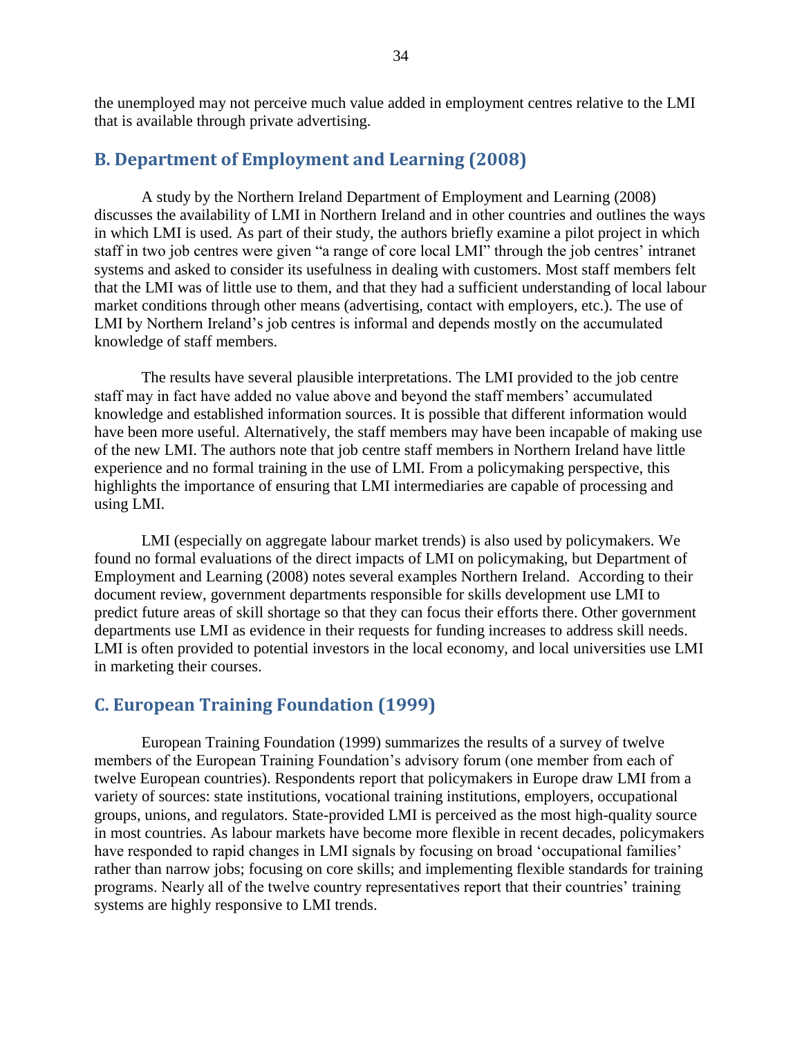the unemployed may not perceive much value added in employment centres relative to the LMI that is available through private advertising.

## B. Department of Employment and Learning (2008)

A study by the Northern Ireland Department of Employment and Learning (2008) discusses the availability of LMI in Northern Ireland and in other countries and outlines the ways in which LMI is used. As part of their study, the authors briefly examine a pilot project in which staff in two job centres were given "a range of core local LMI" through the job centres' intranet systems and asked to consider its usefulness in dealing with customers. Most staff members felt that the LMI was of little use to them, and that they had a sufficient understanding of local labour market conditions through other means (advertising, contact with employers, etc.). The use of LMI by Northern Ireland's job centres is informal and depends mostly on the accumulated knowledge of staff members.

The results have several plausible interpretations. The LMI provided to the job centre staff may in fact have added no value above and beyond the staff members' accumulated knowledge and established information sources. It is possible that different information would have been more useful. Alternatively, the staff members may have been incapable of making use of the new LMI. The authors note that job centre staff members in Northern Ireland have little experience and no formal training in the use of LMI. From a policymaking perspective, this highlights the importance of ensuring that LMI intermediaries are capable of processing and using LMI.

LMI (especially on aggregate labour market trends) is also used by policymakers. We found no formal evaluations of the direct impacts of LMI on policymaking, but Department of Employment and Learning (2008) notes several examples Northern Ireland. According to their document review, government departments responsible for skills development use LMI to predict future areas of skill shortage so that they can focus their efforts there. Other government departments use LMI as evidence in their requests for funding increases to address skill needs. LMI is often provided to potential investors in the local economy, and local universities use LMI in marketing their courses.

## C. European Training Foundation (1999)

European Training Foundation (1999) summarizes the results of a survey of twelve members of the European Training Foundation's advisory forum (one member from each of twelve European countries). Respondents report that policymakers in Europe draw LMI from a variety of sources: state institutions, vocational training institutions, employers, occupational groups, unions, and regulators. State-provided LMI is perceived as the most high-quality source in most countries. As labour markets have become more flexible in recent decades, policymakers have responded to rapid changes in LMI signals by focusing on broad 'occupational families' rather than narrow jobs; focusing on core skills; and implementing flexible standards for training programs. Nearly all of the twelve country representatives report that their countries' training systems are highly responsive to LMI trends.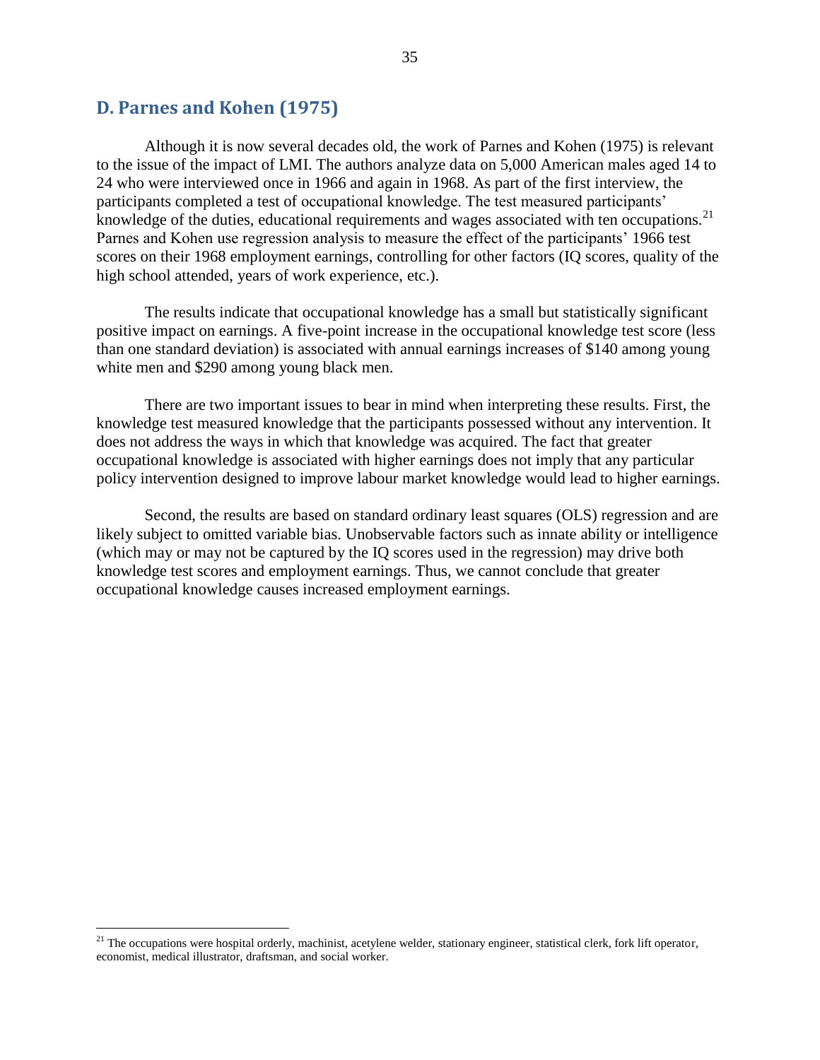## D. Parnes and Kohen (1975)

Although it is now several decades old, the work of Parnes and Kohen (1975) is relevant to the issue of the impact of LMI. The authors analyze data on 5,000 American males aged 14 to 24 who were interviewed once in 1966 and again in 1968. As part of the first interview, the participants completed a test of occupational knowledge. The test measured participants' knowledge of the duties, educational requirements and wages associated with ten occupations.[21] Parnes and Kohen use regression analysis to measure the effect of the participants' 1966 test scores on their 1968 employment earnings, controlling for other factors (IQ scores, quality of the high school attended, years of work experience, etc.).

The results indicate that occupational knowledge has a small but statistically significant positive impact on earnings. A five-point increase in the occupational knowledge test score (less than one standard deviation) is associated with annual earnings increases of $140 among young white men and $290 among young black men.

There are two important issues to bear in mind when interpreting these results. First, the knowledge test measured knowledge that the participants possessed without any intervention. It does not address the ways in which that knowledge was acquired. The fact that greater occupational knowledge is associated with higher earnings does not imply that any particular policy intervention designed to improve labour market knowledge would lead to higher earnings.

Second, the results are based on standard ordinary least squares (OLS) regression and are likely subject to omitted variable bias. Unobservable factors such as innate ability or intelligence (which may or may not be captured by the IQ scores used in the regression) may drive both knowledge test scores and employment earnings. Thus, we cannot conclude that greater occupational knowledge causes increased employment earnings.

---

[21] The occupations were hospital orderly, machinist, acetylene welder, stationary engineer, statistical clerk, fork lift operator, economist, medical illustrator, draftsman, and social worker.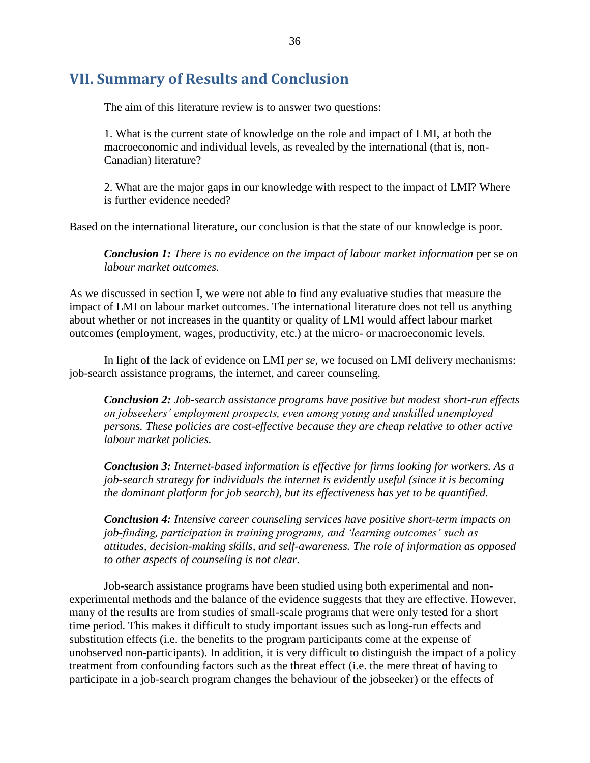## VII. Summary of Results and Conclusion

The aim of this literature review is to answer two questions:

1. What is the current state of knowledge on the role and impact of LMI, at both the macroeconomic and individual levels, as revealed by the international (that is, non-Canadian) literature?

2. What are the major gaps in our knowledge with respect to the impact of LMI? Where is further evidence needed?

Based on the international literature, our conclusion is that the state of our knowledge is poor.

> ***Conclusion 1:*** *There is no evidence on the impact of labour market information* per se *on labour market outcomes.*

As we discussed in section I, we were not able to find any evaluative studies that measure the impact of LMI on labour market outcomes. The international literature does not tell us anything about whether or not increases in the quantity or quality of LMI would affect labour market outcomes (employment, wages, productivity, etc.) at the micro- or macroeconomic levels.

In light of the lack of evidence on LMI *per se*, we focused on LMI delivery mechanisms: job-search assistance programs, the internet, and career counseling.

> ***Conclusion 2:*** *Job-search assistance programs have positive but modest short-run effects on jobseekers' employment prospects, even among young and unskilled unemployed persons. These policies are cost-effective because they are cheap relative to other active labour market policies.*

> ***Conclusion 3:*** *Internet-based information is effective for firms looking for workers. As a job-search strategy for individuals the internet is evidently useful (since it is becoming the dominant platform for job search), but its effectiveness has yet to be quantified.*

> ***Conclusion 4:*** *Intensive career counseling services have positive short-term impacts on job-finding, participation in training programs, and 'learning outcomes' such as attitudes, decision-making skills, and self-awareness. The role of information as opposed to other aspects of counseling is not clear.*

Job-search assistance programs have been studied using both experimental and non-experimental methods and the balance of the evidence suggests that they are effective. However, many of the results are from studies of small-scale programs that were only tested for a short time period. This makes it difficult to study important issues such as long-run effects and substitution effects (i.e. the benefits to the program participants come at the expense of unobserved non-participants). In addition, it is very difficult to distinguish the impact of a policy treatment from confounding factors such as the threat effect (i.e. the mere threat of having to participate in a job-search program changes the behaviour of the jobseeker) or the effects of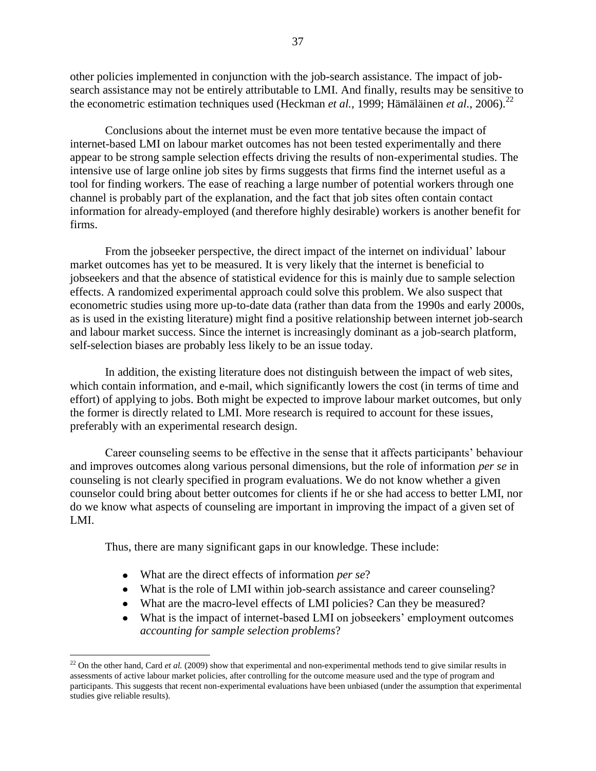other policies implemented in conjunction with the job-search assistance. The impact of job-search assistance may not be entirely attributable to LMI. And finally, results may be sensitive to the econometric estimation techniques used (Heckman *et al.*, 1999; Hämäläinen *et al.*, 2006).[22]

Conclusions about the internet must be even more tentative because the impact of internet-based LMI on labour market outcomes has not been tested experimentally and there appear to be strong sample selection effects driving the results of non-experimental studies. The intensive use of large online job sites by firms suggests that firms find the internet useful as a tool for finding workers. The ease of reaching a large number of potential workers through one channel is probably part of the explanation, and the fact that job sites often contain contact information for already-employed (and therefore highly desirable) workers is another benefit for firms.

From the jobseeker perspective, the direct impact of the internet on individual' labour market outcomes has yet to be measured. It is very likely that the internet is beneficial to jobseekers and that the absence of statistical evidence for this is mainly due to sample selection effects. A randomized experimental approach could solve this problem. We also suspect that econometric studies using more up-to-date data (rather than data from the 1990s and early 2000s, as is used in the existing literature) might find a positive relationship between internet job-search and labour market success. Since the internet is increasingly dominant as a job-search platform, self-selection biases are probably less likely to be an issue today.

In addition, the existing literature does not distinguish between the impact of web sites, which contain information, and e-mail, which significantly lowers the cost (in terms of time and effort) of applying to jobs. Both might be expected to improve labour market outcomes, but only the former is directly related to LMI. More research is required to account for these issues, preferably with an experimental research design.

Career counseling seems to be effective in the sense that it affects participants' behaviour and improves outcomes along various personal dimensions, but the role of information *per se* in counseling is not clearly specified in program evaluations. We do not know whether a given counselor could bring about better outcomes for clients if he or she had access to better LMI, nor do we know what aspects of counseling are important in improving the impact of a given set of LMI.

Thus, there are many significant gaps in our knowledge. These include:

- What are the direct effects of information *per se*?
- What is the role of LMI within job-search assistance and career counseling?
- What are the macro-level effects of LMI policies? Can they be measured?
- What is the impact of internet-based LMI on jobseekers' employment outcomes *accounting for sample selection problems*?

[22] On the other hand, Card *et al.* (2009) show that experimental and non-experimental methods tend to give similar results in assessments of active labour market policies, after controlling for the outcome measure used and the type of program and participants. This suggests that recent non-experimental evaluations have been unbiased (under the assumption that experimental studies give reliable results).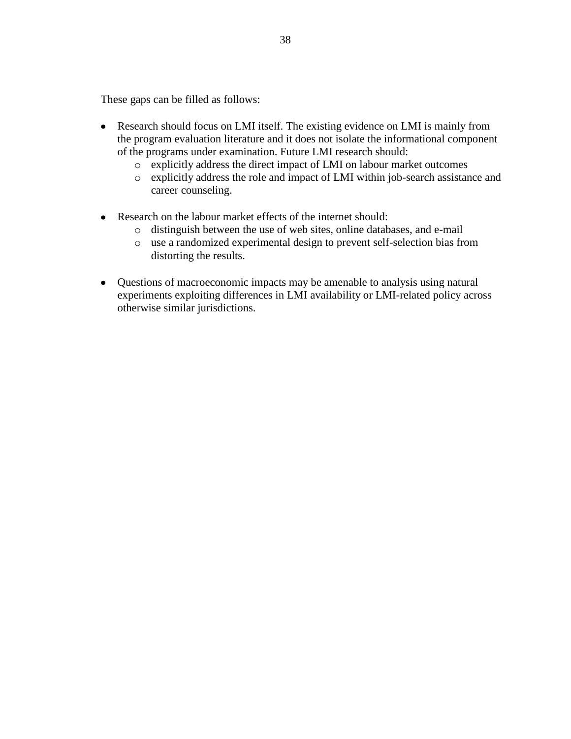These gaps can be filled as follows:

- Research should focus on LMI itself. The existing evidence on LMI is mainly from the program evaluation literature and it does not isolate the informational component of the programs under examination. Future LMI research should:
  - explicitly address the direct impact of LMI on labour market outcomes
  - explicitly address the role and impact of LMI within job-search assistance and career counseling.

- Research on the labour market effects of the internet should:
  - distinguish between the use of web sites, online databases, and e-mail
  - use a randomized experimental design to prevent self-selection bias from distorting the results.

- Questions of macroeconomic impacts may be amenable to analysis using natural experiments exploiting differences in LMI availability or LMI-related policy across otherwise similar jurisdictions.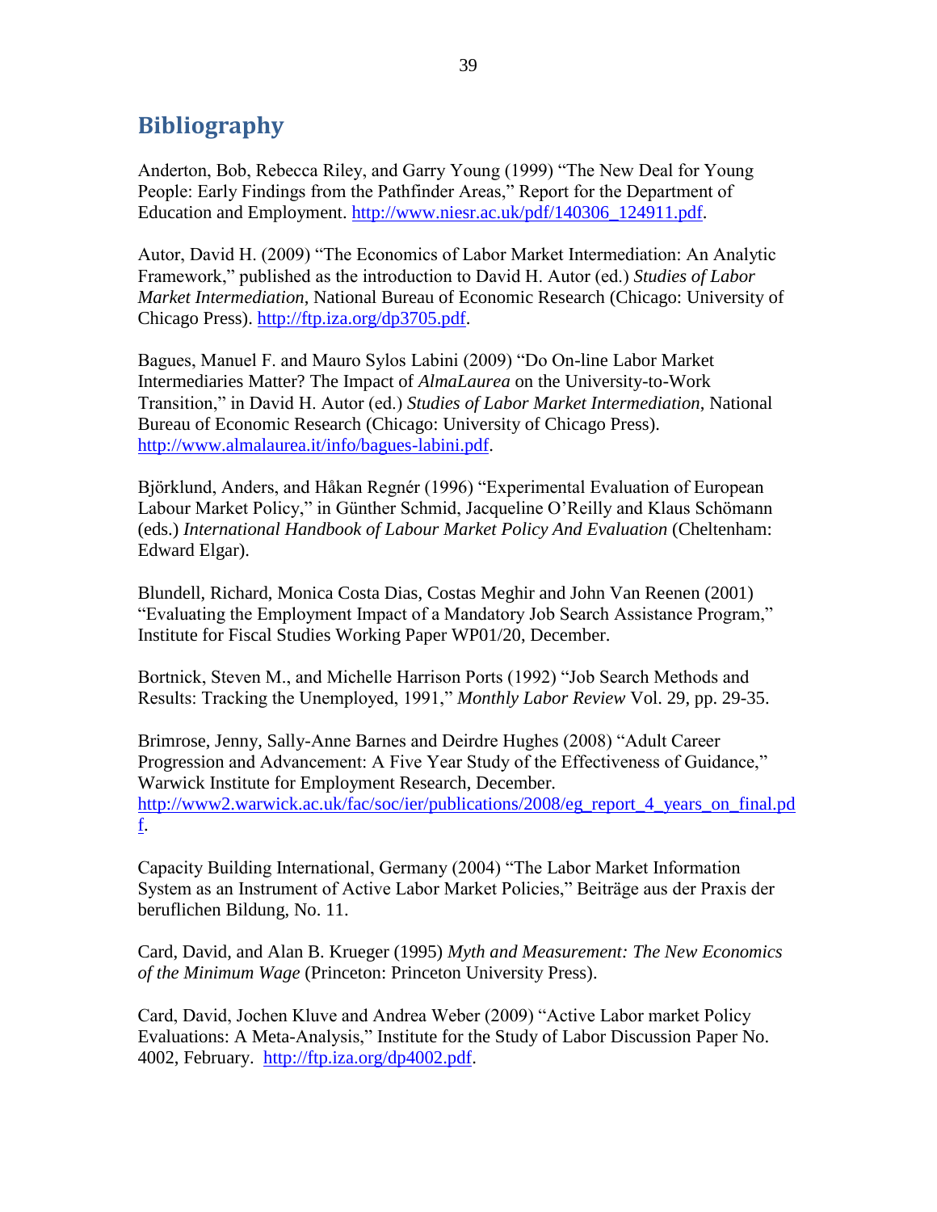## Bibliography

Anderton, Bob, Rebecca Riley, and Garry Young (1999) "The New Deal for Young People: Early Findings from the Pathfinder Areas," Report for the Department of Education and Employment. http://www.niesr.ac.uk/pdf/140306_124911.pdf.

Autor, David H. (2009) "The Economics of Labor Market Intermediation: An Analytic Framework," published as the introduction to David H. Autor (ed.) *Studies of Labor Market Intermediation*, National Bureau of Economic Research (Chicago: University of Chicago Press). http://ftp.iza.org/dp3705.pdf.

Bagues, Manuel F. and Mauro Sylos Labini (2009) "Do On-line Labor Market Intermediaries Matter? The Impact of *AlmaLaurea* on the University-to-Work Transition," in David H. Autor (ed.) *Studies of Labor Market Intermediation*, National Bureau of Economic Research (Chicago: University of Chicago Press). http://www.almalaurea.it/info/bagues-labini.pdf.

Björklund, Anders, and Håkan Regnér (1996) "Experimental Evaluation of European Labour Market Policy," in Günther Schmid, Jacqueline O'Reilly and Klaus Schömann (eds.) *International Handbook of Labour Market Policy And Evaluation* (Cheltenham: Edward Elgar).

Blundell, Richard, Monica Costa Dias, Costas Meghir and John Van Reenen (2001) "Evaluating the Employment Impact of a Mandatory Job Search Assistance Program," Institute for Fiscal Studies Working Paper WP01/20, December.

Bortnick, Steven M., and Michelle Harrison Ports (1992) "Job Search Methods and Results: Tracking the Unemployed, 1991," *Monthly Labor Review* Vol. 29, pp. 29-35.

Brimrose, Jenny, Sally-Anne Barnes and Deirdre Hughes (2008) "Adult Career Progression and Advancement: A Five Year Study of the Effectiveness of Guidance," Warwick Institute for Employment Research, December. http://www2.warwick.ac.uk/fac/soc/ier/publications/2008/eg_report_4_years_on_final.pdf.

Capacity Building International, Germany (2004) "The Labor Market Information System as an Instrument of Active Labor Market Policies," Beiträge aus der Praxis der beruflichen Bildung, No. 11.

Card, David, and Alan B. Krueger (1995) *Myth and Measurement: The New Economics of the Minimum Wage* (Princeton: Princeton University Press).

Card, David, Jochen Kluve and Andrea Weber (2009) "Active Labor market Policy Evaluations: A Meta-Analysis," Institute for the Study of Labor Discussion Paper No. 4002, February. http://ftp.iza.org/dp4002.pdf.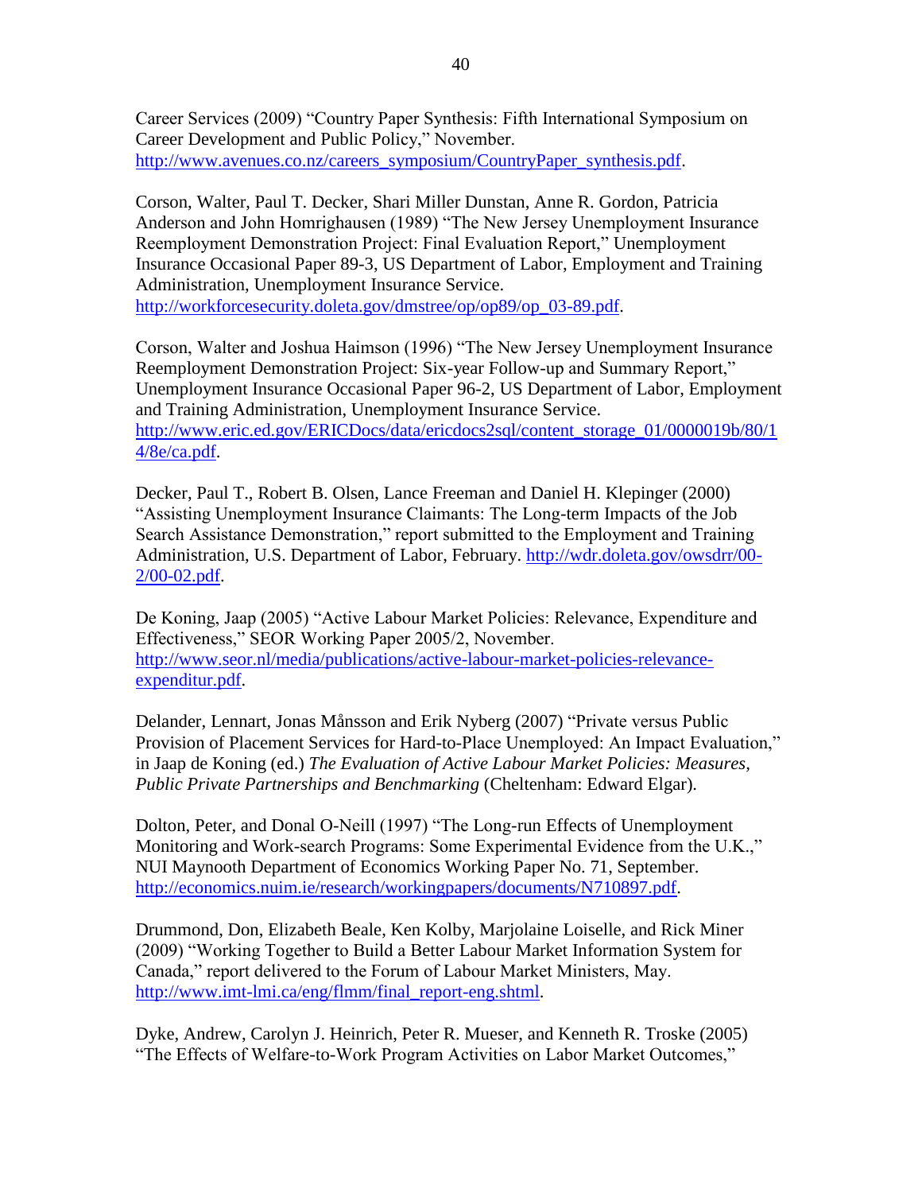Career Services (2009) "Country Paper Synthesis: Fifth International Symposium on Career Development and Public Policy," November. http://www.avenues.co.nz/careers_symposium/CountryPaper_synthesis.pdf.

Corson, Walter, Paul T. Decker, Shari Miller Dunstan, Anne R. Gordon, Patricia Anderson and John Homrighausen (1989) "The New Jersey Unemployment Insurance Reemployment Demonstration Project: Final Evaluation Report," Unemployment Insurance Occasional Paper 89-3, US Department of Labor, Employment and Training Administration, Unemployment Insurance Service. http://workforcesecurity.doleta.gov/dmstree/op/op89/op_03-89.pdf.

Corson, Walter and Joshua Haimson (1996) "The New Jersey Unemployment Insurance Reemployment Demonstration Project: Six-year Follow-up and Summary Report," Unemployment Insurance Occasional Paper 96-2, US Department of Labor, Employment and Training Administration, Unemployment Insurance Service. http://www.eric.ed.gov/ERICDocs/data/ericdocs2sql/content_storage_01/0000019b/80/14/8e/ca.pdf.

Decker, Paul T., Robert B. Olsen, Lance Freeman and Daniel H. Klepinger (2000) "Assisting Unemployment Insurance Claimants: The Long-term Impacts of the Job Search Assistance Demonstration," report submitted to the Employment and Training Administration, U.S. Department of Labor, February. http://wdr.doleta.gov/owsdrr/00-2/00-02.pdf.

De Koning, Jaap (2005) "Active Labour Market Policies: Relevance, Expenditure and Effectiveness," SEOR Working Paper 2005/2, November. http://www.seor.nl/media/publications/active-labour-market-policies-relevance-expenditur.pdf.

Delander, Lennart, Jonas Månsson and Erik Nyberg (2007) "Private versus Public Provision of Placement Services for Hard-to-Place Unemployed: An Impact Evaluation," in Jaap de Koning (ed.) *The Evaluation of Active Labour Market Policies: Measures, Public Private Partnerships and Benchmarking* (Cheltenham: Edward Elgar).

Dolton, Peter, and Donal O-Neill (1997) "The Long-run Effects of Unemployment Monitoring and Work-search Programs: Some Experimental Evidence from the U.K.," NUI Maynooth Department of Economics Working Paper No. 71, September. http://economics.nuim.ie/research/workingpapers/documents/N710897.pdf.

Drummond, Don, Elizabeth Beale, Ken Kolby, Marjolaine Loiselle, and Rick Miner (2009) "Working Together to Build a Better Labour Market Information System for Canada," report delivered to the Forum of Labour Market Ministers, May. http://www.imt-lmi.ca/eng/flmm/final_report-eng.shtml.

Dyke, Andrew, Carolyn J. Heinrich, Peter R. Mueser, and Kenneth R. Troske (2005) "The Effects of Welfare-to-Work Program Activities on Labor Market Outcomes,"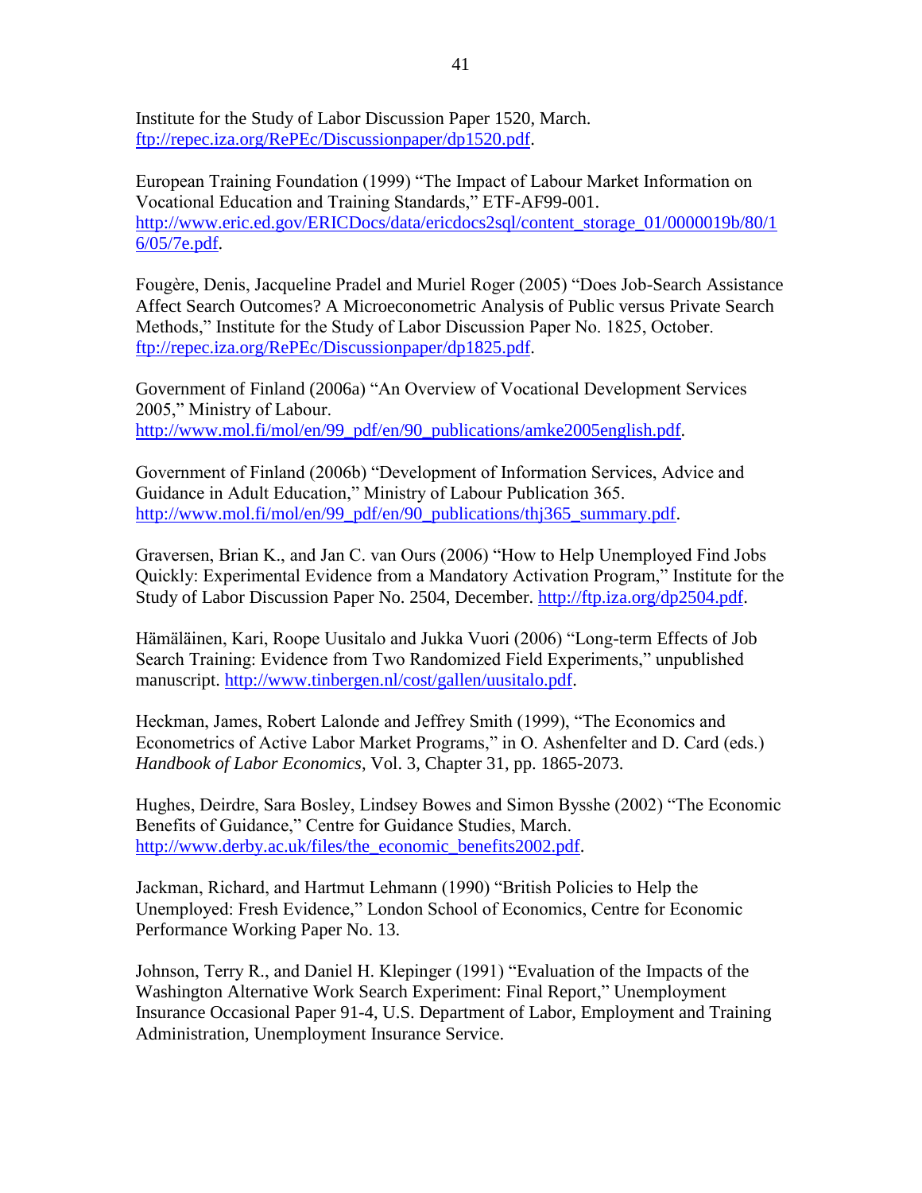Institute for the Study of Labor Discussion Paper 1520, March. ftp://repec.iza.org/RePEc/Discussionpaper/dp1520.pdf.

European Training Foundation (1999) "The Impact of Labour Market Information on Vocational Education and Training Standards," ETF-AF99-001. http://www.eric.ed.gov/ERICDocs/data/ericdocs2sql/content_storage_01/0000019b/80/16/05/7e.pdf.

Fougère, Denis, Jacqueline Pradel and Muriel Roger (2005) "Does Job-Search Assistance Affect Search Outcomes? A Microeconometric Analysis of Public versus Private Search Methods," Institute for the Study of Labor Discussion Paper No. 1825, October. ftp://repec.iza.org/RePEc/Discussionpaper/dp1825.pdf.

Government of Finland (2006a) "An Overview of Vocational Development Services 2005," Ministry of Labour. http://www.mol.fi/mol/en/99_pdf/en/90_publications/amke2005english.pdf.

Government of Finland (2006b) "Development of Information Services, Advice and Guidance in Adult Education," Ministry of Labour Publication 365. http://www.mol.fi/mol/en/99_pdf/en/90_publications/thj365_summary.pdf.

Graversen, Brian K., and Jan C. van Ours (2006) "How to Help Unemployed Find Jobs Quickly: Experimental Evidence from a Mandatory Activation Program," Institute for the Study of Labor Discussion Paper No. 2504, December. http://ftp.iza.org/dp2504.pdf.

Hämäläinen, Kari, Roope Uusitalo and Jukka Vuori (2006) "Long-term Effects of Job Search Training: Evidence from Two Randomized Field Experiments," unpublished manuscript. http://www.tinbergen.nl/cost/gallen/uusitalo.pdf.

Heckman, James, Robert Lalonde and Jeffrey Smith (1999), "The Economics and Econometrics of Active Labor Market Programs," in O. Ashenfelter and D. Card (eds.) *Handbook of Labor Economics*, Vol. 3, Chapter 31, pp. 1865-2073.

Hughes, Deirdre, Sara Bosley, Lindsey Bowes and Simon Bysshe (2002) "The Economic Benefits of Guidance," Centre for Guidance Studies, March. http://www.derby.ac.uk/files/the_economic_benefits2002.pdf.

Jackman, Richard, and Hartmut Lehmann (1990) "British Policies to Help the Unemployed: Fresh Evidence," London School of Economics, Centre for Economic Performance Working Paper No. 13.

Johnson, Terry R., and Daniel H. Klepinger (1991) "Evaluation of the Impacts of the Washington Alternative Work Search Experiment: Final Report," Unemployment Insurance Occasional Paper 91-4, U.S. Department of Labor, Employment and Training Administration, Unemployment Insurance Service.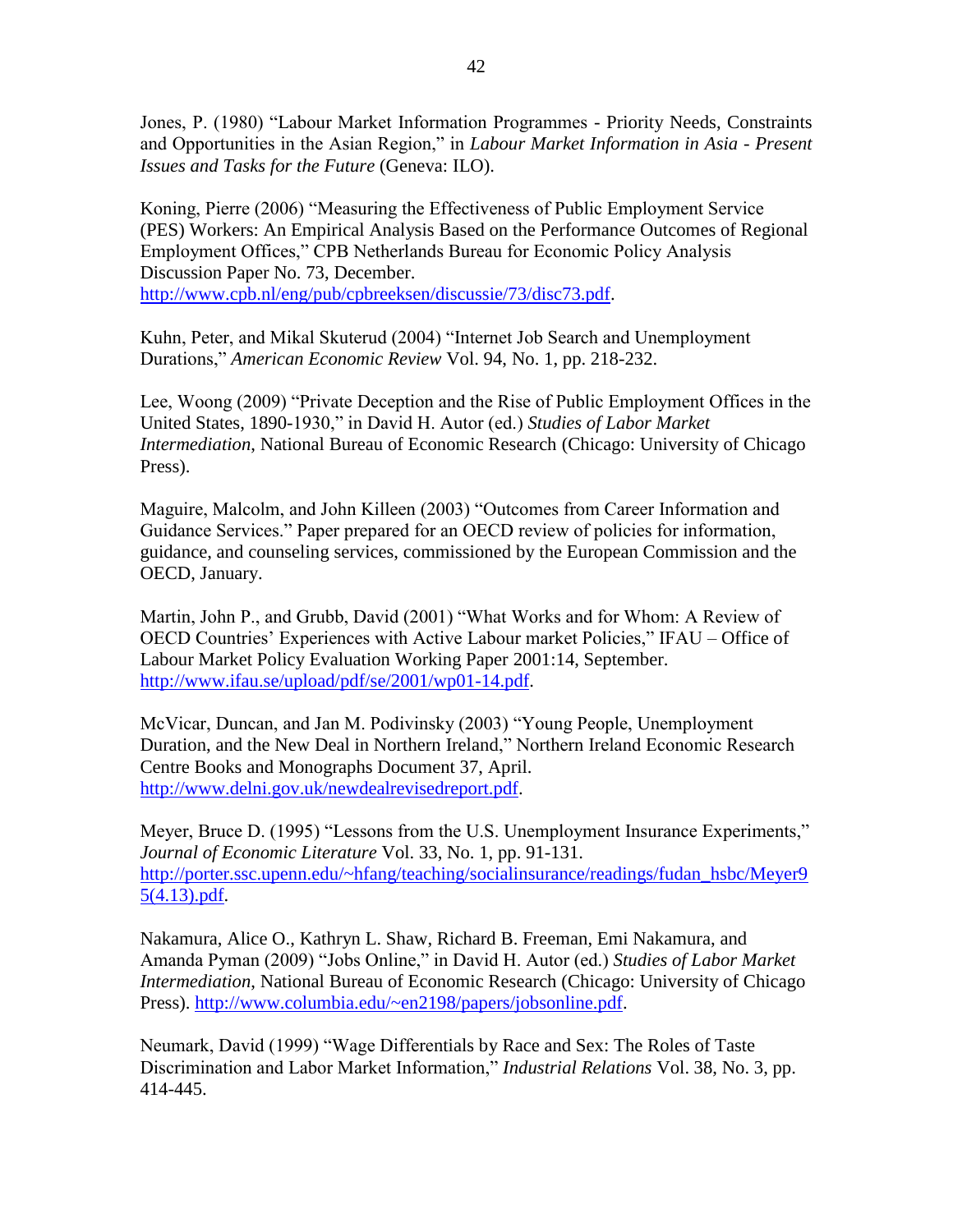Jones, P. (1980) "Labour Market Information Programmes - Priority Needs, Constraints and Opportunities in the Asian Region," in *Labour Market Information in Asia - Present Issues and Tasks for the Future* (Geneva: ILO).

Koning, Pierre (2006) "Measuring the Effectiveness of Public Employment Service (PES) Workers: An Empirical Analysis Based on the Performance Outcomes of Regional Employment Offices," CPB Netherlands Bureau for Economic Policy Analysis Discussion Paper No. 73, December. http://www.cpb.nl/eng/pub/cpbreeksen/discussie/73/disc73.pdf.

Kuhn, Peter, and Mikal Skuterud (2004) "Internet Job Search and Unemployment Durations," *American Economic Review* Vol. 94, No. 1, pp. 218-232.

Lee, Woong (2009) "Private Deception and the Rise of Public Employment Offices in the United States, 1890-1930," in David H. Autor (ed.) *Studies of Labor Market Intermediation*, National Bureau of Economic Research (Chicago: University of Chicago Press).

Maguire, Malcolm, and John Killeen (2003) "Outcomes from Career Information and Guidance Services." Paper prepared for an OECD review of policies for information, guidance, and counseling services, commissioned by the European Commission and the OECD, January.

Martin, John P., and Grubb, David (2001) "What Works and for Whom: A Review of OECD Countries' Experiences with Active Labour market Policies," IFAU – Office of Labour Market Policy Evaluation Working Paper 2001:14, September. http://www.ifau.se/upload/pdf/se/2001/wp01-14.pdf.

McVicar, Duncan, and Jan M. Podivinsky (2003) "Young People, Unemployment Duration, and the New Deal in Northern Ireland," Northern Ireland Economic Research Centre Books and Monographs Document 37, April. http://www.delni.gov.uk/newdealrevisedreport.pdf.

Meyer, Bruce D. (1995) "Lessons from the U.S. Unemployment Insurance Experiments," *Journal of Economic Literature* Vol. 33, No. 1, pp. 91-131. http://porter.ssc.upenn.edu/~hfang/teaching/socialinsurance/readings/fudan_hsbc/Meyer95(4.13).pdf.

Nakamura, Alice O., Kathryn L. Shaw, Richard B. Freeman, Emi Nakamura, and Amanda Pyman (2009) "Jobs Online," in David H. Autor (ed.) *Studies of Labor Market Intermediation*, National Bureau of Economic Research (Chicago: University of Chicago Press). http://www.columbia.edu/~en2198/papers/jobsonline.pdf.

Neumark, David (1999) "Wage Differentials by Race and Sex: The Roles of Taste Discrimination and Labor Market Information," *Industrial Relations* Vol. 38, No. 3, pp. 414-445.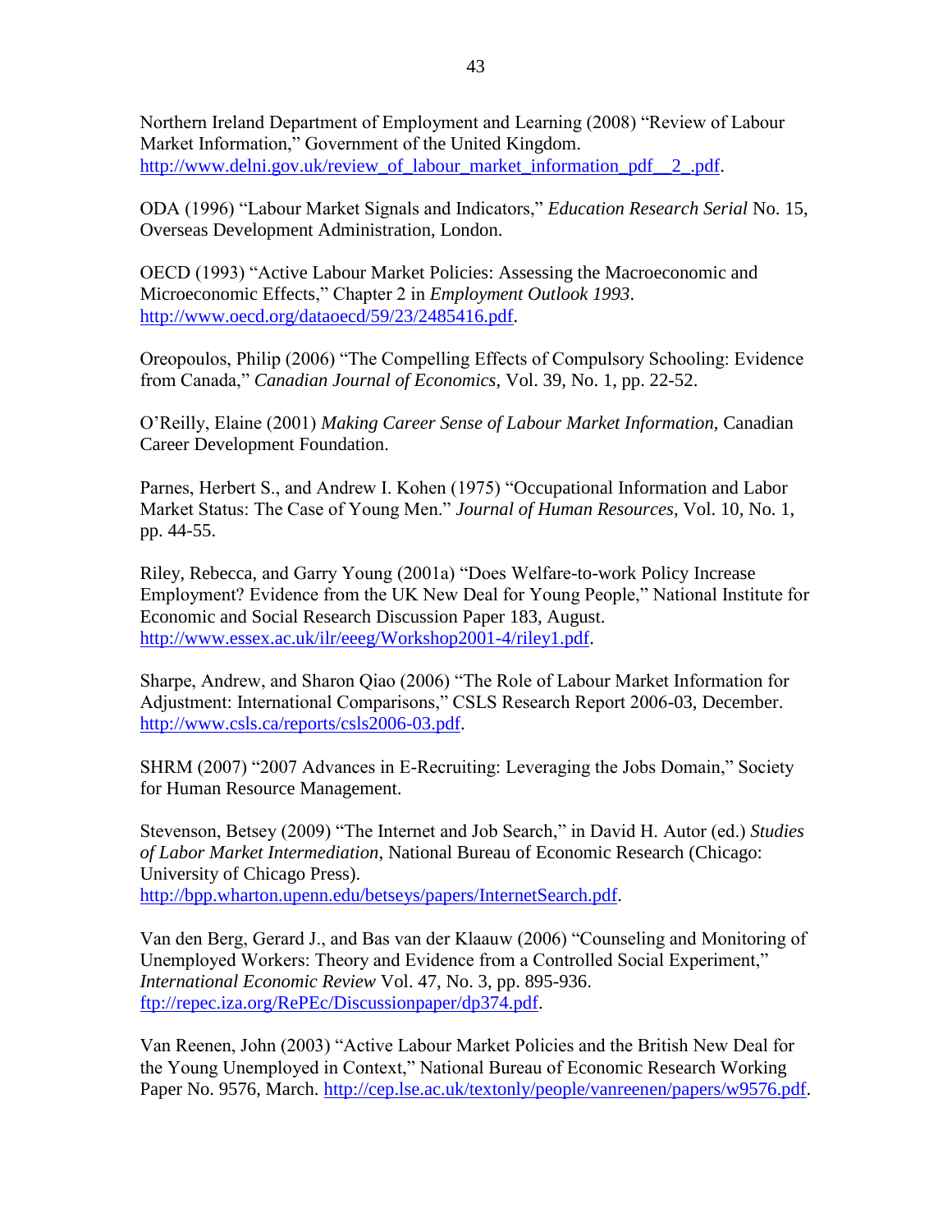Northern Ireland Department of Employment and Learning (2008) "Review of Labour Market Information," Government of the United Kingdom. http://www.delni.gov.uk/review_of_labour_market_information_pdf__2_.pdf.

ODA (1996) "Labour Market Signals and Indicators," *Education Research Serial* No. 15, Overseas Development Administration, London.

OECD (1993) "Active Labour Market Policies: Assessing the Macroeconomic and Microeconomic Effects," Chapter 2 in *Employment Outlook 1993*. http://www.oecd.org/dataoecd/59/23/2485416.pdf.

Oreopoulos, Philip (2006) "The Compelling Effects of Compulsory Schooling: Evidence from Canada," *Canadian Journal of Economics*, Vol. 39, No. 1, pp. 22-52.

O'Reilly, Elaine (2001) *Making Career Sense of Labour Market Information*, Canadian Career Development Foundation.

Parnes, Herbert S., and Andrew I. Kohen (1975) "Occupational Information and Labor Market Status: The Case of Young Men." *Journal of Human Resources*, Vol. 10, No. 1, pp. 44-55.

Riley, Rebecca, and Garry Young (2001a) "Does Welfare-to-work Policy Increase Employment? Evidence from the UK New Deal for Young People," National Institute for Economic and Social Research Discussion Paper 183, August. http://www.essex.ac.uk/ilr/eeeg/Workshop2001-4/riley1.pdf.

Sharpe, Andrew, and Sharon Qiao (2006) "The Role of Labour Market Information for Adjustment: International Comparisons," CSLS Research Report 2006-03, December. http://www.csls.ca/reports/csls2006-03.pdf.

SHRM (2007) "2007 Advances in E-Recruiting: Leveraging the Jobs Domain," Society for Human Resource Management.

Stevenson, Betsey (2009) "The Internet and Job Search," in David H. Autor (ed.) *Studies of Labor Market Intermediation*, National Bureau of Economic Research (Chicago: University of Chicago Press). http://bpp.wharton.upenn.edu/betseys/papers/InternetSearch.pdf.

Van den Berg, Gerard J., and Bas van der Klaauw (2006) "Counseling and Monitoring of Unemployed Workers: Theory and Evidence from a Controlled Social Experiment," *International Economic Review* Vol. 47, No. 3, pp. 895-936. ftp://repec.iza.org/RePEc/Discussionpaper/dp374.pdf.

Van Reenen, John (2003) "Active Labour Market Policies and the British New Deal for the Young Unemployed in Context," National Bureau of Economic Research Working Paper No. 9576, March. http://cep.lse.ac.uk/textonly/people/vanreenen/papers/w9576.pdf.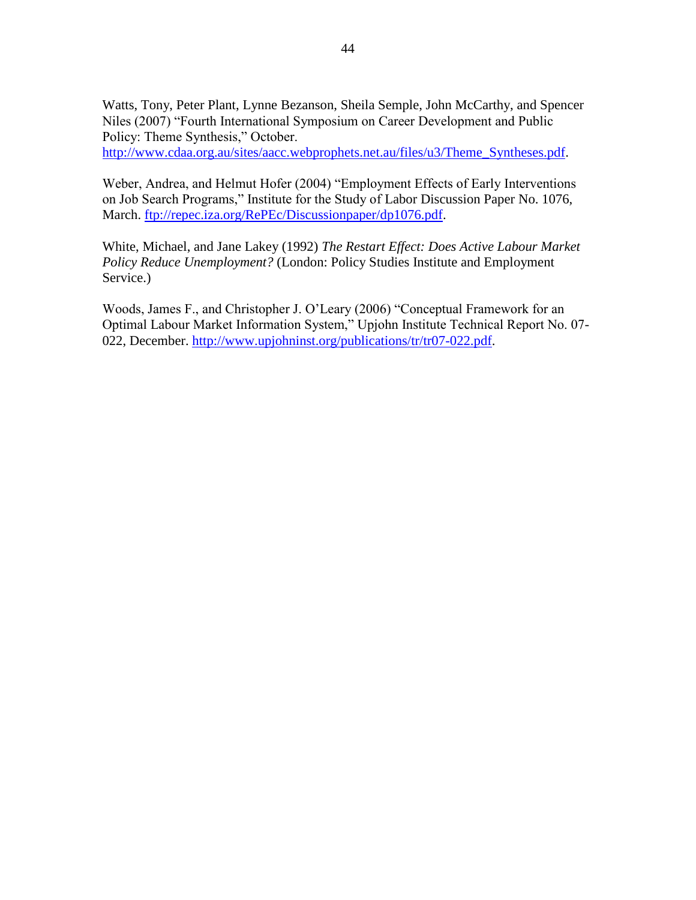Watts, Tony, Peter Plant, Lynne Bezanson, Sheila Semple, John McCarthy, and Spencer Niles (2007) "Fourth International Symposium on Career Development and Public Policy: Theme Synthesis," October. http://www.cdaa.org.au/sites/aacc.webprophets.net.au/files/u3/Theme_Syntheses.pdf.

Weber, Andrea, and Helmut Hofer (2004) "Employment Effects of Early Interventions on Job Search Programs," Institute for the Study of Labor Discussion Paper No. 1076, March. ftp://repec.iza.org/RePEc/Discussionpaper/dp1076.pdf.

White, Michael, and Jane Lakey (1992) *The Restart Effect: Does Active Labour Market Policy Reduce Unemployment?* (London: Policy Studies Institute and Employment Service.)

Woods, James F., and Christopher J. O'Leary (2006) "Conceptual Framework for an Optimal Labour Market Information System," Upjohn Institute Technical Report No. 07-022, December. http://www.upjohninst.org/publications/tr/tr07-022.pdf.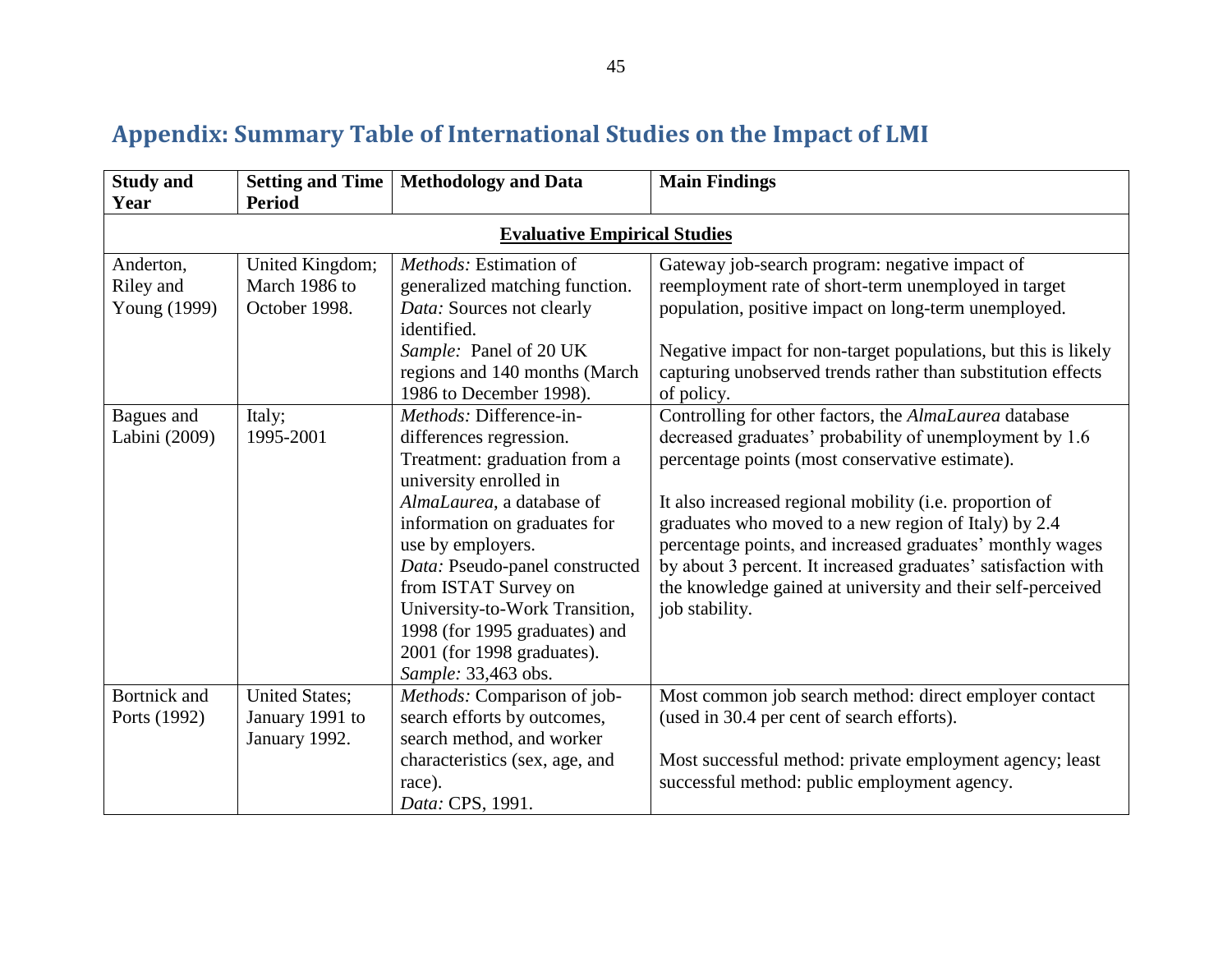## Appendix: Summary Table of International Studies on the Impact of LMI

| Study and Year | Setting and Time Period | Methodology and Data | Main Findings |
|---|---|---|---|
| **Evaluative Empirical Studies** | | | |
| Anderton, Riley and Young (1999) | United Kingdom; March 1986 to October 1998. | *Methods:* Estimation of generalized matching function. *Data:* Sources not clearly identified. *Sample:* Panel of 20 UK regions and 140 months (March 1986 to December 1998). | Gateway job-search program: negative impact of reemployment rate of short-term unemployed in target population, positive impact on long-term unemployed. Negative impact for non-target populations, but this is likely capturing unobserved trends rather than substitution effects of policy. |
| Bagues and Labini (2009) | Italy; 1995-2001 | *Methods:* Difference-in-differences regression. Treatment: graduation from a university enrolled in *AlmaLaurea*, a database of information on graduates for use by employers. *Data:* Pseudo-panel constructed from ISTAT Survey on University-to-Work Transition, 1998 (for 1995 graduates) and 2001 (for 1998 graduates). *Sample:* 33,463 obs. | Controlling for other factors, the *AlmaLaurea* database decreased graduates' probability of unemployment by 1.6 percentage points (most conservative estimate). It also increased regional mobility (i.e. proportion of graduates who moved to a new region of Italy) by 2.4 percentage points, and increased graduates' monthly wages by about 3 percent. It increased graduates' satisfaction with the knowledge gained at university and their self-perceived job stability. |
| Bortnick and Ports (1992) | United States; January 1991 to January 1992. | *Methods:* Comparison of job-search efforts by outcomes, search method, and worker characteristics (sex, age, and race). *Data:* CPS, 1991. | Most common job search method: direct employer contact (used in 30.4 per cent of search efforts). Most successful method: private employment agency; least successful method: public employment agency. |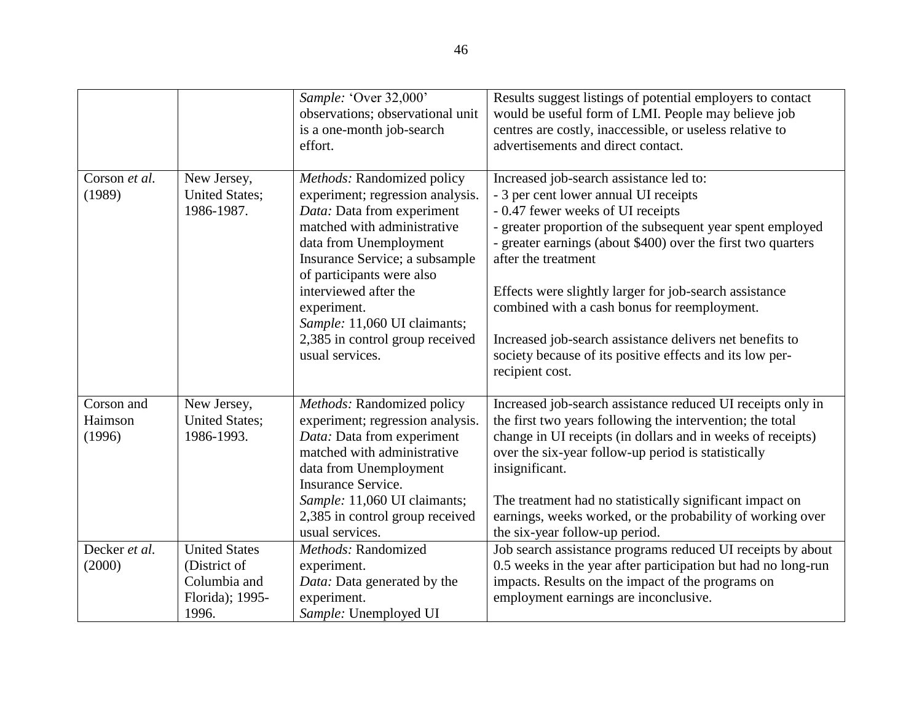| | | | |
|---|---|---|---|
| | | *Sample:* 'Over 32,000' observations; observational unit is a one-month job-search effort. | Results suggest listings of potential employers to contact would be useful form of LMI. People may believe job centres are costly, inaccessible, or useless relative to advertisements and direct contact. |
| Corson *et al.* (1989) | New Jersey, United States; 1986-1987. | *Methods:* Randomized policy experiment; regression analysis.<br>*Data:* Data from experiment matched with administrative data from Unemployment Insurance Service; a subsample of participants were also interviewed after the experiment.<br>*Sample:* 11,060 UI claimants; 2,385 in control group received usual services. | Increased job-search assistance led to:<br>- 3 per cent lower annual UI receipts<br>- 0.47 fewer weeks of UI receipts<br>- greater proportion of the subsequent year spent employed<br>- greater earnings (about $400) over the first two quarters after the treatment<br><br>Effects were slightly larger for job-search assistance combined with a cash bonus for reemployment.<br><br>Increased job-search assistance delivers net benefits to society because of its positive effects and its low per-recipient cost. |
| Corson and Haimson (1996) | New Jersey, United States; 1986-1993. | *Methods:* Randomized policy experiment; regression analysis.<br>*Data:* Data from experiment matched with administrative data from Unemployment Insurance Service.<br>*Sample:* 11,060 UI claimants; 2,385 in control group received usual services. | Increased job-search assistance reduced UI receipts only in the first two years following the intervention; the total change in UI receipts (in dollars and in weeks of receipts) over the six-year follow-up period is statistically insignificant.<br><br>The treatment had no statistically significant impact on earnings, weeks worked, or the probability of working over the six-year follow-up period. |
| Decker *et al.* (2000) | United States (District of Columbia and Florida); 1995-1996. | *Methods:* Randomized experiment.<br>*Data:* Data generated by the experiment.<br>*Sample:* Unemployed UI | Job search assistance programs reduced UI receipts by about 0.5 weeks in the year after participation but had no long-run impacts. Results on the impact of the programs on employment earnings are inconclusive. |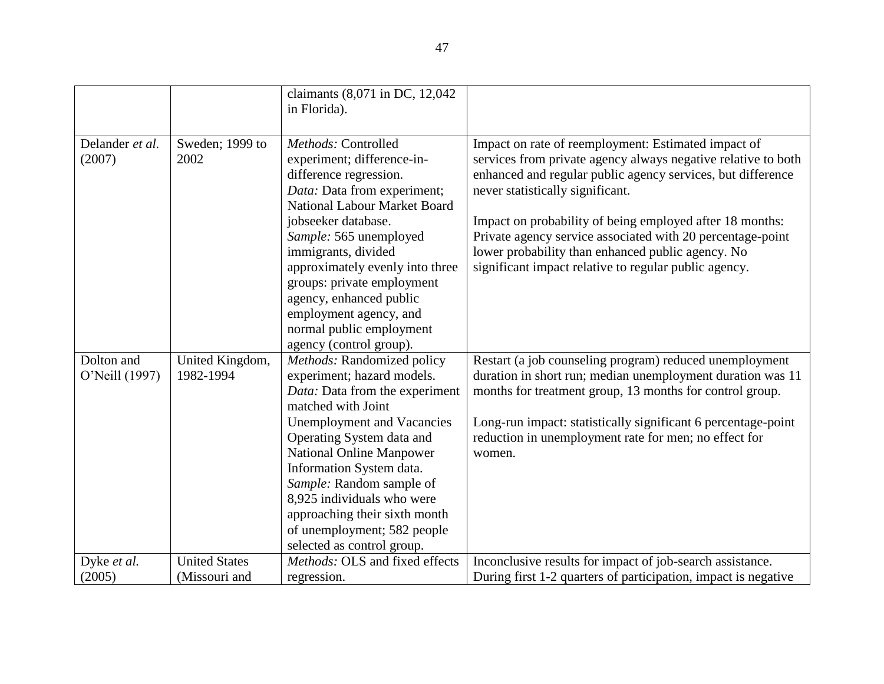| | | claimants (8,071 in DC, 12,042 in Florida). | |
|---|---|---|---|
| Delander *et al.* (2007) | Sweden; 1999 to 2002 | *Methods:* Controlled experiment; difference-in-difference regression. *Data:* Data from experiment; National Labour Market Board jobseeker database. *Sample:* 565 unemployed immigrants, divided approximately evenly into three groups: private employment agency, enhanced public employment agency, and normal public employment agency (control group). | Impact on rate of reemployment: Estimated impact of services from private agency always negative relative to both enhanced and regular public agency services, but difference never statistically significant. Impact on probability of being employed after 18 months: Private agency service associated with 20 percentage-point lower probability than enhanced public agency. No significant impact relative to regular public agency. |
| Dolton and O'Neill (1997) | United Kingdom, 1982-1994 | *Methods:* Randomized policy experiment; hazard models. *Data:* Data from the experiment matched with Joint Unemployment and Vacancies Operating System data and National Online Manpower Information System data. *Sample:* Random sample of 8,925 individuals who were approaching their sixth month of unemployment; 582 people selected as control group. | Restart (a job counseling program) reduced unemployment duration in short run; median unemployment duration was 11 months for treatment group, 13 months for control group. Long-run impact: statistically significant 6 percentage-point reduction in unemployment rate for men; no effect for women. |
| Dyke *et al.* (2005) | United States (Missouri and | *Methods:* OLS and fixed effects regression. | Inconclusive results for impact of job-search assistance. During first 1-2 quarters of participation, impact is negative |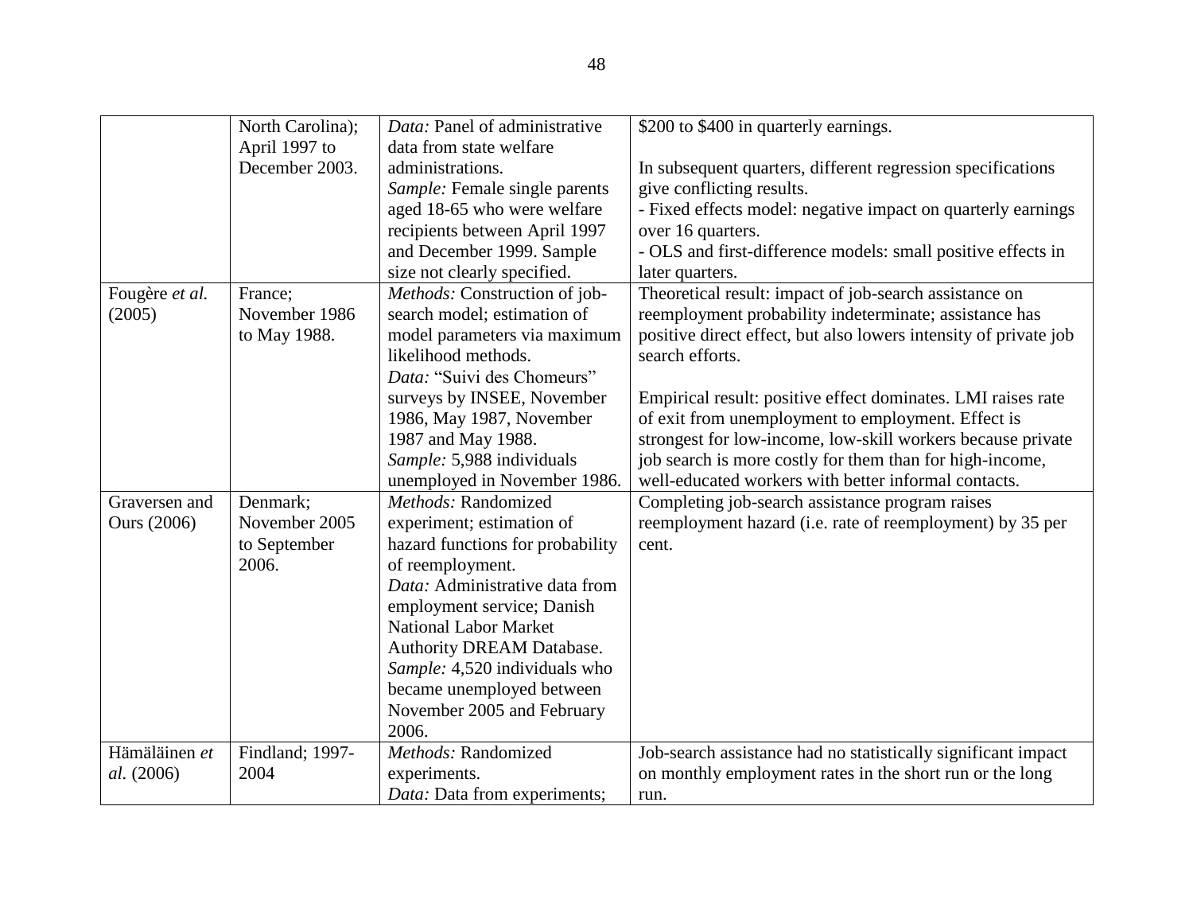| | | | |
|---|---|---|---|
| | North Carolina); April 1997 to December 2003. | *Data:* Panel of administrative data from state welfare administrations.<br>*Sample:* Female single parents aged 18-65 who were welfare recipients between April 1997 and December 1999. Sample size not clearly specified. | \$200 to \$400 in quarterly earnings.<br><br>In subsequent quarters, different regression specifications give conflicting results.<br>- Fixed effects model: negative impact on quarterly earnings over 16 quarters.<br>- OLS and first-difference models: small positive effects in later quarters. |
| Fougère *et al.* (2005) | France; November 1986 to May 1988. | *Methods:* Construction of job-search model; estimation of model parameters via maximum likelihood methods.<br>*Data:* "Suivi des Chomeurs" surveys by INSEE, November 1986, May 1987, November 1987 and May 1988.<br>*Sample:* 5,988 individuals unemployed in November 1986. | Theoretical result: impact of job-search assistance on reemployment probability indeterminate; assistance has positive direct effect, but also lowers intensity of private job search efforts.<br><br>Empirical result: positive effect dominates. LMI raises rate of exit from unemployment to employment. Effect is strongest for low-income, low-skill workers because private job search is more costly for them than for high-income, well-educated workers with better informal contacts. |
| Graversen and Ours (2006) | Denmark; November 2005 to September 2006. | *Methods:* Randomized experiment; estimation of hazard functions for probability of reemployment.<br>*Data:* Administrative data from employment service; Danish National Labor Market Authority DREAM Database.<br>*Sample:* 4,520 individuals who became unemployed between November 2005 and February 2006. | Completing job-search assistance program raises reemployment hazard (i.e. rate of reemployment) by 35 per cent. |
| Hämäläinen *et al.* (2006) | Findland; 1997-2004 | *Methods:* Randomized experiments.<br>*Data:* Data from experiments; | Job-search assistance had no statistically significant impact on monthly employment rates in the short run or the long run. |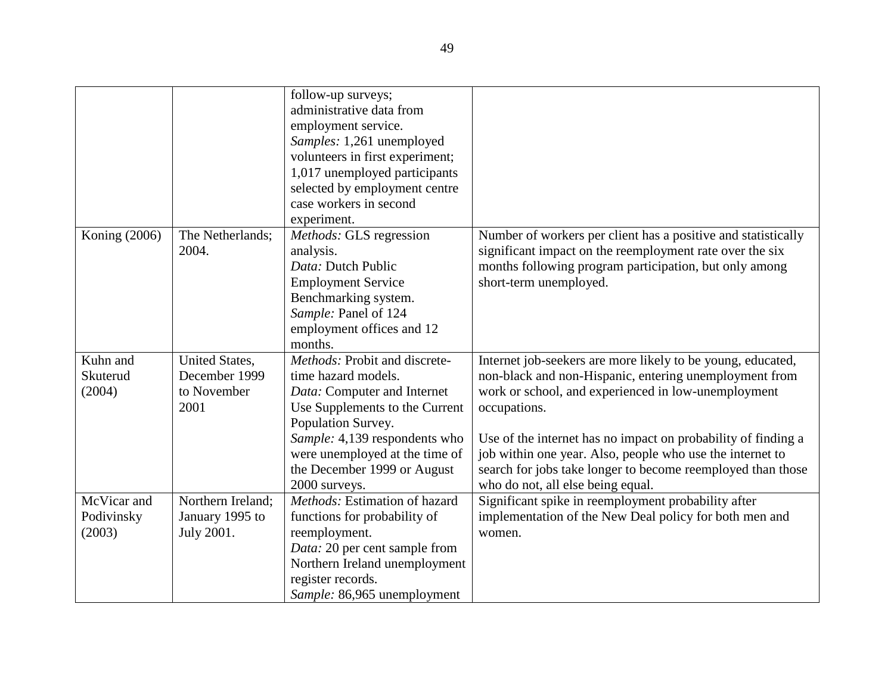| | | | |
|---|---|---|---|
| | | follow-up surveys; administrative data from employment service. *Samples:* 1,261 unemployed volunteers in first experiment; 1,017 unemployed participants selected by employment centre case workers in second experiment. | |
| Koning (2006) | The Netherlands; 2004. | *Methods:* GLS regression analysis. *Data:* Dutch Public Employment Service Benchmarking system. *Sample:* Panel of 124 employment offices and 12 months. | Number of workers per client has a positive and statistically significant impact on the reemployment rate over the six months following program participation, but only among short-term unemployed. |
| Kuhn and Skuterud (2004) | United States, December 1999 to November 2001 | *Methods:* Probit and discrete-time hazard models. *Data:* Computer and Internet Use Supplements to the Current Population Survey. *Sample:* 4,139 respondents who were unemployed at the time of the December 1999 or August 2000 surveys. | Internet job-seekers are more likely to be young, educated, non-black and non-Hispanic, entering unemployment from work or school, and experienced in low-unemployment occupations.<br><br>Use of the internet has no impact on probability of finding a job within one year. Also, people who use the internet to search for jobs take longer to become reemployed than those who do not, all else being equal. |
| McVicar and Podivinsky (2003) | Northern Ireland; January 1995 to July 2001. | *Methods:* Estimation of hazard functions for probability of reemployment. *Data:* 20 per cent sample from Northern Ireland unemployment register records. *Sample:* 86,965 unemployment | Significant spike in reemployment probability after implementation of the New Deal policy for both men and women. |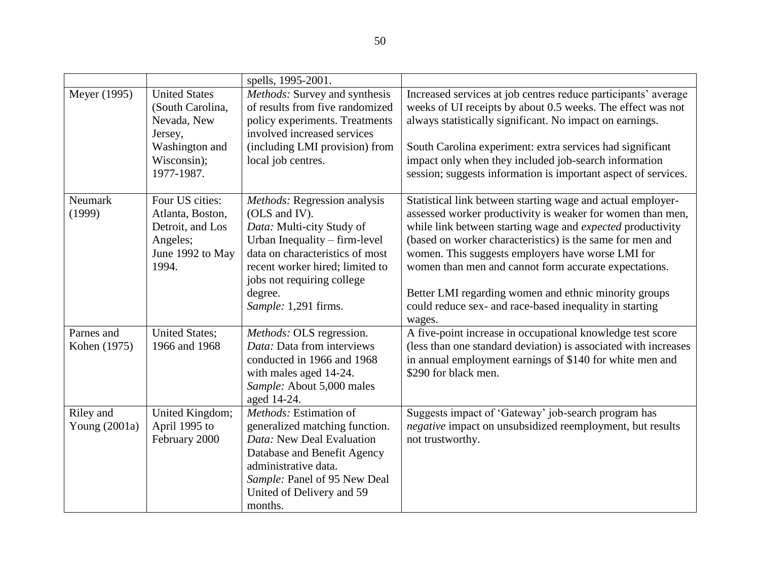| | | spells, 1995-2001. | |
|---|---|---|---|
| Meyer (1995) | United States (South Carolina, Nevada, New Jersey, Washington and Wisconsin); 1977-1987. | *Methods:* Survey and synthesis of results from five randomized policy experiments. Treatments involved increased services (including LMI provision) from local job centres. | Increased services at job centres reduce participants' average weeks of UI receipts by about 0.5 weeks. The effect was not always statistically significant. No impact on earnings.<br><br>South Carolina experiment: extra services had significant impact only when they included job-search information session; suggests information is important aspect of services. |
| Neumark (1999) | Four US cities: Atlanta, Boston, Detroit, and Los Angeles; June 1992 to May 1994. | *Methods:* Regression analysis (OLS and IV).<br>*Data:* Multi-city Study of Urban Inequality – firm-level data on characteristics of most recent worker hired; limited to jobs not requiring college degree.<br>*Sample:* 1,291 firms. | Statistical link between starting wage and actual employer-assessed worker productivity is weaker for women than men, while link between starting wage and *expected* productivity (based on worker characteristics) is the same for men and women. This suggests employers have worse LMI for women than men and cannot form accurate expectations.<br><br>Better LMI regarding women and ethnic minority groups could reduce sex- and race-based inequality in starting wages. |
| Parnes and Kohen (1975) | United States; 1966 and 1968 | *Methods:* OLS regression.<br>*Data:* Data from interviews conducted in 1966 and 1968 with males aged 14-24.<br>*Sample:* About 5,000 males aged 14-24. | A five-point increase in occupational knowledge test score (less than one standard deviation) is associated with increases in annual employment earnings of $140 for white men and $290 for black men. |
| Riley and Young (2001a) | United Kingdom; April 1995 to February 2000 | *Methods:* Estimation of generalized matching function.<br>*Data:* New Deal Evaluation Database and Benefit Agency administrative data.<br>*Sample:* Panel of 95 New Deal United of Delivery and 59 months. | Suggests impact of 'Gateway' job-search program has *negative* impact on unsubsidized reemployment, but results not trustworthy. |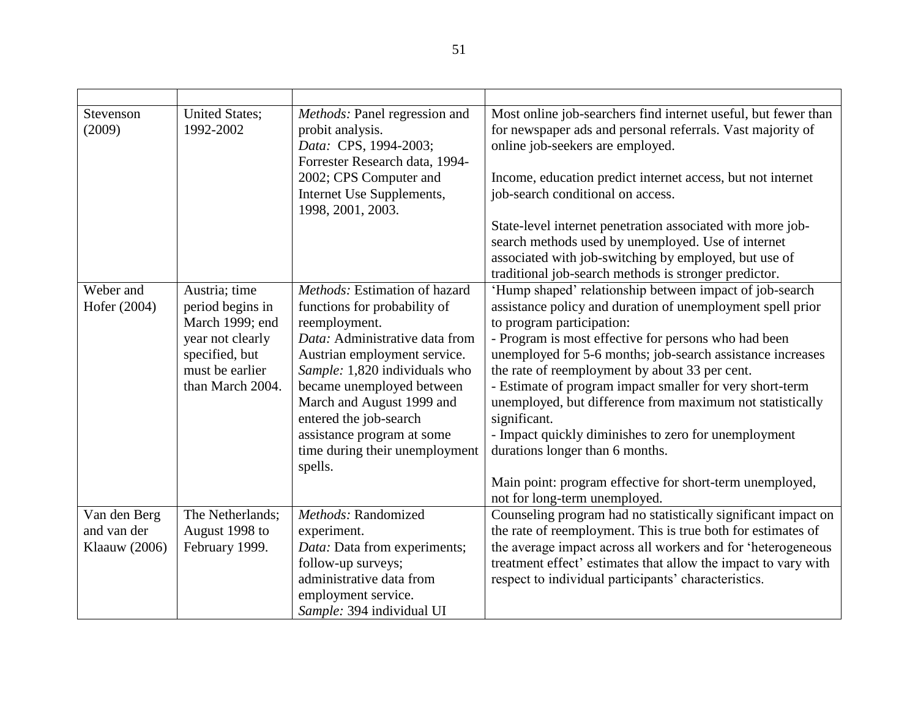| | | | |
|---|---|---|---|
| Stevenson (2009) | United States; 1992-2002 | *Methods:* Panel regression and probit analysis.<br>*Data:* CPS, 1994-2003; Forrester Research data, 1994-2002; CPS Computer and Internet Use Supplements, 1998, 2001, 2003. | Most online job-searchers find internet useful, but fewer than for newspaper ads and personal referrals. Vast majority of online job-seekers are employed.<br><br>Income, education predict internet access, but not internet job-search conditional on access.<br><br>State-level internet penetration associated with more job-search methods used by unemployed. Use of internet associated with job-switching by employed, but use of traditional job-search methods is stronger predictor. |
| Weber and Hofer (2004) | Austria; time period begins in March 1999; end year not clearly specified, but must be earlier than March 2004. | *Methods:* Estimation of hazard functions for probability of reemployment.<br>*Data:* Administrative data from Austrian employment service.<br>*Sample:* 1,820 individuals who became unemployed between March and August 1999 and entered the job-search assistance program at some time during their unemployment spells. | 'Hump shaped' relationship between impact of job-search assistance policy and duration of unemployment spell prior to program participation:<br>- Program is most effective for persons who had been unemployed for 5-6 months; job-search assistance increases the rate of reemployment by about 33 per cent.<br>- Estimate of program impact smaller for very short-term unemployed, but difference from maximum not statistically significant.<br>- Impact quickly diminishes to zero for unemployment durations longer than 6 months.<br><br>Main point: program effective for short-term unemployed, not for long-term unemployed. |
| Van den Berg and van der Klaauw (2006) | The Netherlands; August 1998 to February 1999. | *Methods:* Randomized experiment.<br>*Data:* Data from experiments; follow-up surveys; administrative data from employment service.<br>*Sample:* 394 individual UI | Counseling program had no statistically significant impact on the rate of reemployment. This is true both for estimates of the average impact across all workers and for 'heterogeneous treatment effect' estimates that allow the impact to vary with respect to individual participants' characteristics. |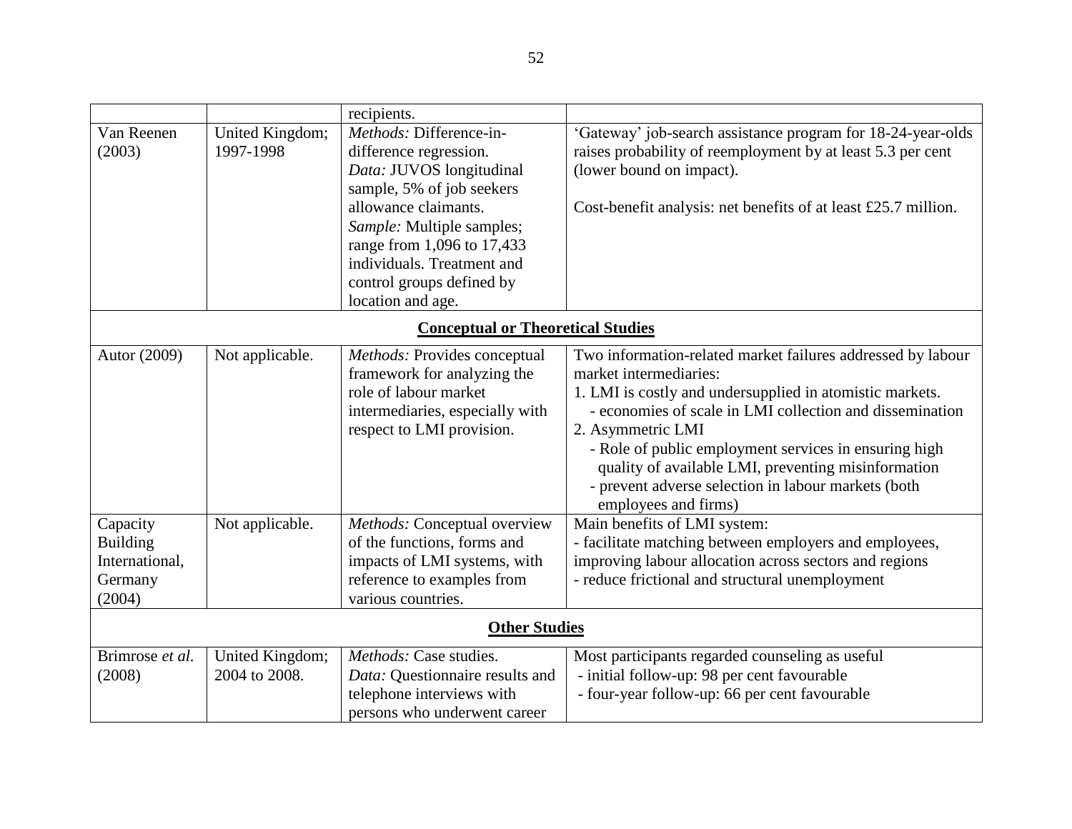| | | | |
|---|---|---|---|
| | | recipients. | |
| Van Reenen (2003) | United Kingdom; 1997-1998 | *Methods:* Difference-in-difference regression.<br>*Data:* JUVOS longitudinal sample, 5% of job seekers allowance claimants.<br>*Sample:* Multiple samples; range from 1,096 to 17,433 individuals. Treatment and control groups defined by location and age. | 'Gateway' job-search assistance program for 18-24-year-olds raises probability of reemployment by at least 5.3 per cent (lower bound on impact).<br><br>Cost-benefit analysis: net benefits of at least £25.7 million. |
| **<u>Conceptual or Theoretical Studies</u>** | | | |
| Autor (2009) | Not applicable. | *Methods:* Provides conceptual framework for analyzing the role of labour market intermediaries, especially with respect to LMI provision. | Two information-related market failures addressed by labour market intermediaries:<br>1. LMI is costly and undersupplied in atomistic markets.<br>- economies of scale in LMI collection and dissemination<br>2. Asymmetric LMI<br>- Role of public employment services in ensuring high quality of available LMI, preventing misinformation<br>- prevent adverse selection in labour markets (both employees and firms) |
| Capacity Building International, Germany (2004) | Not applicable. | *Methods:* Conceptual overview of the functions, forms and impacts of LMI systems, with reference to examples from various countries. | Main benefits of LMI system:<br>- facilitate matching between employers and employees, improving labour allocation across sectors and regions<br>- reduce frictional and structural unemployment |
| **<u>Other Studies</u>** | | | |
| Brimrose *et al.* (2008) | United Kingdom; 2004 to 2008. | *Methods:* Case studies.<br>*Data:* Questionnaire results and telephone interviews with persons who underwent career | Most participants regarded counseling as useful<br>- initial follow-up: 98 per cent favourable<br>- four-year follow-up: 66 per cent favourable |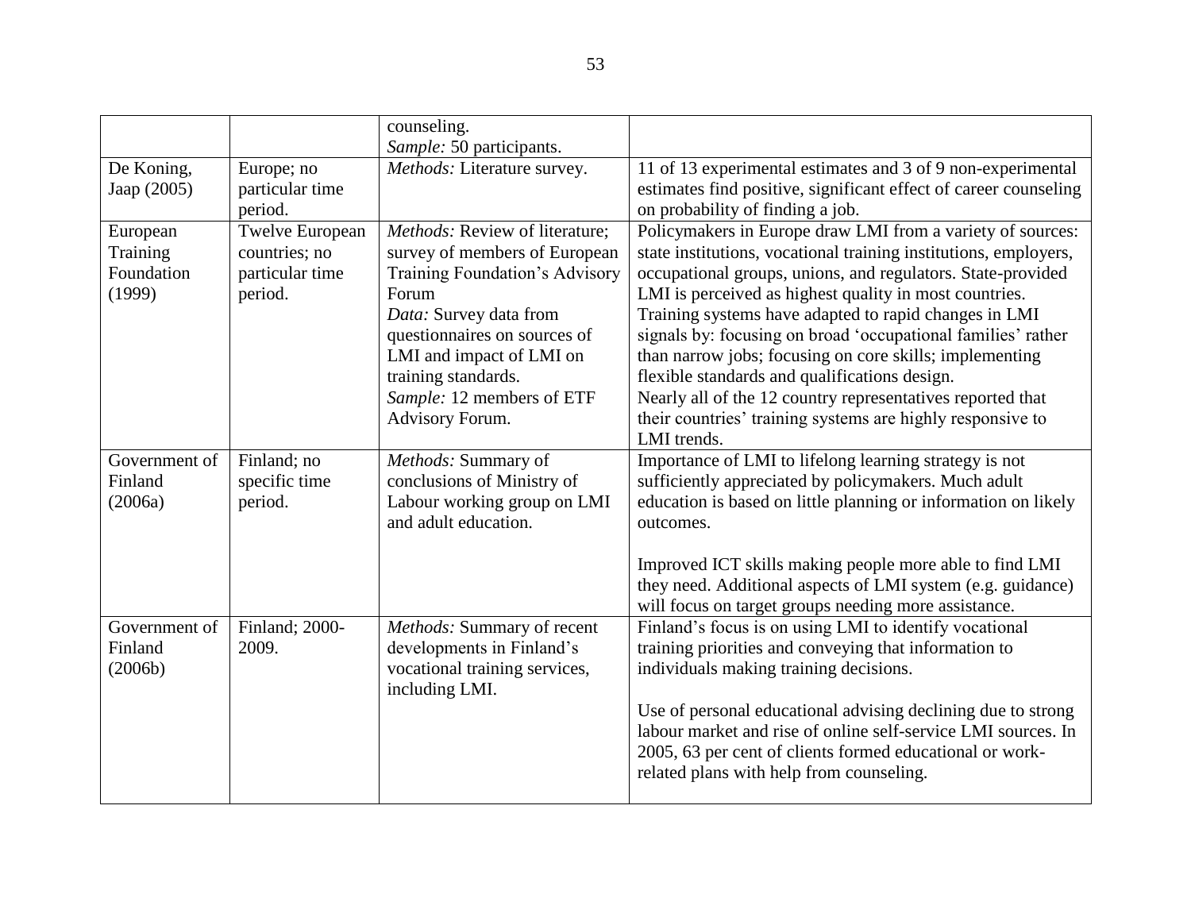| | | | |
|---|---|---|---|
| | | counseling. *Sample:* 50 participants. | |
| De Koning, Jaap (2005) | Europe; no particular time period. | *Methods:* Literature survey. | 11 of 13 experimental estimates and 3 of 9 non-experimental estimates find positive, significant effect of career counseling on probability of finding a job. |
| European Training Foundation (1999) | Twelve European countries; no particular time period. | *Methods:* Review of literature; survey of members of European Training Foundation's Advisory Forum *Data:* Survey data from questionnaires on sources of LMI and impact of LMI on training standards. *Sample:* 12 members of ETF Advisory Forum. | Policymakers in Europe draw LMI from a variety of sources: state institutions, vocational training institutions, employers, occupational groups, unions, and regulators. State-provided LMI is perceived as highest quality in most countries. Training systems have adapted to rapid changes in LMI signals by: focusing on broad 'occupational families' rather than narrow jobs; focusing on core skills; implementing flexible standards and qualifications design. Nearly all of the 12 country representatives reported that their countries' training systems are highly responsive to LMI trends. |
| Government of Finland (2006a) | Finland; no specific time period. | *Methods:* Summary of conclusions of Ministry of Labour working group on LMI and adult education. | Importance of LMI to lifelong learning strategy is not sufficiently appreciated by policymakers. Much adult education is based on little planning or information on likely outcomes. <br><br> Improved ICT skills making people more able to find LMI they need. Additional aspects of LMI system (e.g. guidance) will focus on target groups needing more assistance. |
| Government of Finland (2006b) | Finland; 2000-2009. | *Methods:* Summary of recent developments in Finland's vocational training services, including LMI. | Finland's focus is on using LMI to identify vocational training priorities and conveying that information to individuals making training decisions. <br><br> Use of personal educational advising declining due to strong labour market and rise of online self-service LMI sources. In 2005, 63 per cent of clients formed educational or work-related plans with help from counseling. |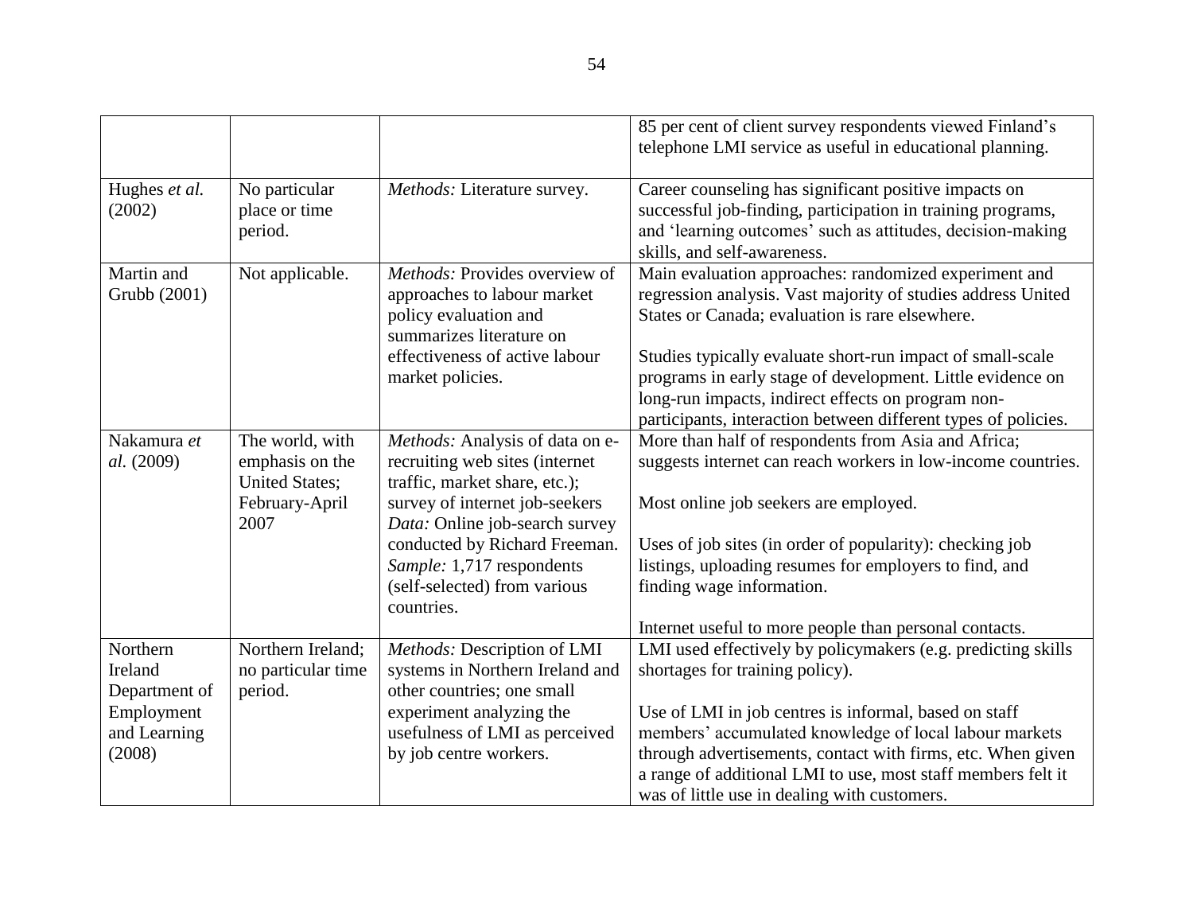| | | | |
|---|---|---|---|
| | | | 85 per cent of client survey respondents viewed Finland's telephone LMI service as useful in educational planning. |
| Hughes *et al.* (2002) | No particular place or time period. | *Methods:* Literature survey. | Career counseling has significant positive impacts on successful job-finding, participation in training programs, and 'learning outcomes' such as attitudes, decision-making skills, and self-awareness. |
| Martin and Grubb (2001) | Not applicable. | *Methods:* Provides overview of approaches to labour market policy evaluation and summarizes literature on effectiveness of active labour market policies. | Main evaluation approaches: randomized experiment and regression analysis. Vast majority of studies address United States or Canada; evaluation is rare elsewhere.<br><br>Studies typically evaluate short-run impact of small-scale programs in early stage of development. Little evidence on long-run impacts, indirect effects on program non-participants, interaction between different types of policies. |
| Nakamura *et al.* (2009) | The world, with emphasis on the United States; February-April 2007 | *Methods:* Analysis of data on e-recruiting web sites (internet traffic, market share, etc.); survey of internet job-seekers<br>*Data:* Online job-search survey conducted by Richard Freeman.<br>*Sample:* 1,717 respondents (self-selected) from various countries. | More than half of respondents from Asia and Africa; suggests internet can reach workers in low-income countries.<br><br>Most online job seekers are employed.<br><br>Uses of job sites (in order of popularity): checking job listings, uploading resumes for employers to find, and finding wage information.<br><br>Internet useful to more people than personal contacts. |
| Northern Ireland Department of Employment and Learning (2008) | Northern Ireland; no particular time period. | *Methods:* Description of LMI systems in Northern Ireland and other countries; one small experiment analyzing the usefulness of LMI as perceived by job centre workers. | LMI used effectively by policymakers (e.g. predicting skills shortages for training policy).<br><br>Use of LMI in job centres is informal, based on staff members' accumulated knowledge of local labour markets through advertisements, contact with firms, etc. When given a range of additional LMI to use, most staff members felt it was of little use in dealing with customers. |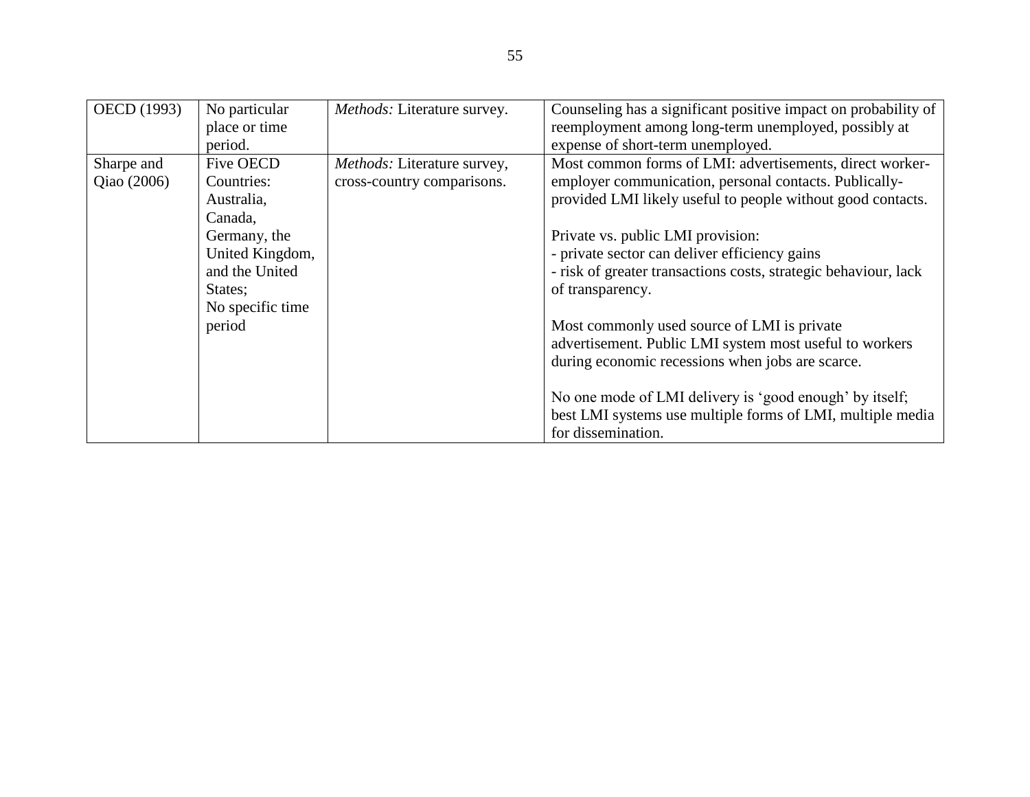| | | | |
|---|---|---|---|
| OECD (1993) | No particular place or time period. | *Methods:* Literature survey. | Counseling has a significant positive impact on probability of reemployment among long-term unemployed, possibly at expense of short-term unemployed. |
| Sharpe and Qiao (2006) | Five OECD Countries: Australia, Canada, Germany, the United Kingdom, and the United States; No specific time period | *Methods:* Literature survey, cross-country comparisons. | Most common forms of LMI: advertisements, direct worker-employer communication, personal contacts. Publically-provided LMI likely useful to people without good contacts.<br><br>Private vs. public LMI provision:<br>- private sector can deliver efficiency gains<br>- risk of greater transactions costs, strategic behaviour, lack of transparency.<br><br>Most commonly used source of LMI is private advertisement. Public LMI system most useful to workers during economic recessions when jobs are scarce.<br><br>No one mode of LMI delivery is 'good enough' by itself; best LMI systems use multiple forms of LMI, multiple media for dissemination. |